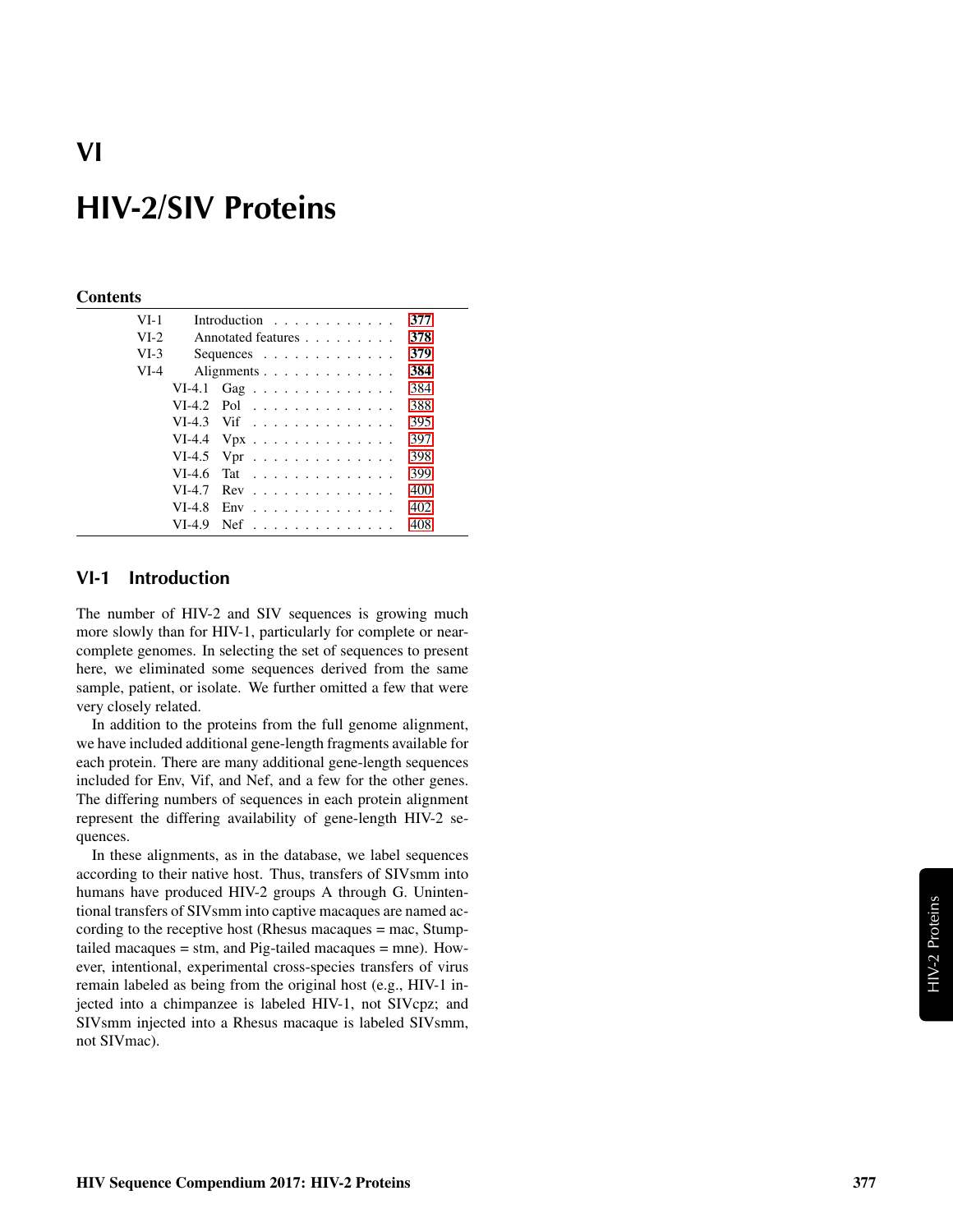# VI

# HIV-2/SIV Proteins

## Contents

| | | |
|---|---|---|
| VI-1 | Introduction | 377 |
| VI-2 | Annotated features | 378 |
| VI-3 | Sequences | 379 |
| VI-4 | Alignments | 384 |
| VI-4.1 | Gag | 384 |
| VI-4.2 | Pol | 388 |
| VI-4.3 | Vif | 395 |
| VI-4.4 | Vpx | 397 |
| VI-4.5 | Vpr | 398 |
| VI-4.6 | Tat | 399 |
| VI-4.7 | Rev | 400 |
| VI-4.8 | Env | 402 |
| VI-4.9 | Nef | 408 |

## VI-1 Introduction

The number of HIV-2 and SIV sequences is growing much more slowly than for HIV-1, particularly for complete or near-complete genomes. In selecting the set of sequences to present here, we eliminated some sequences derived from the same sample, patient, or isolate. We further omitted a few that were very closely related.

In addition to the proteins from the full genome alignment, we have included additional gene-length fragments available for each protein. There are many additional gene-length sequences included for Env, Vif, and Nef, and a few for the other genes. The differing numbers of sequences in each protein alignment represent the differing availability of gene-length HIV-2 sequences.

In these alignments, as in the database, we label sequences according to their native host. Thus, transfers of SIVsmm into humans have produced HIV-2 groups A through G. Unintentional transfers of SIVsmm into captive macaques are named according to the receptive host (Rhesus macaques = mac, Stump-tailed macaques = stm, and Pig-tailed macaques = mne). However, intentional, experimental cross-species transfers of virus remain labeled as being from the original host (e.g., HIV-1 injected into a chimpanzee is labeled HIV-1, not SIVcpz; and SIVsmm injected into a Rhesus macaque is labeled SIVsmm, not SIVmac).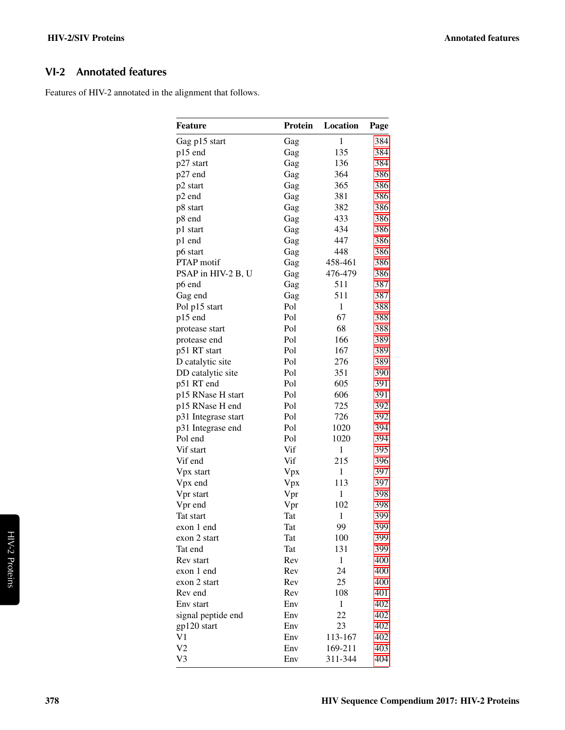## VI-2 Annotated features

Features of HIV-2 annotated in the alignment that follows.

| Feature | Protein | Location | Page |
|---|---|---|---|
| Gag p15 start | Gag | 1 | 384 |
| p15 end | Gag | 135 | 384 |
| p27 start | Gag | 136 | 384 |
| p27 end | Gag | 364 | 386 |
| p2 start | Gag | 365 | 386 |
| p2 end | Gag | 381 | 386 |
| p8 start | Gag | 382 | 386 |
| p8 end | Gag | 433 | 386 |
| p1 start | Gag | 434 | 386 |
| p1 end | Gag | 447 | 386 |
| p6 start | Gag | 448 | 386 |
| PTAP motif | Gag | 458-461 | 386 |
| PSAP in HIV-2 B, U | Gag | 476-479 | 386 |
| p6 end | Gag | 511 | 387 |
| Gag end | Gag | 511 | 387 |
| Pol p15 start | Pol | 1 | 388 |
| p15 end | Pol | 67 | 388 |
| protease start | Pol | 68 | 388 |
| protease end | Pol | 166 | 389 |
| p51 RT start | Pol | 167 | 389 |
| D catalytic site | Pol | 276 | 389 |
| DD catalytic site | Pol | 351 | 390 |
| p51 RT end | Pol | 605 | 391 |
| p15 RNase H start | Pol | 606 | 391 |
| p15 RNase H end | Pol | 725 | 392 |
| p31 Integrase start | Pol | 726 | 392 |
| p31 Integrase end | Pol | 1020 | 394 |
| Pol end | Pol | 1020 | 394 |
| Vif start | Vif | 1 | 395 |
| Vif end | Vif | 215 | 396 |
| Vpx start | Vpx | 1 | 397 |
| Vpx end | Vpx | 113 | 397 |
| Vpr start | Vpr | 1 | 398 |
| Vpr end | Vpr | 102 | 398 |
| Tat start | Tat | 1 | 399 |
| exon 1 end | Tat | 99 | 399 |
| exon 2 start | Tat | 100 | 399 |
| Tat end | Tat | 131 | 399 |
| Rev start | Rev | 1 | 400 |
| exon 1 end | Rev | 24 | 400 |
| exon 2 start | Rev | 25 | 400 |
| Rev end | Rev | 108 | 401 |
| Env start | Env | 1 | 402 |
| signal peptide end | Env | 22 | 402 |
| gp120 start | Env | 23 | 402 |
| V1 | Env | 113-167 | 402 |
| V2 | Env | 169-211 | 403 |
| V3 | Env | 311-344 | 404 |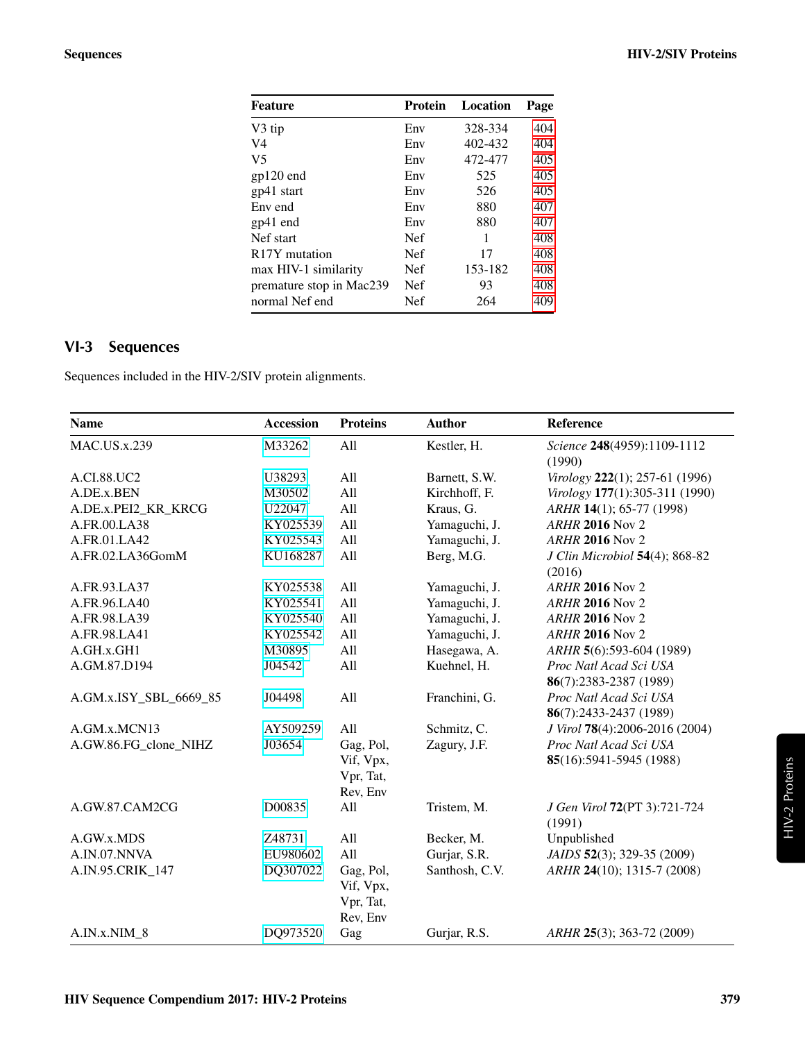| Feature | Protein | Location | Page |
|---|---|---|---|
| V3 tip | Env | 328-334 | 404 |
| V4 | Env | 402-432 | 404 |
| V5 | Env | 472-477 | 405 |
| gp120 end | Env | 525 | 405 |
| gp41 start | Env | 526 | 405 |
| Env end | Env | 880 | 407 |
| gp41 end | Env | 880 | 407 |
| Nef start | Nef | 1 | 408 |
| R17Y mutation | Nef | 17 | 408 |
| max HIV-1 similarity | Nef | 153-182 | 408 |
| premature stop in Mac239 | Nef | 93 | 408 |
| normal Nef end | Nef | 264 | 409 |

## VI-3 Sequences

Sequences included in the HIV-2/SIV protein alignments.

| Name | Accession | Proteins | Author | Reference |
|---|---|---|---|---|
| MAC.US.x.239 | M33262 | All | Kestler, H. | *Science* **248**(4959):1109-1112 (1990) |
| A.CI.88.UC2 | U38293 | All | Barnett, S.W. | *Virology* **222**(1); 257-61 (1996) |
| A.DE.x.BEN | M30502 | All | Kirchhoff, F. | *Virology* **177**(1):305-311 (1990) |
| A.DE.x.PEI2_KR_KRCG | U22047 | All | Kraus, G. | *ARHR* **14**(1); 65-77 (1998) |
| A.FR.00.LA38 | KY025539 | All | Yamaguchi, J. | *ARHR* **2016** Nov 2 |
| A.FR.01.LA42 | KY025543 | All | Yamaguchi, J. | *ARHR* **2016** Nov 2 |
| A.FR.02.LA36GomM | KU168287 | All | Berg, M.G. | *J Clin Microbiol* **54**(4); 868-82 (2016) |
| A.FR.93.LA37 | KY025538 | All | Yamaguchi, J. | *ARHR* **2016** Nov 2 |
| A.FR.96.LA40 | KY025541 | All | Yamaguchi, J. | *ARHR* **2016** Nov 2 |
| A.FR.98.LA39 | KY025540 | All | Yamaguchi, J. | *ARHR* **2016** Nov 2 |
| A.FR.98.LA41 | KY025542 | All | Yamaguchi, J. | *ARHR* **2016** Nov 2 |
| A.GH.x.GH1 | M30895 | All | Hasegawa, A. | *ARHR* **5**(6):593-604 (1989) |
| A.GM.87.D194 | J04542 | All | Kuehnel, H. | *Proc Natl Acad Sci USA* **86**(7):2383-2387 (1989) |
| A.GM.x.ISY_SBL_6669_85 | J04498 | All | Franchini, G. | *Proc Natl Acad Sci USA* **86**(7):2433-2437 (1989) |
| A.GM.x.MCN13 | AY509259 | All | Schmitz, C. | *J Virol* **78**(4):2006-2016 (2004) |
| A.GW.86.FG_clone_NIHZ | J03654 | Gag, Pol, Vif, Vpx, Vpr, Tat, Rev, Env | Zagury, J.F. | *Proc Natl Acad Sci USA* **85**(16):5941-5945 (1988) |
| A.GW.87.CAM2CG | D00835 | All | Tristem, M. | *J Gen Virol* **72**(PT 3):721-724 (1991) |
| A.GW.x.MDS | Z48731 | All | Becker, M. | Unpublished |
| A.IN.07.NNVA | EU980602 | All | Gurjar, S.R. | *JAIDS* **52**(3); 329-35 (2009) |
| A.IN.95.CRIK_147 | DQ307022 | Gag, Pol, Vif, Vpx, Vpr, Tat, Rev, Env | Santhosh, C.V. | *ARHR* **24**(10); 1315-7 (2008) |
| A.IN.x.NIM_8 | DQ973520 | Gag | Gurjar, R.S. | *ARHR* **25**(3); 363-72 (2009) |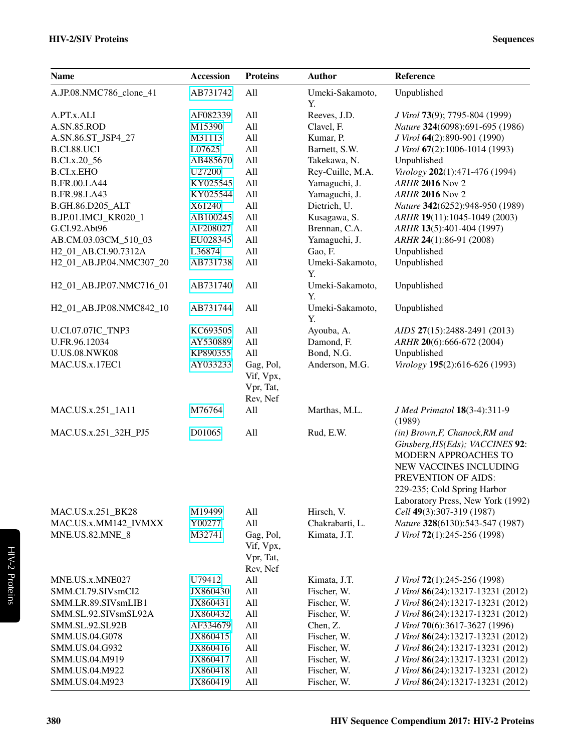| Name | Accession | Proteins | Author | Reference |
|---|---|---|---|---|
| A.JP.08.NMC786_clone_41 | AB731742 | All | Umeki-Sakamoto, Y. | Unpublished |
| A.PT.x.ALI | AF082339 | All | Reeves, J.D. | *J Virol* **73**(9); 7795-804 (1999) |
| A.SN.85.ROD | M15390 | All | Clavel, F. | *Nature* **324**(6098):691-695 (1986) |
| A.SN.86.ST_JSP4_27 | M31113 | All | Kumar, P. | *J Virol* **64**(2):890-901 (1990) |
| B.CI.88.UC1 | L07625 | All | Barnett, S.W. | *J Virol* **67**(2):1006-1014 (1993) |
| B.CI.x.20_56 | AB485670 | All | Takekawa, N. | Unpublished |
| B.CI.x.EHO | U27200 | All | Rey-Cuille, M.A. | *Virology* **202**(1):471-476 (1994) |
| B.FR.00.LA44 | KY025545 | All | Yamaguchi, J. | *ARHR* **2016** Nov 2 |
| B.FR.98.LA43 | KY025544 | All | Yamaguchi, J. | *ARHR* **2016** Nov 2 |
| B.GH.86.D205_ALT | X61240 | All | Dietrich, U. | *Nature* **342**(6252):948-950 (1989) |
| B.JP.01.IMCJ_KR020_1 | AB100245 | All | Kusagawa, S. | *ARHR* **19**(11):1045-1049 (2003) |
| G.CI.92.Abt96 | AF208027 | All | Brennan, C.A. | *ARHR* **13**(5):401-404 (1997) |
| AB.CM.03.03CM_510_03 | EU028345 | All | Yamaguchi, J. | *ARHR* **24**(1):86-91 (2008) |
| H2_01_AB.CI.90.7312A | L36874 | All | Gao, F. | Unpublished |
| H2_01_AB.JP.04.NMC307_20 | AB731738 | All | Umeki-Sakamoto, Y. | Unpublished |
| H2_01_AB.JP.07.NMC716_01 | AB731740 | All | Umeki-Sakamoto, Y. | Unpublished |
| H2_01_AB.JP.08.NMC842_10 | AB731744 | All | Umeki-Sakamoto, Y. | Unpublished |
| U.CI.07.07IC_TNP3 | KC693505 | All | Ayouba, A. | *AIDS* **27**(15):2488-2491 (2013) |
| U.FR.96.12034 | AY530889 | All | Damond, F. | *ARHR* **20**(6):666-672 (2004) |
| U.US.08.NWK08 | KP890355 | All | Bond, N.G. | Unpublished |
| MAC.US.x.17EC1 | AY033233 | Gag, Pol, Vif, Vpx, Vpr, Tat, Rev, Nef | Anderson, M.G. | *Virology* **195**(2):616-626 (1993) |
| MAC.US.x.251_1A11 | M76764 | All | Marthas, M.L. | *J Med Primatol* **18**(3-4):311-9 (1989) |
| MAC.US.x.251_32H_PJ5 | D01065 | All | Rud, E.W. | *(in) Brown,F, Chanock,RM and Ginsberg,HS(Eds); VACCINES* **92**: MODERN APPROACHES TO NEW VACCINES INCLUDING PREVENTION OF AIDS: 229-235; Cold Spring Harbor Laboratory Press, New York (1992) |
| MAC.US.x.251_BK28 | M19499 | All | Hirsch, V. | *Cell* **49**(3):307-319 (1987) |
| MAC.US.x.MM142_IVMXX | Y00277 | All | Chakrabarti, L. | *Nature* **328**(6130):543-547 (1987) |
| MNE.US.82.MNE_8 | M32741 | Gag, Pol, Vif, Vpx, Vpr, Tat, Rev, Nef | Kimata, J.T. | *J Virol* **72**(1):245-256 (1998) |
| MNE.US.x.MNE027 | U79412 | All | Kimata, J.T. | *J Virol* **72**(1):245-256 (1998) |
| SMM.CI.79.SIVsmCI2 | JX860430 | All | Fischer, W. | *J Virol* **86**(24):13217-13231 (2012) |
| SMM.LR.89.SIVsmLIB1 | JX860431 | All | Fischer, W. | *J Virol* **86**(24):13217-13231 (2012) |
| SMM.SL.92.SIVsmSL92A | JX860432 | All | Fischer, W. | *J Virol* **86**(24):13217-13231 (2012) |
| SMM.SL.92.SL92B | AF334679 | All | Chen, Z. | *J Virol* **70**(6):3617-3627 (1996) |
| SMM.US.04.G078 | JX860415 | All | Fischer, W. | *J Virol* **86**(24):13217-13231 (2012) |
| SMM.US.04.G932 | JX860416 | All | Fischer, W. | *J Virol* **86**(24):13217-13231 (2012) |
| SMM.US.04.M919 | JX860417 | All | Fischer, W. | *J Virol* **86**(24):13217-13231 (2012) |
| SMM.US.04.M922 | JX860418 | All | Fischer, W. | *J Virol* **86**(24):13217-13231 (2012) |
| SMM.US.04.M923 | JX860419 | All | Fischer, W. | *J Virol* **86**(24):13217-13231 (2012) |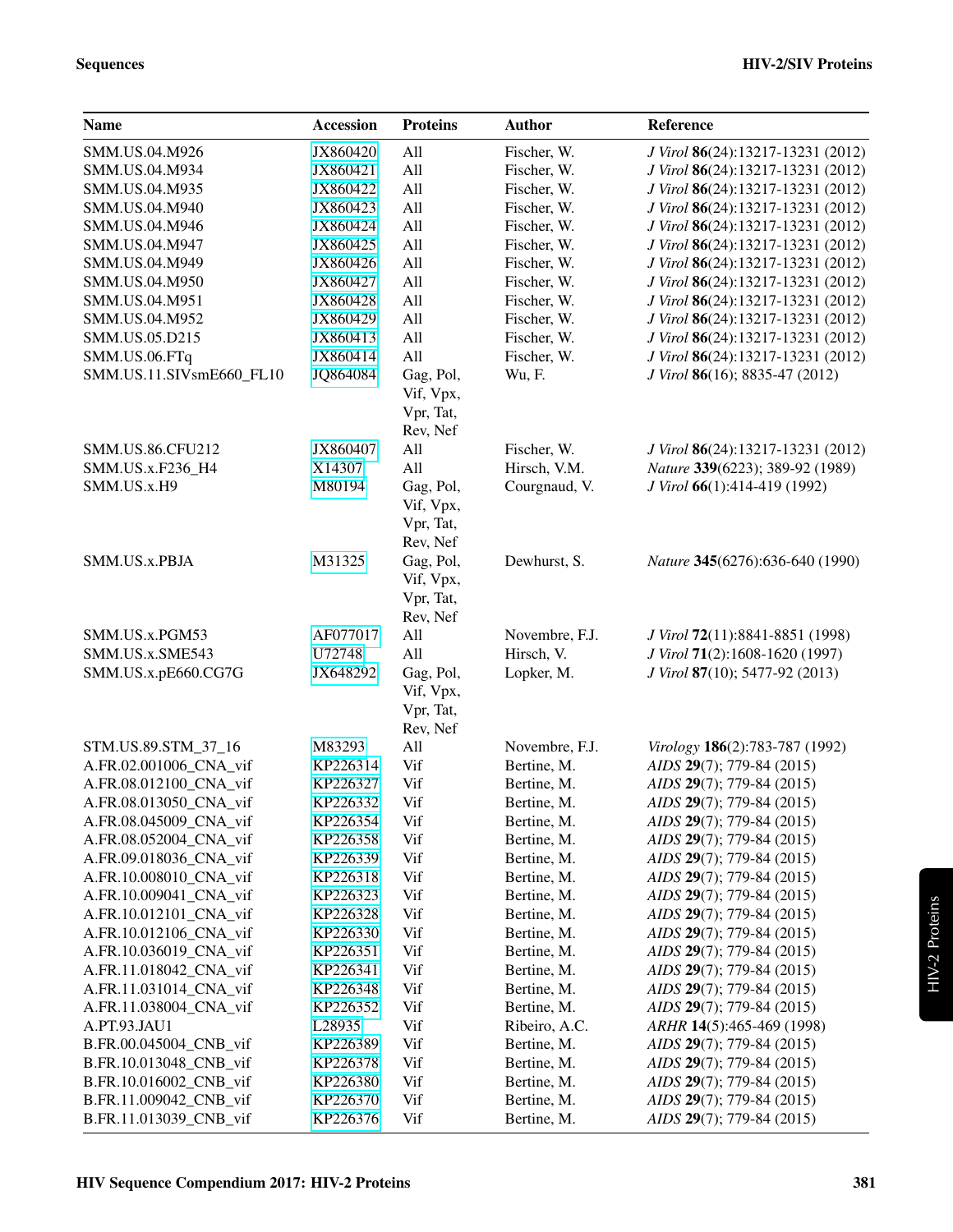| Name | Accession | Proteins | Author | Reference |
|---|---|---|---|---|
| SMM.US.04.M926 | JX860420 | All | Fischer, W. | *J Virol* **86**(24):13217-13231 (2012) |
| SMM.US.04.M934 | JX860421 | All | Fischer, W. | *J Virol* **86**(24):13217-13231 (2012) |
| SMM.US.04.M935 | JX860422 | All | Fischer, W. | *J Virol* **86**(24):13217-13231 (2012) |
| SMM.US.04.M940 | JX860423 | All | Fischer, W. | *J Virol* **86**(24):13217-13231 (2012) |
| SMM.US.04.M946 | JX860424 | All | Fischer, W. | *J Virol* **86**(24):13217-13231 (2012) |
| SMM.US.04.M947 | JX860425 | All | Fischer, W. | *J Virol* **86**(24):13217-13231 (2012) |
| SMM.US.04.M949 | JX860426 | All | Fischer, W. | *J Virol* **86**(24):13217-13231 (2012) |
| SMM.US.04.M950 | JX860427 | All | Fischer, W. | *J Virol* **86**(24):13217-13231 (2012) |
| SMM.US.04.M951 | JX860428 | All | Fischer, W. | *J Virol* **86**(24):13217-13231 (2012) |
| SMM.US.04.M952 | JX860429 | All | Fischer, W. | *J Virol* **86**(24):13217-13231 (2012) |
| SMM.US.05.D215 | JX860413 | All | Fischer, W. | *J Virol* **86**(24):13217-13231 (2012) |
| SMM.US.06.FTq | JX860414 | All | Fischer, W. | *J Virol* **86**(24):13217-13231 (2012) |
| SMM.US.11.SIVsmE660_FL10 | JQ864084 | Gag, Pol, Vif, Vpx, Vpr, Tat, Rev, Nef | Wu, F. | *J Virol* **86**(16); 8835-47 (2012) |
| SMM.US.86.CFU212 | JX860407 | All | Fischer, W. | *J Virol* **86**(24):13217-13231 (2012) |
| SMM.US.x.F236_H4 | X14307 | All | Hirsch, V.M. | *Nature* **339**(6223); 389-92 (1989) |
| SMM.US.x.H9 | M80194 | Gag, Pol, Vif, Vpx, Vpr, Tat, Rev, Nef | Courgnaud, V. | *J Virol* **66**(1):414-419 (1992) |
| SMM.US.x.PBJA | M31325 | Gag, Pol, Vif, Vpx, Vpr, Tat, Rev, Nef | Dewhurst, S. | *Nature* **345**(6276):636-640 (1990) |
| SMM.US.x.PGM53 | AF077017 | All | Novembre, F.J. | *J Virol* **72**(11):8841-8851 (1998) |
| SMM.US.x.SME543 | U72748 | All | Hirsch, V. | *J Virol* **71**(2):1608-1620 (1997) |
| SMM.US.x.pE660.CG7G | JX648292 | Gag, Pol, Vif, Vpx, Vpr, Tat, Rev, Nef | Lopker, M. | *J Virol* **87**(10); 5477-92 (2013) |
| STM.US.89.STM_37_16 | M83293 | All | Novembre, F.J. | *Virology* **186**(2):783-787 (1992) |
| A.FR.02.001006_CNA_vif | KP226314 | Vif | Bertine, M. | *AIDS* **29**(7); 779-84 (2015) |
| A.FR.08.012100_CNA_vif | KP226327 | Vif | Bertine, M. | *AIDS* **29**(7); 779-84 (2015) |
| A.FR.08.013050_CNA_vif | KP226332 | Vif | Bertine, M. | *AIDS* **29**(7); 779-84 (2015) |
| A.FR.08.045009_CNA_vif | KP226354 | Vif | Bertine, M. | *AIDS* **29**(7); 779-84 (2015) |
| A.FR.08.052004_CNA_vif | KP226358 | Vif | Bertine, M. | *AIDS* **29**(7); 779-84 (2015) |
| A.FR.09.018036_CNA_vif | KP226339 | Vif | Bertine, M. | *AIDS* **29**(7); 779-84 (2015) |
| A.FR.10.008010_CNA_vif | KP226318 | Vif | Bertine, M. | *AIDS* **29**(7); 779-84 (2015) |
| A.FR.10.009041_CNA_vif | KP226323 | Vif | Bertine, M. | *AIDS* **29**(7); 779-84 (2015) |
| A.FR.10.012101_CNA_vif | KP226328 | Vif | Bertine, M. | *AIDS* **29**(7); 779-84 (2015) |
| A.FR.10.012106_CNA_vif | KP226330 | Vif | Bertine, M. | *AIDS* **29**(7); 779-84 (2015) |
| A.FR.10.036019_CNA_vif | KP226351 | Vif | Bertine, M. | *AIDS* **29**(7); 779-84 (2015) |
| A.FR.11.018042_CNA_vif | KP226341 | Vif | Bertine, M. | *AIDS* **29**(7); 779-84 (2015) |
| A.FR.11.031014_CNA_vif | KP226348 | Vif | Bertine, M. | *AIDS* **29**(7); 779-84 (2015) |
| A.FR.11.038004_CNA_vif | KP226352 | Vif | Bertine, M. | *AIDS* **29**(7); 779-84 (2015) |
| A.PT.93.JAU1 | L28935 | Vif | Ribeiro, A.C. | *ARHR* **14**(5):465-469 (1998) |
| B.FR.00.045004_CNB_vif | KP226389 | Vif | Bertine, M. | *AIDS* **29**(7); 779-84 (2015) |
| B.FR.10.013048_CNB_vif | KP226378 | Vif | Bertine, M. | *AIDS* **29**(7); 779-84 (2015) |
| B.FR.10.016002_CNB_vif | KP226380 | Vif | Bertine, M. | *AIDS* **29**(7); 779-84 (2015) |
| B.FR.11.009042_CNB_vif | KP226370 | Vif | Bertine, M. | *AIDS* **29**(7); 779-84 (2015) |
| B.FR.11.013039_CNB_vif | KP226376 | Vif | Bertine, M. | *AIDS* **29**(7); 779-84 (2015) |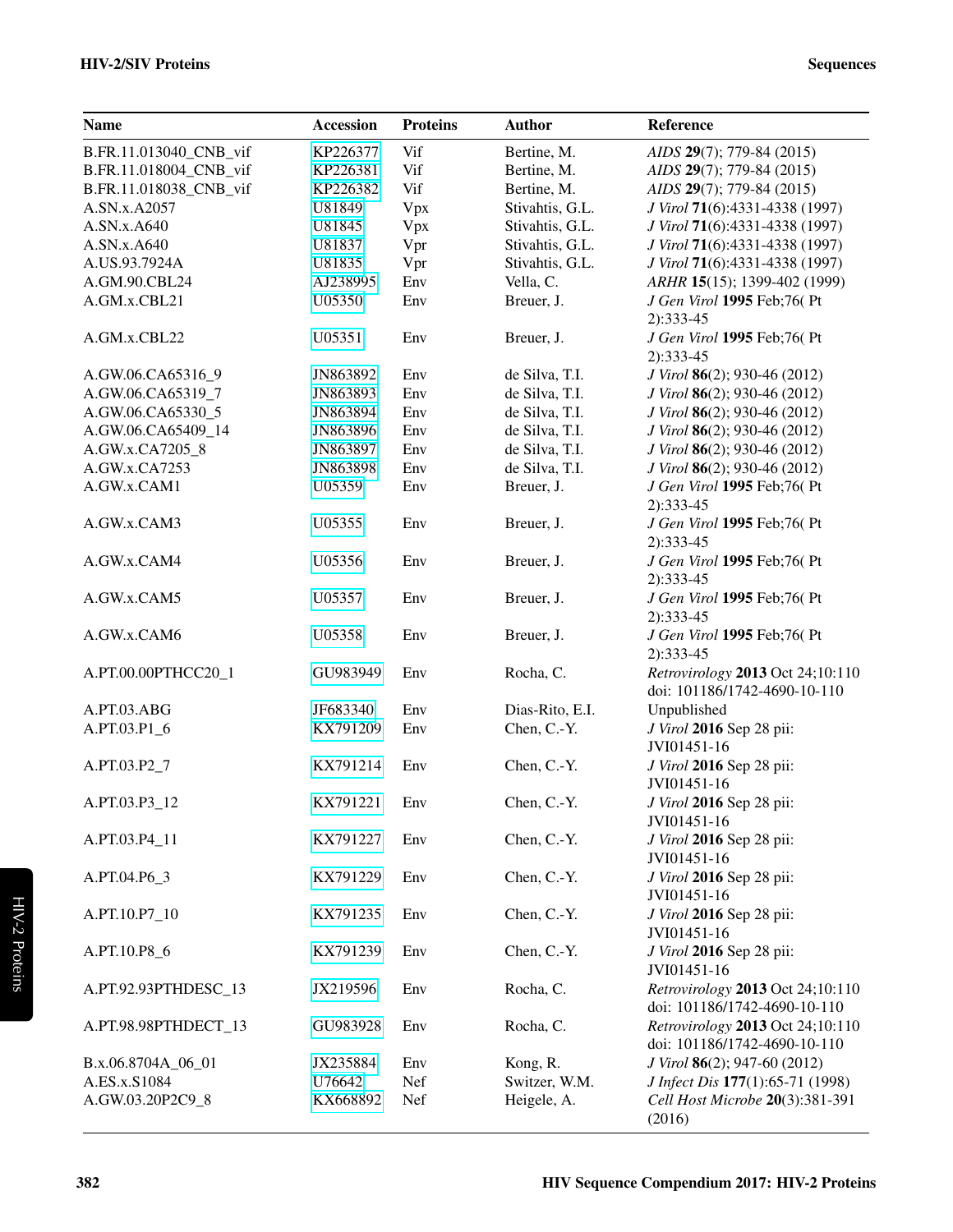| Name | Accession | Proteins | Author | Reference |
|---|---|---|---|---|
| B.FR.11.013040_CNB_vif | KP226377 | Vif | Bertine, M. | *AIDS* **29**(7); 779-84 (2015) |
| B.FR.11.018004_CNB_vif | KP226381 | Vif | Bertine, M. | *AIDS* **29**(7); 779-84 (2015) |
| B.FR.11.018038_CNB_vif | KP226382 | Vif | Bertine, M. | *AIDS* **29**(7); 779-84 (2015) |
| A.SN.x.A2057 | U81849 | Vpx | Stivahtis, G.L. | *J Virol* **71**(6):4331-4338 (1997) |
| A.SN.x.A640 | U81845 | Vpx | Stivahtis, G.L. | *J Virol* **71**(6):4331-4338 (1997) |
| A.SN.x.A640 | U81837 | Vpr | Stivahtis, G.L. | *J Virol* **71**(6):4331-4338 (1997) |
| A.US.93.7924A | U81835 | Vpr | Stivahtis, G.L. | *J Virol* **71**(6):4331-4338 (1997) |
| A.GM.90.CBL24 | AJ238995 | Env | Vella, C. | *ARHR* **15**(15); 1399-402 (1999) |
| A.GM.x.CBL21 | U05350 | Env | Breuer, J. | *J Gen Virol* **1995** Feb;76( Pt 2):333-45 |
| A.GM.x.CBL22 | U05351 | Env | Breuer, J. | *J Gen Virol* **1995** Feb;76( Pt 2):333-45 |
| A.GW.06.CA65316_9 | JN863892 | Env | de Silva, T.I. | *J Virol* **86**(2); 930-46 (2012) |
| A.GW.06.CA65319_7 | JN863893 | Env | de Silva, T.I. | *J Virol* **86**(2); 930-46 (2012) |
| A.GW.06.CA65330_5 | JN863894 | Env | de Silva, T.I. | *J Virol* **86**(2); 930-46 (2012) |
| A.GW.06.CA65409_14 | JN863896 | Env | de Silva, T.I. | *J Virol* **86**(2); 930-46 (2012) |
| A.GW.x.CA7205_8 | JN863897 | Env | de Silva, T.I. | *J Virol* **86**(2); 930-46 (2012) |
| A.GW.x.CA7253 | JN863898 | Env | de Silva, T.I. | *J Virol* **86**(2); 930-46 (2012) |
| A.GW.x.CAM1 | U05359 | Env | Breuer, J. | *J Gen Virol* **1995** Feb;76( Pt 2):333-45 |
| A.GW.x.CAM3 | U05355 | Env | Breuer, J. | *J Gen Virol* **1995** Feb;76( Pt 2):333-45 |
| A.GW.x.CAM4 | U05356 | Env | Breuer, J. | *J Gen Virol* **1995** Feb;76( Pt 2):333-45 |
| A.GW.x.CAM5 | U05357 | Env | Breuer, J. | *J Gen Virol* **1995** Feb;76( Pt 2):333-45 |
| A.GW.x.CAM6 | U05358 | Env | Breuer, J. | *J Gen Virol* **1995** Feb;76( Pt 2):333-45 |
| A.PT.00.00PTHCC20_1 | GU983949 | Env | Rocha, C. | *Retrovirology* **2013** Oct 24;10:110 doi: 101186/1742-4690-10-110 |
| A.PT.03.ABG | JF683340 | Env | Dias-Rito, E.I. | Unpublished |
| A.PT.03.P1_6 | KX791209 | Env | Chen, C.-Y. | *J Virol* **2016** Sep 28 pii: JVI01451-16 |
| A.PT.03.P2_7 | KX791214 | Env | Chen, C.-Y. | *J Virol* **2016** Sep 28 pii: JVI01451-16 |
| A.PT.03.P3_12 | KX791221 | Env | Chen, C.-Y. | *J Virol* **2016** Sep 28 pii: JVI01451-16 |
| A.PT.03.P4_11 | KX791227 | Env | Chen, C.-Y. | *J Virol* **2016** Sep 28 pii: JVI01451-16 |
| A.PT.04.P6_3 | KX791229 | Env | Chen, C.-Y. | *J Virol* **2016** Sep 28 pii: JVI01451-16 |
| A.PT.10.P7_10 | KX791235 | Env | Chen, C.-Y. | *J Virol* **2016** Sep 28 pii: JVI01451-16 |
| A.PT.10.P8_6 | KX791239 | Env | Chen, C.-Y. | *J Virol* **2016** Sep 28 pii: JVI01451-16 |
| A.PT.92.93PTHDESC_13 | JX219596 | Env | Rocha, C. | *Retrovirology* **2013** Oct 24;10:110 doi: 101186/1742-4690-10-110 |
| A.PT.98.98PTHDECT_13 | GU983928 | Env | Rocha, C. | *Retrovirology* **2013** Oct 24;10:110 doi: 101186/1742-4690-10-110 |
| B.x.06.8704A_06_01 | JX235884 | Env | Kong, R. | *J Virol* **86**(2); 947-60 (2012) |
| A.ES.x.S1084 | U76642 | Nef | Switzer, W.M. | *J Infect Dis* **177**(1):65-71 (1998) |
| A.GW.03.20P2C9_8 | KX668892 | Nef | Heigele, A. | *Cell Host Microbe* **20**(3):381-391 (2016) |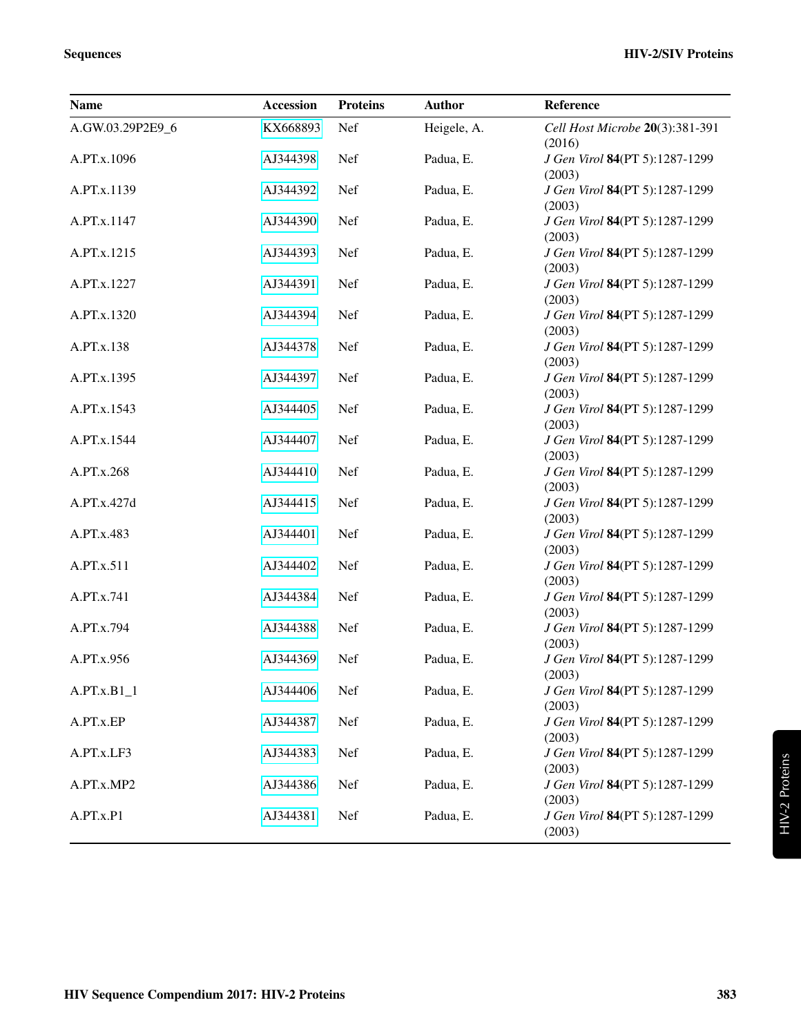| Name | Accession | Proteins | Author | Reference |
| --- | --- | --- | --- | --- |
| A.GW.03.29P2E9_6 | KX668893 | Nef | Heigele, A. | *Cell Host Microbe* **20**(3):381-391 (2016) |
| A.PT.x.1096 | AJ344398 | Nef | Padua, E. | *J Gen Virol* **84**(PT 5):1287-1299 (2003) |
| A.PT.x.1139 | AJ344392 | Nef | Padua, E. | *J Gen Virol* **84**(PT 5):1287-1299 (2003) |
| A.PT.x.1147 | AJ344390 | Nef | Padua, E. | *J Gen Virol* **84**(PT 5):1287-1299 (2003) |
| A.PT.x.1215 | AJ344393 | Nef | Padua, E. | *J Gen Virol* **84**(PT 5):1287-1299 (2003) |
| A.PT.x.1227 | AJ344391 | Nef | Padua, E. | *J Gen Virol* **84**(PT 5):1287-1299 (2003) |
| A.PT.x.1320 | AJ344394 | Nef | Padua, E. | *J Gen Virol* **84**(PT 5):1287-1299 (2003) |
| A.PT.x.138 | AJ344378 | Nef | Padua, E. | *J Gen Virol* **84**(PT 5):1287-1299 (2003) |
| A.PT.x.1395 | AJ344397 | Nef | Padua, E. | *J Gen Virol* **84**(PT 5):1287-1299 (2003) |
| A.PT.x.1543 | AJ344405 | Nef | Padua, E. | *J Gen Virol* **84**(PT 5):1287-1299 (2003) |
| A.PT.x.1544 | AJ344407 | Nef | Padua, E. | *J Gen Virol* **84**(PT 5):1287-1299 (2003) |
| A.PT.x.268 | AJ344410 | Nef | Padua, E. | *J Gen Virol* **84**(PT 5):1287-1299 (2003) |
| A.PT.x.427d | AJ344415 | Nef | Padua, E. | *J Gen Virol* **84**(PT 5):1287-1299 (2003) |
| A.PT.x.483 | AJ344401 | Nef | Padua, E. | *J Gen Virol* **84**(PT 5):1287-1299 (2003) |
| A.PT.x.511 | AJ344402 | Nef | Padua, E. | *J Gen Virol* **84**(PT 5):1287-1299 (2003) |
| A.PT.x.741 | AJ344384 | Nef | Padua, E. | *J Gen Virol* **84**(PT 5):1287-1299 (2003) |
| A.PT.x.794 | AJ344388 | Nef | Padua, E. | *J Gen Virol* **84**(PT 5):1287-1299 (2003) |
| A.PT.x.956 | AJ344369 | Nef | Padua, E. | *J Gen Virol* **84**(PT 5):1287-1299 (2003) |
| A.PT.x.B1_1 | AJ344406 | Nef | Padua, E. | *J Gen Virol* **84**(PT 5):1287-1299 (2003) |
| A.PT.x.EP | AJ344387 | Nef | Padua, E. | *J Gen Virol* **84**(PT 5):1287-1299 (2003) |
| A.PT.x.LF3 | AJ344383 | Nef | Padua, E. | *J Gen Virol* **84**(PT 5):1287-1299 (2003) |
| A.PT.x.MP2 | AJ344386 | Nef | Padua, E. | *J Gen Virol* **84**(PT 5):1287-1299 (2003) |
| A.PT.x.P1 | AJ344381 | Nef | Padua, E. | *J Gen Virol* **84**(PT 5):1287-1299 (2003) |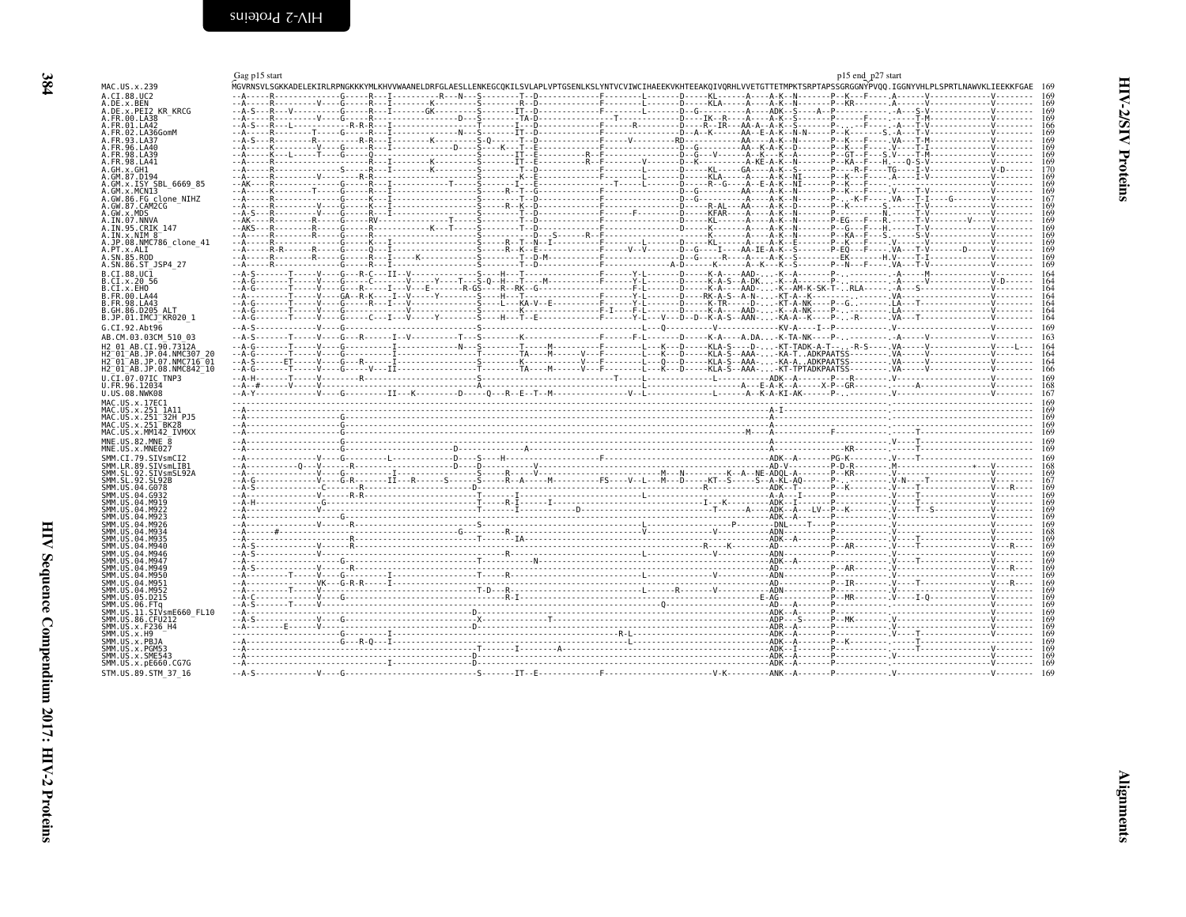Gag p15 start　　　　　　　　　　　　　　　　　　　　　　　　　　　　　　　　　　　　　　　　　　　　　　　　　　　　　　　　　　　　　　　　　　　　　p15 end_p27 start

```
MAC.US.x.239              MGVRNSVLSGKKADELEKIRLRPNGKKKYMLKHVVWAANELDRFGLAESLLENKEGCQKILSVLAPLVPTGSENLKSLYNTVCVIWCIHAEEKVKHTEEAKQIVQRHLVVETGTTETMPKTSRPTAPSSGRGGNYPVQQ.IGGNYVHLPLSPRTLNAWVKLIEEKKFGAE  169
```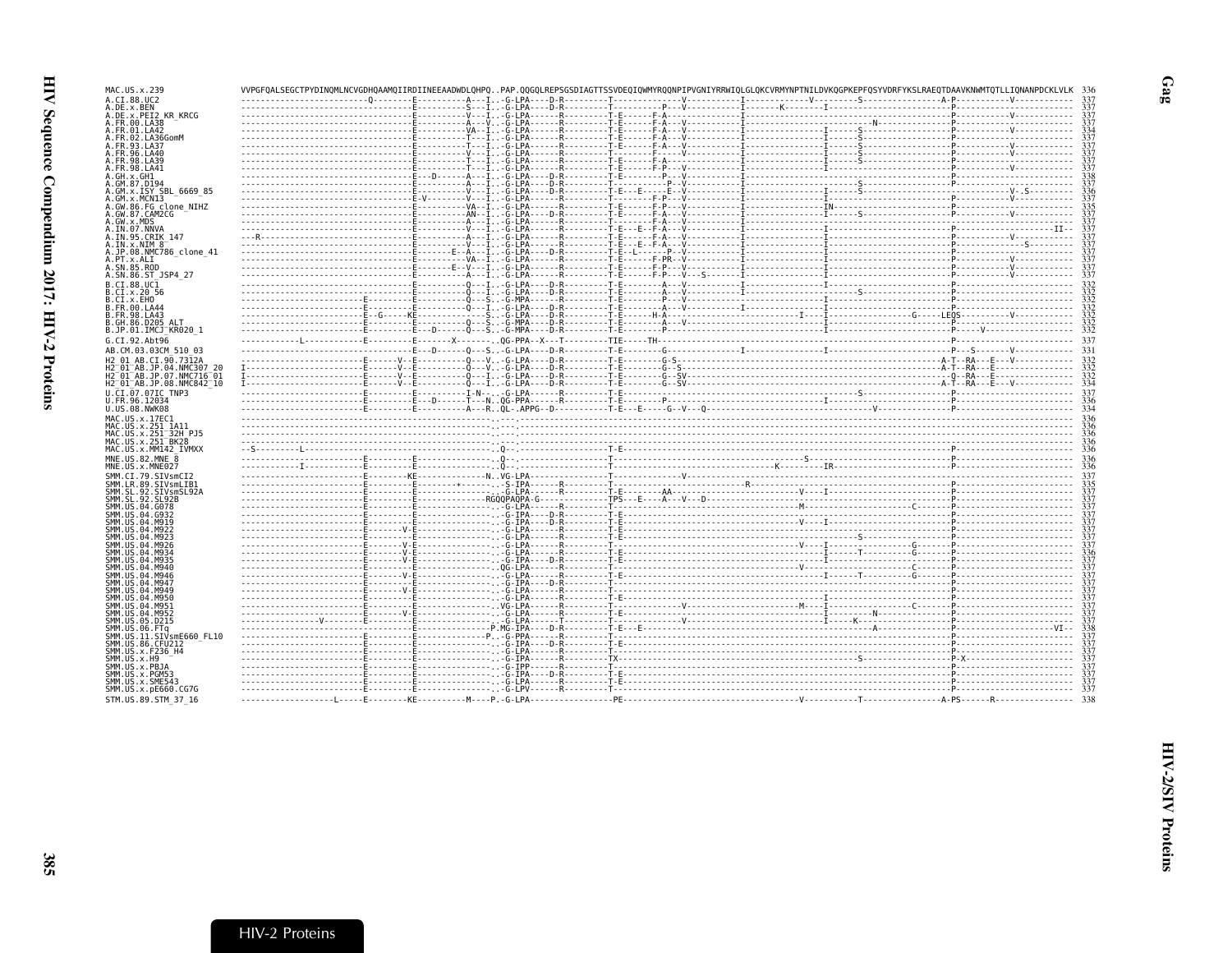```
MAC.US.x.239                  VVPGFQALSEGCTPYDINQMLNCVGDHQAAMQIIRDIINEEAADWDLQHPQ..PAP.QQGQLREPSGSDIAGTTSSVDEQIQWMYRQQNPIPVGNIYRRWIQLGLQKCVRMYNPTNILDVKQGPKEPFQSYVDRFYKSLRAEQTDAAVKNWMTQTLLIQNANPDCKLVLK  336
A.CI.88.UC2                   --------------------------Q--------E----------A---I..-G-LPA----D-R---------T--------------V-----------I-------------V---------S----------------A-P-----------V------------  337
A.DE.x.BEN                    -----------------------------------E----------S---I..-G-LPA----D-R---------T----------P---V-----------I--------K--------I---------------------P------------------------  337
A.DE.x.PEI2_KR_KRCG           -----------------------------------E----------V---I..-G-LPA------R---------T---------------V-----------I------------------------------------------P-----------V------------  337
A.FR.00.LA38                  -----------------------------------E----------A---V..-G-LPA------R---------T-E------F-A----------------I-----------------------------N-----------P------------------------  337
A.FR.01.LA42                  -----------------------------------E----------VA--I..-G-LPA------R---------T-E------F-A----V-----------I---------------I------S-----------------P-----------V------------  334
A.FR.02.LA36GomM              -----------------------------------E----------T---I..-G-LPA------R---------T-E------F-A----V-----------I---------------I------S-----------------P------------------------  337
A.FR.93.LA37                  -----------------------------------E----------T---I..-G-LPA------R---------T-E------F-A----V-----------I---------------I------S-----------------P-----------V------------  337
A.FR.96.LA40                  -----------------------------------E----------V---I..-G-LPA------R---------T--------F------V-----------I---------------I------S-----------------P-----------V------------  337
A.FR.98.LA39                  -----------------------------------E----------T---I..-G-LPA------R---------T-E------F-A------------------I---------------I------S-----------------P------------------------  337
A.FR.98.LA41                  -----------------------------------E----------T---I..-G-LPA------R---------T-E------F-P----V-----------I---------------I------------------------P-----------V------------  337
A.GH.x.GH1                    -----------------------------------E---D------A---I..-G-LPA----D-R---------T-E----------P---V-----------I------------------------------------------P------------------------  338
A.GM.87.D194                  -----------------------------------E----------A---I..-G-LPA----D-R---------T--------------P--V-----------I------------------------------S---------P------------------------  337
A.GM.x.ISY_SBL_6669_85        -----------------------------------E----------V---I..-G-LPA----D-R---------T-E---E-----E--V-----------I---------------I------S-----------------P-----------V-.S---------  336
A.GM.x.MCN13                  -----------------------------------E-V--------V---I..-G-LPA------R---------T--------F-P----V-----------I---------------I------------------------P-----------V------------  337
A.GW.86.FG_clone_NIHZ         -----------------------------------E----------VA--I..-G-LPA------R---------T-E------F-P----V-----------I---------------IN-----------------------P------------------------  335
A.GW.87.CAM2CG                -----------------------------------E----------AN--I..-G-LPA----D-R---------T-E------F-A----V-----------I---------------I------S-----------------P-----------V------------  337
A.GW.x.MDS                    -----------------------------------E----------A---I..-G-LPA------R---------T-E------F-A----V-----------I------------------------------------------P------------------------  337
A.IN.07.NNVA                  -----------------------------------E----------V---I..-G-LPA------R---------T-E---E--F-A----V-----------I------------------------------------------P------------------II-  337
A.IN.95.CRIK_147              ---R-------------------------------E----------A---I..-G-LPA------R---------T-E------F-A----V-----------I---------------I------------------------P-----------V------------  337
A.IN.x.NIM_8                  -----------------------------------E----------V---I..-G-LPA------R---------T-E---E--F-A----V-----------I---------------I------------------------P----------------S-------  337
A.JP.08.NMC786_clone_41       -----------------------------------E------E-A---I..-G-LPA----D-R---------T-E--L-----P--V-----------I---------------I------------------------P------------------------  337
A.PT.x.ALI                    -----------------------------------E----------VA--I..-G-LPA------R---------T-E------F-PR--V-----------I---------------I------------------------P-----------V------------  337
A.SN.85.ROD                   -----------------------------------E-------E--V---I..-G-LPA------R---------T-E------F-P----V-----------I---------------I------------------------P-----------V------------  337
A.SN.86.ST_JSP4_27            -----------------------------------E----------A---I..-G-LPA------R---------T-E------F-P----V---S-------I---------------I------------------------P-----------V------------  337
B.CI.88.UC1                   -----------------------------------E----------Q---I..-G-LPA----D-R---------T-E---------A---V-----------I---------------I------------------------P------------------------  332
B.CI.x.20_56                  -----------------------------------E----------Q---I..-G-LPA----D-R---------T-E---------A---V-----------I------------------------S---------------P------------------------  332
B.CI.x.EHO                    ----------------------------E------E----------Q---S..-G-MPA------R---------T-E---------A---V---------------------------I------------------------P------------------------  332
B.FR.00.LA44                  ----------------------------E------E----------Q---I..-G-LPA------R---------T-E---------A---V-----------I------------------------------------------P------------------------  332
B.FR.98.LA43                  ----------------------------E--G-----KE-------------S..-G-LPA----D-R---------T-E------H-A------------------------------I----I----------------G-----LEQS-----------V------------  332
B.GH.86.D205_ALT              ----------------------------E------E----------Q---S..-G-MPA----D-R---------T-E---------A---V-------------------------------I------------------------P------------------------  332
B.JP.01.IMCJ_KR020_1          ----------------------------E------E---D------Q---S..-G-MPA----D-R---------T-E----------P-------------------------------I------------------------P-----V------------------  332
G.CI.92.Abt96                 -----------L-----------E---------E-------X---------..QG-PPA--X---T---------TIE-----TH------------------------------------------------------------------P------------------------  337
AB.CM.03.03CM_510_03          -----------------------------------E---D------Q---S..-G-LPA----D-R---------T-E---------G---------------I---------------I------------------------P---S-------V------------  331
H2_01_AB.CI.90.7312A          ----------------------------E------V--E----------Q---V..-G-LPA----D-R---------T-E---------G-S---------------------------------------------------A-T--RA---E---V------------  332
H2_01_AB.JP.04.NMC307_20      I---------------------------E------V--E----------Q---V..-G-LPA----D-R---------T-E---------G--S--------------------------------------------------A-T--RA---E------------------  332
H2_01_AB.JP.07.NMC716_01      I---------------------------E------V--E----------Q---I..-G-LPA----D-R---------T-E---------G--SV-------------------------------------------------Q--RA---E------------------  332
H2_01_AB.JP.08.NMC842_10      I---------------------------E------V--E----------Q---I..-G-LPA----D-R---------T-E---------G--SV-------------------------------------------------A-T--RA---E---V------------  334
U.CI.07.07IC_TNP3             ----------------------------E------E----------I-N--..-G-LPA------R---------T-E-----------------------------------------------S------------------P------------------------  337
U.FR.96.12034                 ----------------------------E------E---D-----T---N..QG-PPA------R---------T-E---------P------------------I------------------------------------------P------------------------  336
U.US.08.NWK08                 ----------------------------E------E----------A---R..QL-.APPG--D-----------T-E---E-----G--V---Q--------------------------------V--------------------P------------------------  334
MAC.US.x.17EC1                ---------------------------------------------------..----..-------------------------------------------------------------------------------------------------------------------------  336
MAC.US.x.251_1A11             ---------------------------------------------------..----..-------------------------------------------------------------------------------------------------------------------------  336
MAC.US.x.251_32H_PJ5          ---------------------------------------------------..----..-------------------------------------------------------------------------------------------------------------------------  336
MAC.US.x.251_BK28             ---------------------------------------------------..----..-------------------------------------------------------------------------------------------------------------------------  336
MAC.US.x.MM142_IVMXX          --S---------L--------------------------------------..Q---..----------------------T-E---------------------------------------------------------------P------------------------  336
MNE.US.82.MNE_8               ----------------------------E------E---------------..Q---..----------------------T------------------------------------S-------------------------------P------------------------  336
MNE.US.x.MNE027               -----------I----------------E------E---------------..Q---..----------------------T--------------------------------K---------IR------------------P------------------------  336
SMM.CI.79.SIVsmCI2            ----------------------------E--------KE------------N..VG-LPA---------------------T-----------V----------------------------------------------------P------------------------  337
SMM.LR.89.SIVsmLIB1           ----------------------------E------E--------*------..-S-IPA------R---------T--------------------R-------------------------------------------------P------------------------  335
SMM.SL.92.SIVsmSL92A          ----------------------------E------E---------------..-G-LPA------R---------T-E---------AA-----------------V----I------------------------------------P------------------------  337
SMM.SL.92.SL92B               ----------------------------E------E---------------RGQQPAQPA-G--------------TPS---E----A---V---D--------------------------------------------------P------------------------  337
SMM.US.04.G078                ----------------------------E------E---------------..-G-LPA------R---------T-----------------------------M--------------------C------------------P------------------------  337
SMM.US.04.G932                ----------------------------E------E---------------..-G-IPA----D-R---------T-E------------------------------------------------------------------P------------------------  337
SMM.US.04.M919                ----------------------------E------E---------------..-G-IPA----D-R---------T-E---------------------------V----I-------------------------------------P------------------------  337
SMM.US.04.M922                ----------------------------E------V-E-------------..-G-LPA------R---------T-E------------------------------------------------------------------P------------------------  337
SMM.US.04.M923                ----------------------------E------E---------------..-G-LPA------R---------T-E------------------------------------------S-------------------------P------------------------  337
SMM.US.04.M926                ----------------------------E------V-E-------------..-G-LPA------R---------T-E--------------------------V----I---------------G-------------------P------------------------  337
SMM.US.04.M934                ----------------------------E------V-E-------------..-G-LPA------R---------T-E-------------------------------I---------T---------G-------------------P------------------------  336
SMM.US.04.M935                ----------------------------E------V-E-------------..-G-IPA----D-R---------T-E--------------------------------I------------------------------------P------------------------  337
SMM.US.04.M940                ----------------------------E------E---------------..QG-LPA------R---------T-----------------------------V--------------------C-------------------P------------------------  337
SMM.US.04.M946                ----------------------------E------V-E-------------..-G-LPA------R---------T-E---------------------------------I---------T---------G-------------------P------------------------  337
SMM.US.04.M947                ----------------------------E------E---------------..-G-IPA----D-R---------T-----------------------------------I------------------------------------P------------------------  337
SMM.US.04.M949                ----------------------------E------V-E-------------..-G-LPA------R---------T-------------------------------------------------------------------P------------------------  337
SMM.US.04.M950                ----------------------------E------E---------------..-G-LPA------R---------T-E-------------------------------I---------------------------------------P------------------------  337
SMM.US.04.M951                ----------------------------E------E---------------..VG-LPA------R---------T------------V----------------M----I-----------------C-----------------P------------------------  337
SMM.US.04.M952                ----------------------------E------V-E-------------..-G-LPA------R---------T-E-------------------------------I--------N-------------------------P------------------------  337
SMM.US.05.D215                ----------------V-----------E------E---------------..-G-LPA------T---------T-------------V-------------------I-------K-------------------------P------------------------  337
SMM.US.06.FTq                 ----------------------------E------E---------------P.MG-IPA----D-R---------T-E---E-----------------------------------------A-------------------P-------------------VI--  338
SMM.US.11.SIVsmE660_FL10      ----------------------------E------E---------------P..-G-PPA------R---------T--------------------------------------------------------------------P------------------------  337
SMM.US.86.CFU212              ----------------------------E------E---------------..-G-IPA----D-R---------T-E-------------------------------------------------------------------P------------------------  337
SMM.US.x.F236_H4              ----------------------------E------E---------------..-G-LPA------R---------T---------------------------------------------------------------------P------------------------  337
SMM.US.x.H9                   ----------------------------E------E---------------..-G-IPA------R---------TX---------------------------------------------S-----------------------P-X----------------------  337
SMM.US.x.PBJA                 ----------------------------E------E---------------..-G-IPP------R---------T--------------------------------------------------------------------P------------------------  337
SMM.US.x.PGM53                ----------------------------E------E---------------..-G-IPA----D-R---------T-E------------------------------------------------------------------P------------------------  337
SMM.US.x.SME543               ----------------------------E------E---------------..-G-LPA------R---------T-E------------------------------------------------------------------P------------------------  337
SMM.US.x.pE660.CG7G           ----------------------------E------E---------------..-G-LPV------R---------T--------------------------------------------------------------------P------------------------  337
STM.US.89.STM_37_16           ------------------L-----E--------KE----------M----P..-G-LPA------------------PE------------------------------------V-----------T----------------A-PS------R-----------------  338
```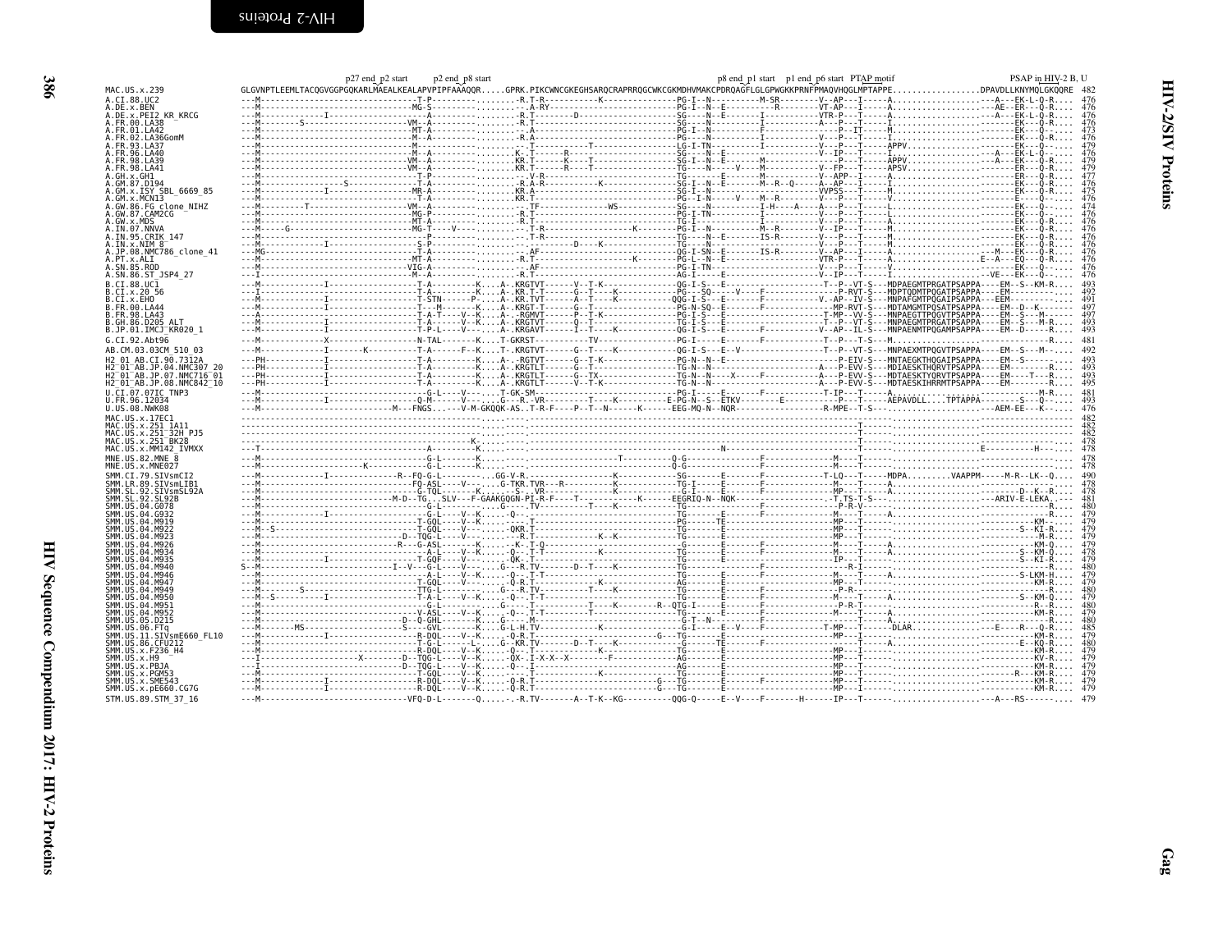## Gag

```
                              p27 end_p2 start    p2 end_p8 start                                            p8 end_p1 start   p1 end_p6 start  PTAP motif                    PSAP in HIV-2 B, U
MAC.US.x.239              GLGVNPTLEEMLTACQGVGGPGQKARLMAEALKEALAPVPIPFAAAQQR.....GPRK.PIKCWNCGKEGHSARQCRAPRRQGCWKCGKMDHVMAKCPDRQAGFLGLGPWGKKPRNFPMAQVHQGLMPTAPPE.................DPAVDLLKNYMQLGKQQRE  482
A.CI.88.UC2               ---M---------------------------T-P---------........-R.T-R-----------K--------------PG-I--N---------M-SR--------V--AP---I-----A.................---A---EK-L-Q-R....  476
A.DE.x.BEN                ---M---------------------------MG-S--------........--.A-RY-------------------------PG-I--N--E-----------R--------VT-AP---I-----A.................---AE--ER---Q-R....  476
A.DE.x.PEI2_KR_KRCG       ---M----------I--------------A----------........-R.T--------D--------------------QG-I--N--E-------I-----------VTR-P---T-----A.................---A---EK-L-Q-R....  476
A.FR.00.LA38              ---M--------S-------------------VM-A-------........-R.T---------------------------SG----N--------I-----------A---P---T-----I.................-------EK---Q-R....  476
A.FR.01.LA42              ---M----------------------------MT-A-------........--.A---------------------------PG-I--N-----------F---------------P--IT-----M.................-------EK---Q-....  473
A.FR.02.LA36GomM          ---M----------------------------T-A--------........-R.A---------------------------PG----N--------I---------------P---T-----I.................-------EK---Q-R....  476
A.FR.93.LA37              ---M----------------------------M----------........-R.T--------T------------------LG-I-TN---------I-----------V---P---T-----APPV..............-------EK---Q-....  479
A.FR.96.LA40              ---M----------------------------M--A-------........K-.T------R--------------------SG----N--E-----------------V--IP---T-----I.................---A---EK-L-Q-....  476
A.FR.98.LA39              ---M----------------------------VM--K------........KR.T------K---T----------------SG-I--N--E--------M--------V---P---T-----APPV..............---A---EK---Q-R....  479
A.FR.98.LA41              ---M----------------------------VM--A------........KR.T------R----T---------------TG----N-----V----M---------V--FP---T-----APSV..............-------ER---Q-R....  479
A.GH.x.GH1                ---M----------------------------T-P--------........--V-R-------------------------TG-------E-------M-----------V--APP--I-----A.................-------ER---Q-R....  477
A.GM.87.D194              ---M------------------S---------T-A--------........-R.A-R----------K--------------SG-I--N--E-------M--R--Q----A--AP---I-----I.................-------EK---Q-R....  476
A.GM.x.ISY_SBL_6669_85    ---M-----------I---------------MR-A--------........KR.A---------------------------SG-I--N-----------I---------VVPSS--T-----M.................-------EK---Q-R....  475
A.GM.x.MCN13              ---M----------------------------T-A--------........KR.T---------------------------PG--I-N-----V-----M--R--------V---P---T-----V.................-------E----Q-....  476
A.GW.86.FG_clone_NIHZ     ---M---------T------------------VM--A------........--.TF----------------WS--------SG----N-----------I-H----A----A---P---T-----L.................-------EK---Q-....  474
A.GW.87.CAM2CG            ---M----------------------------MG-P-------........-R.T---------------------------PG-I-TN-----------I---------V---P---T-----L.................-------EK---Q-....  476
A.GW.x.MDS                ---M----------------------------MT-A-------........-R.T---------------------------TG-I--------------I---------V---P---T-----A.................-------EK---Q-R....  476
A.IN.07.NNVA              ---M----G-----------------------MG-T----V--........--.T-R-----------------K-------PG-I--N----------M--R--------V--IP---T-----M.................-------EK---Q-R....  476
A.IN.95.CRIK_147          ---M----------------------------P----------........--.T-R-------------------------TG----N--E-------IS-R--------V---P---T-----M.................-------EK---Q-R....  476
A.IN.x.NIM_8              ---M-----------I----------------S-P--------........--.--------------D----K--------TG----N---------------------V---P---T-----M.................-------EK---Q-R....  476
A.JP.08.NMC786_clone_41   ---MG---------------------------T-A--------........--.AF--------------------------QG-I-SN--E-------IS-R--------V--AP---I-----A.................---M---EK---Q-R....  476
A.PT.x.ALI                ---M----------------------------MT-A-------........-R.T-----------------K---------PG-L--N--E-------------------VTR-P---T-----A.................E--A---EQ---Q-R....  476
A.SN.85.ROD               ---M----------------------------VIG-A------........--.AF--------------------------PG-I-TN-----------I---------V---P---T-----V.................-------EK---Q-....  476
A.SN.86.ST_JSP4_27        ---I----------------------------M--A-------........-R.T---------------------------AG-I-------E------------------V--IP---T-----A.................-VE----EK---Q-R....  476
B.CI.88.UC1               ---M------------I---------------T-A-------K....A-.KRGTVT------V--T-K--------------QG-I-S---E-------------------T--P--VT-S---MDPAEGMTPRGATPSAPPA----EM--S--KM-R....  493
B.CI.x.20_56              ---I------------I---------------T-A-------K....A-.KR.T-T------G--T----K-----------PG---SQ----V----F--------------P-RVT-S---MDPTQDMTPQGATPSAPPA----EM---------....  492
B.CI.x.EHO                ---M------------I---------------T-STN-----P....A-.KR.TVT------A--T----K-----------QQG-I-S---E-------F-----------V.-AP--IV-S---MNPAFGMTPQGAIPSAPPA---EEM---------....  491
B.FR.00.LA44              ---M------------I---------------T---M------K....A-.KRGT-T-----G--T----------------PG-N-SQ---E-------F--------------MP-RVT-S---MDTAMGMTPQSATPSAPPA----EM--D--K--....  497
B.FR.98.LA43              ---A------------I---------------T-A-T----V--K....A-.-RGMVT------P--T-K-------------PG-I-S---E------------------T-MP--VV-S---MNPAEGTTPQGVTPSAPPA----EM--S---M-----....  497
B.GH.86.D205_ALT          ---M------------I---------------T-A-------V--K....A-.KRGTVT------Q--T---------------TG-I-S---E------------------T--P--VT-S---MNPAEGMTPRGATPSAPPA----EM--S---M-R....  493
B.JP.01.IMCJ_KR020_1      ---M------------I---------------T-P-L----V--K....A-.KRGAVT------I--T----K-----------QG-I-S---E------F-----------V--AP--IL-S---MNPAENMTPQGAMPSAPPA----EM--D----....  493
G.CI.92.Abt96             ---M------------X---------------N-TAL-------K....T-GKRST-----------TV------------PG-I-----E-------F-----------T--P---T-S---M...........................-R....  481
AB.CM.03.03CM_510_03      ---M------------I-------K--------T-A-----F--K....T-.KGTVT------G--T----K-----------QG-I-S---E--V------------------T--P--VT-S---MNPAEXMTPQGVTPSAPPA----EM--S--M--....  492
H2_01_AB.CI.90.7312A      ---PH-----------I---------------T-A-------K....A-.-RGTVT------G--T-K--------------PG-N--N--E-----------------------P-EIV-S---MNTAEGKTHQGAIPSAPPA----EM--S-------....  493
H2_01_AB.JP.04.NMC307_20  ---PH-----------I---------------T-A-------K....A-.KRGTLT------G--T-K--------------TG-N--N--E-------------------A---P-EVV-S---MDIAESKTHQRVTPSAPPA----EM-------R....  493
H2_01_AB.JP.07.NMC716_01  ---PH-----------I---------------T-A-------K....A-.KRGTLT------G--TX---------------TG-N--N----X-------F----------A---P-EVV-S---MDTAESKTYQRVTPSAPPA----EM-----T--R....  493
H2_01_AB.JP.08.NMC842_10  ---PH-----------I---------------T-A-------K....A-.KRGTLT------V--T-K--------------TG-N--N----------------------A---P-EVV-S---MDTAESKIHRRMTPSAPPA----EM-------R....  495
U.CI.07.07IC_TNP3         ---M----------------------------G-L----V--....T-GK-SM-----------------------------PG-I--------------F-------------T-IP---T-----A.................-------M-R....  481
U.FR.96.12034             ---M------------I---------------Q-M-----V--....G--R.-VR-----------T----K-----------E-PG-N--S--ETKV-------E---------P---T-----AEPAVDLL...TPTAPPA---------S-----R....  493
U.US.08.NWK08             ---M-------------------------M---FNGS......V-M-GKQQK-AS..T-R-F----P--T--N------K-------EEG-MQ-N--NQR-----------------R-MPE--T-S--...................---AEM-EE---K-....  476
MAC.US.x.17EC1            ---------------------------------------------....---------------------------------------------------------------------------T------.................--------------  482
MAC.US.x.251_1A11         ---------------------------------------------....---------------------------------------------------------------------------T------.................--------------  482
MAC.US.x.251_32H_PJ5      ---------------------------------------------....---------------------------------------------------------------------------T------.................--------------  482
MAC.US.x.251_BK28         ------------------------------------------K--....---------------------------------------------------------------------------T------.................--------------  478
MAC.US.x.MM142_IVMXX      ---T---------------------------A-----------K....-------------------------------------N---------------------------------------T------.................E---------H---....  478
MNE.US.82.MNE_8           ---M----------------------------G-L--------K....---------------T----------------Q-G-----------------F----------------M----T------.................--------------  478
MNE.US.x.MNE027           ---M------------K---------------G-L--------K....----------------------------------Q-G-----------------F----------------M----T------.................--------------  478
SMM.CI.79.SIVsmCI2        ---M------------I-----------R--FQ-G-L------......GG-V-R.------------------K-------------SG-------E-------F-----------T-LQ---T-----MDPA.........VAAPPM-----M-R--LK--Q....  490
SMM.LR.89.SIVsmLIB1       ---M---------------------------FQ-ASL----V-......G-TKR.TVR---R-----------K-------------G-I-------E-------F---------------M----T------.................--------------  478
SMM.SL.92.SIVsmSL92A      ---M---------------------------G-TQL------K....--S--.VR----------------K---------------G-I-------E-------F---------------MP---T------A.................-------D--K-R....  478
SMM.SL.92.SL92B           ---M-----------------------M-D--TG...SLV---F-GAAKGQGN-PI-R-F----T-------------K------EEGRIQ-N--NQK-------------------T.TS-T-S--.................---ARIV-E-LEKA.....  481
SMM.US.04.G078            ---M----------------------------G-L----------....G----.TV------------T------K-------------TG-------E-------F---------------P-R-V-------.................--------R-....  480
SMM.US.04.G932            ---M------------I---------------G-L-----V--K....-Q-----------------------------------TG-------E-------F---------------M----T-----A.................--------R-....  479
SMM.US.04.M919            ---M----------------------------T-GQL-----V--K....-----.T------------------------------PG-------TE------F---------------MP---T------.................------KM--....  479
SMM.US.04.M922            ---M--S-------------------------T-GQL-----V-----....QKR.T------------------------------TG-------E-------F---------------MP---T------.................--------S--KI-R....  479
SMM.US.04.M923            ---M----------------------------D--TQG-L----V--....--R.T-----------------K--K---------TG-------E-------F---------------MP---T------.................----------M-R....  479
SMM.US.04.M926            ---M---------------------------R---G-ASL------K....--K-.T-Q------------------------------G-------E-------F---------------M----T-----A.................---------KM-Q....  479
SMM.US.04.M934            ---M----------------------------A-L-----V--K....-Q-.T-T------------K----------------TG-------E-------F---------------M----T-----A.................--------S--KM-Q....  478
SMM.US.04.M935            ---M------------I---------------T-GQF-----V--....-QK.T-----------------------------------TG-------E-------F---------------IP---T------.................--------S--KI-R....  479
SMM.US.04.M940            S--M---------------------------I--V---G-L----V--....G---R.TV-------D--T----K-----------TG-------E-------F----------------R-I-------.................--------------  480
SMM.US.04.M946            ---M----------------------------A-L-----V--K....-Q-.T-T-------------------------------TG-------E-------F---------------M----T-----A.................--------S-LKM-H....  479
SMM.US.04.M947            ---M----------------------------T-GQL-----V--....-Q-R.T----------------K--------------AG-------E-------F---------------MP---T------.................----------KM-R....  479
SMM.US.04.M949            ---M--------S-------------------TTG-L-----------....G--R.TV--------T----K-------------TG-------E-------F----------------P-R-------.................----------KM-R....  480
SMM.US.04.M950            ---M--S---------I---------------T-A-L------V--K....-Q--.T-T------------------------------TG-------E-------F---------------M----T-----A.................--------S--KM-Q....  479
SMM.US.04.M951            ---M----------------------------G-L---------....G----.T------------T----K---------R--QTG-I------E-------F----------------P-R-T-------.................----------R-R....  480
SMM.US.04.M952            ---M----------------------------V-ASL-----V--K....-Q--.T-T--------T---------------------TG-------E-------F---------------M----T-----A.................----------KM-R....  479
SMM.US.05.D215            ---M----------------------------D--Q-GHL------K....G----M---------------------------------TG-T--N------E-------F---------------M----T------.................--------------  480
SMM.US.06.FTq             ---M-------MS------------------S----GVL------K....G-L-H.TV----------------K-------------G-I-------E--V-----F-----------T-MP---T-----DLAR..............---E-----R---Q-R....  485
SMM.US.11.SIVsmE660_FL10  ---M------------I---------------R-DQL-----V--K....-Q-R.T----------------------G---TG-------E-------F---------------MP---I------.................----------KM-R....  479
SMM.US.86.CFU212          ---M----------------------------T-GQL---------L....G--KR.TV--------D--T----K-------------G---------TE------F---------------M----T-----A.................--------E--KQ-R....  480
SMM.US.x.F236_H4          ---M----------------------------R-DQL-----V--K....-Q-.T-----------------------------------TG-------E-------F---------------MP---I------.................----------KM-R....  479
SMM.US.x.H9               ---I------------------X--------D--TQG-L-----V--K....-QX-.I-X-X--X---------F---------------AG-------E-------F---------------MP---T------.................----------KV-R....  479
SMM.US.x.PBJA             ---I---------------------------D--TQG-L-----V--K....-Q-.I-----------------------------------AG-------E-------F---------------MP---T------.................----------KM-R....  479
SMM.US.x.PGM53            ---M----------------------------T-GQL-----V--K....-Q--.T------------------K---------------TG-------E-------F---------------MP---T------.................--------R---KM-R....  479
SMM.US.x.SME543           ---M------------I---------------R-DQL-----V--K....-Q-R.T------------------------G---TG-------E-------F---------------MP---T------.................----------KM-R....  479
SMM.US.x.pE660.CG7G       ---M------------I---------------R-DQL-----V--K....-Q-R.T------------------------G---TG-------E-------F---------------MP---I------.................----------KM-R....  479
STM.US.89.STM_37_16       ---M---------------------------VFQ-D-L-------Q.....-.-R.TV--------A--T-K--KG----------QQG-Q------E--V----F--------H------IP---T------.................---A---RS------....  479
```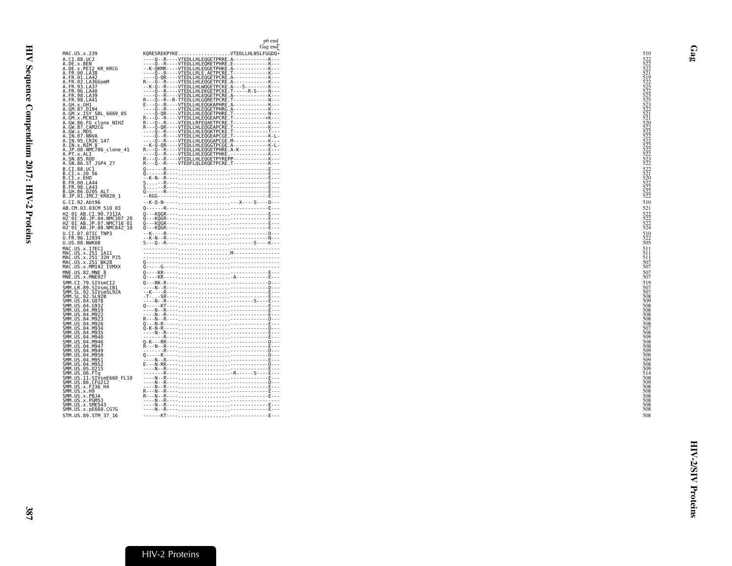```
                                 p6 end
                                 Gag end
MAC.US.x.239                KQRESREKPYKE.................VTEDLLHLNSLFGGDQ*          510
A.CI.88.UC2                 ----Q--R----VTEDLLHLEQGETPRRE.A-----------K---          522
A.DE.x.BEN                  ----Q--R----VTEDLLHLEQRETPHRE.E-----------K---          522
A.DE.x.PEI2_KR_KRCG         --K-QKMR----VTEDLLHLEQGETPHKE.A-----------K---          522
A.FR.00.LA38                ----Q--R----VTEDLLRLE.AETPCRE.T-----------K---          521
A.FR.01.LA42                ----Q-QR----VTEDLLHLEQGETPCRE.A-----------K---          519
A.FR.02.LA36GomM            R---Q--R----VTEDLLHLEQGETPCRE.A-----------K---          522
A.FR.93.LA37                --K-Q--R----VTEDLLHLWQGETPCKE.A---S-------K---          525
A.FR.96.LA40                ----Q--R----VTEDLLHLEKGETPCKE.T-----R-S----N---          522
A.FR.98.LA39                ----Q--R----VTEDLLHLEQGETPCRE.A-----------K---          525
A.FR.98.LA41                R---Q--R--R-TTEDLLHLGQRETPCRE.T-----------N---          525
A.GH.x.GH1                  E---Q--R----VTEDLLHLEQGKAPHRE.A-----------K---          523
A.GM.87.D194                ----Q--R----VTEDLLHLEQGETPHRG.A-----------K---          522
A.GM.x.ISY_SBL_6669_85      ----Q-QR----VTEDLLHLEQGETPHRE.T-----------N---          521
A.GM.x.MCN13                R---Q--R----VTEDLLHLEQGEAPCRE.T-----------*K---         521
A.GW.86.FG_clone_NIHZ       R---Q--R----VTEDLLRLFEQAETPCRE.T-----------K---         520
A.GW.87.CAM2CG              R---Q-QR----VTEDLLHLEQGEAPCRE.T-----------K---          522
A.GW.x.MDS                  ----Q--R----VTEDLLHLEQGKTPCKE.T-----------T---          522
A.IN.07.NNVA                ----Q--R----VTEDLLHLEQGEAPCGE.T-----------K-L-          522
A.IN.95.CRIK_147            ----Q--R----VTEDLLHLEQGGAPCGE.M-----------K---          522
A.IN.x.NIM_8                --K-Q-QR----VTEDLLHLEQGGTPCGE.A-----------K-L-          522
A.JP.08.NMC786_clone_41     R---Q--R----VTEDLLHLEQGETPHRE.A-K---------E---          522
A.PT.x.ALI                  ----Q--R----VTEDLLHLEQGETPHKE.------------K---          522
A.SN.85.ROD                 R---Q--R----VTEDLLHLEQGETPYREPP-----------K---          523
A.SN.86.ST_JSP4_27          R---Q--R----VTEDFLQLEKQETPCRE.T-----------K---          522
B.CI.88.UC1                 Q------R---------------------.------------E---          522
B.CI.x.20_56                Q------R---------------------.------------E---          521
B.CI.x.EHO                  --K-N--R---------------------.------------E---          520
B.FR.00.LA44                S......R---------------------.------------E---          522
B.FR.98.LA43                S......R---------------------.------------E---          522
B.GH.86.D205_ALT            Q------R---------------------.------------E---          522
B.JP.01.IMCJ_KR020_1        --KGG------------------------.------------E---          522
G.CI.92.Abt96               --K-Q-N----------------------.---X----S----D---         510
AB.CM.03.03CM_510_03        Q------R---------------------.------------E---          521
H2_01_AB.CI.90.7312A        Q---KQGR---------------------.------------E---          522
H2_01_AB.JP.04.NMC307_20    Q---KQGR---------------------.------------E---          522
H2_01_AB.JP.07.NMC716_01    Q---KQGR---------------------.------------E---          522
H2_01_AB.JP.08.NMC842_10    Q---KQGR---------------------.------------E---          524
U.CI.07.07IC_TNP3           --K----R---------------------.------------D---          510
U.FR.96.12034               --K-N--R---------------------.------------N---          522
U.US.08.NWK08               S---Q--R---------------------.--------S----K---         505
MAC.US.x.17EC1              -----------------------------.----------------          511
MAC.US.x.251_1A11           -----------------------------.M---------------          511
MAC.US.x.251_32H_PJ5        -----------------------------.----------------          511
MAC.US.x.251_BK28           Q----------------------------.----------------          507
MAC.US.x.MM142_IVMXX        Q-----G----------------------.----------------          507
MNE.US.82.MNE_8             Q----KR----------------------.------------E---          507
MNE.US.x.MNE027             Q----KR----------------------.-A----------E---          507
SMM.CI.79.SIVsmCI2          Q---RK-R---------------------.------------D---          519
SMM.LR.89.SIVsmLIB1         ----N--R---------------------.------------D---          507
SMM.SL.92.SIVsmSL92A        --K----R---------------------.------------E---          507
SMM.SL.92.SL92B             -T-...-SR--------------------.------------E---          508
SMM.US.04.G078              ----N--R---------------------.--------S----E---         509
SMM.US.04.G932              Q-----KT---------------------.------------E---          508
SMM.US.04.M919              ----N--R---------------------.------------E---          508
SMM.US.04.M922              ----N--R---------------------.------------E---          508
SMM.US.04.M923              R---N--R---------------------.------------D---          508
SMM.US.04.M926              Q---N-R----------------------.------------E---          508
SMM.US.04.M934              Q-K-N-R----------------------.------------D---          507
SMM.US.04.M935              ----N--R---------------------.------------E---          508
SMM.US.04.M940              -------R---------------------.------------E---          509
SMM.US.04.M946              Q-K---RR---------------------.------------D---          508
SMM.US.04.M947              R---N--R---------------------.------------E---          508
SMM.US.04.M949              -------R---------------------.------------D---          509
SMM.US.04.M950              Q-----R----------------------.------------D---          508
SMM.US.04.M951              ----N--R---------------------.------------E---          509
SMM.US.04.M952              E---N-RR---------------------.------------D---          508
SMM.US.05.D215              ----N--R---------------------.------------E---          509
SMM.US.06.FTq               -------R---------------------.-R------S----E---         514
SMM.US.11.SIVsmE660_FL10    ----N--R---------------------.------------E---          508
SMM.US.86.CFU212            ----N--R---------------------.------------D---          509
SMM.US.x.F236_H4            ----N--R---------------------.------------E---          508
SMM.US.x.H9                 R---N--R---------------------.------------E---          508
SMM.US.x.PBJA               R---N--R---------------------.------------E---          508
SMM.US.x.PGM53              ----N--R---------------------.----------------          508
SMM.US.x.SME543             ----N--R---------------------.------------E---          508
SMM.US.x.pE660.CG7G         ----N--R---------------------.------------E---          508
STM.US.89.STM_37_16         ------KT---------------------.------------E---          508
```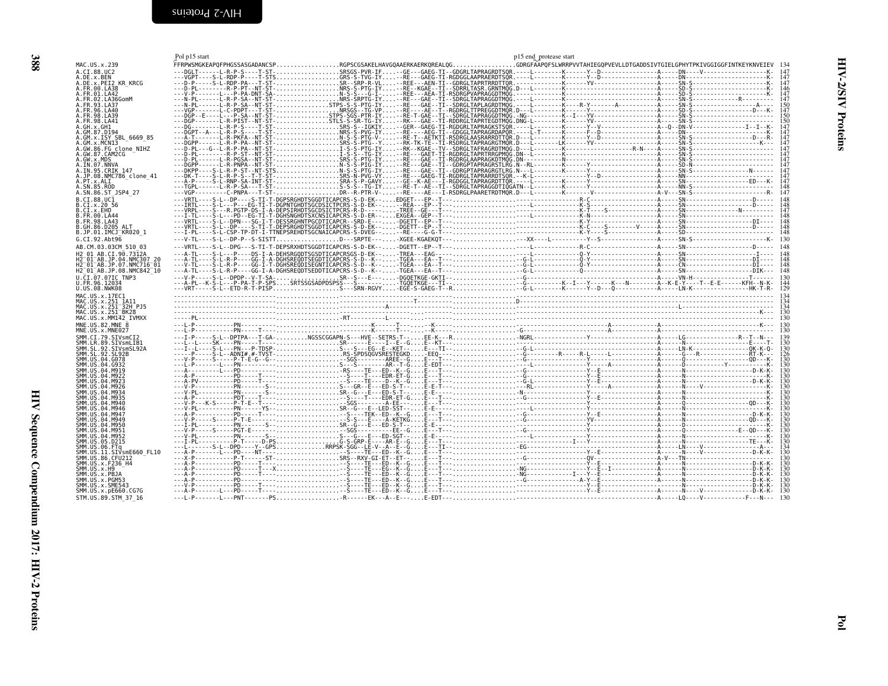# HIV-2/SIV Proteins

## Pol

```
                      Pol p15 start                                                                                              p15 end protease start
MAC.US.x.239          FFRPWSMGKEAPQFPHGSSASGADANCSP.................RGPSCGSAKELHAVGQAAERKAERKQREALQG.................GDRGFAAPQFSLWRRPVVTAHIEGQPVEVLLDTGADDSIVTGIELGPHYTPKIVGGIGGFINTKEYKNVEIEV  134
A.CI.88.UC2           ---DGLT-----L-R-P-S----T-ST-..................SRSGS-PVR-IF....--GE---GAEG-TI--GDGRLTAPRAGRDTSQR.-----L--------K------Y--D-----------------A------DN-----V-----------------K-  147
A.DE.x.BEN            ---VGPT-----S-L-RDP-P----T-STS................GRS-S-TVG-IY....--RE---GAEG-TI-RGDGGLAAPRAERDTSQR.-----L--------K------Y--D-----------------A------DN-------------------------K-  147
A.DE.x.PEI2_KR_KRCG   ---D-P------S-L-RDP-PA----T-ST-...............SR--SRP-R-VL.....-REE---AEN-TI--GDRGLTAPRTRRDTTQR.---------------K------YV-------------------A------SN-S-------------------------  147
A.FR.00.LA38          ---D-PL---------R-P-PT--NT-ST-................NRS-S-PTG-IY.....-RE--KGAE--TI--SDRRLTASR.GRNTMQG.D------L--------K-----------------------A------SD-S-----------------------K-  146
A.FR.01.LA42          ---V-P-------L---P-PA-DNT-SA-.................N-S-S---G-I-.....-REE---AEA-TI-RSDRGPVAPRAGGDTMQG.----------------K-----------------------A------SD-S-----------------------K-  147
A.FR.02.LA36GomM      ---N-PL------L-R-P-SA--NT-ST-.................NRS-SRPTG-IY.....-RE---GAE--TI--SDRGLTAPRAGGDTMQG.----L-------K----------------------A------SN-S----------------R------- 147
A.FR.93.LA37          ---N-PL------L-R-P-SA--NT-ST-...............STPS-S-S-PTG-IY.....-RE---GAE--TI--SDRGLTAPLAGRDTMQG.----L-------K------R-Y-------A-----------A------SN-S-----------------A---  150
A.FR.96.LA40          ---VGP-------L-C-PDPT---T-ST-.................NRSGS---TG-VP....-RE----AE--T--RGDRGLTTPREGGDTMQR.D---L--------K------Y-----------------------A------SD-S-------------------D---K-  147
A.FR.98.LA39          ---DGP--E----L---P-SA--NT-ST-...............STPS-SGS-PTR-IY....-RE-T-GAE--TI--SDRGLTAPRAGGDTMQG.-NG-----------K--I---YV-------------------A------SN-S-------------------------  150
A.FR.98.LA41          ---DGP-------L-R-PIST--NT-ST-...............STLS-S-SR-TG-IY....-RK---GAE--TI-RDDRGLTAPRTEGDTMQG.DNG-L--------K------YV-------------------A------SN-S-------------------------  150
A.GH.x.GH1            ---DG--------L-R-P-S----T-ST-.................SRS-S--IGKIY....--GER--GAEG-TI-RGDGRLTAPRAGKSTSQR.-----L--------K------Y--V--------------A--Q--DN-V--------------I--I--K-  147
A.GM.87.D194          ---DGPT--A---L-R-P-S----T-ST-.................NRS-S-PTG-IY....-RE---AEG-TI--GDGGLTAPRAGRDAPQR.-----L-T-------K------Y--D-----------------A------DN-------------------------K-  147
A.GM.x.ISY_SBL_6669_85 ---A-T-------L-R-PKFA--NT-ST-.................N-S-S-PTG-V-.....-RE-T--AETKTI-RSDRGLAASRARRDTTQR.D------L--------K------Y--D-----------------A------SN-S----------------D---R-  147
A.GM.x.MCN13          ---DGPP------L-R-P-PA--NT-ST-.................SRS-S-PTG--Y.....-RK-TK-TE--TI-RSDRGLTAPRAGRGTMQR.D---L--------LK------YV--------------------A------SN-S--------------------K---  147
A.GW.86.FG_clone_NIHZ ---D-P---G---L-R-P-PA--NT-ST-.................I-S-S-PTG-IY....--RK--KGAE--TV--SDRGLTAFRAGRDTMQG.D------L---------K-------------------R-N----A------SN-S-------------------------  147
A.GW.87.CAM2CG        ---D-PL------L-R-P-ST--NT-ST-.................I-S-S--TG-IY....--RE---GAET-TI-RGDRGLTAPRTRRGPMQG.DN--L--------K-----------------------A------SN-S-------------------------  147
A.GW.x.MDS            ---D-PL------L-R-PGSA--NT-ST-.................SRS-S-PTG-IY....--RE---GAE--TI-RGDRGLAAPRAGKDTMQG.DN-----------N-----------------------A------SN-S-------------------------  147
A.IN.07.NNVA          ---DGPP------L-R-PNPA--NT-ST-.................N-S-S-PTG-IY....--RE---GAE--TI--GDRGPTAPRAGRSTLRG.N--RL--------K------Y-----------------------A------SD-N-------------------------  147
A.IN.95.CRIK_147      ---DKPP------S-L-R-P-ST--NT-STS...............N-S-S-PTG-IY....--RE---GAE--TI--GDRGPTAPRAGRGTLRG.N--L--------K------Y--------------------A------SN-S--------------N--------  147
A.JP.08.NMC786_clone_41 ---DK-T----S-L-R-P-S--T-T-ST-.................SRS-N-PVG-VY....--RE---GAEG-TI-RGDRGLTAPRARRDTSQR.--K-L-------K------Y--D-----------------A------NN-------------------------  147
A.PT.x.ALI            ---A-P------S-L-RNP-SA-INT-ST-................SRA-S-P-GAVY....--GE--K-AE---I-RGDGGLTAPRAGRDTTQR.-----L--------K------Y-----------------------A------SN-S----------------ED---K-  147
A.SN.85.ROD           ---TGPL---------L-R-P-SA---T-ST-..............S-S-S--TG-IY....--RE-T--AE--TI--SDRGLTAPRAGGDTIQGATN--L--------K------Y-----------------------A------NN-S-------------------------  148
A.SN.86.ST_JSP4_27    ---VGP-----------C-PNPA---T-ST-...............DR--R-PTR-V-.....--RE----AE---I-RSDRGLPAARETRDTMQR.D---L--------K--------V--------------------A-V---SN-S--------------------R-  147
B.CI.88.UC1           ---VRTL-----S-L--DP----S-TI-T-DGPSRGHDTSGGDTICAPCRS-S-D-EK......EDGET---EP--T----.......................----------------------R-C------------------A------SN------------------D-----  148
B.CI.x.20_56          ---IRTL-----S-L---P---EG-TI-T-DGPNTGHDTSGCDSICTPCRS-S-D-EK......-REA---EP--T----.......................----------------------K-S------------------A------SN------------------D-----  148
B.CI.x.EHO            ---VRPL-----S---R.PGTP-DS-I-A-DEPSIRHDTSGCDSICTPCRS-R-D----......-TREE--GE--T----.......................----------------------K-T----S-------------A------SN-----------N-------------  147
B.FR.00.LA44          ---I-TL-----S-L---PD--EG-TI-T-DGHSNGHDTSXCNSICAPCRS-S-D-ER......EXGEA--GEP--T----.......................-----L----------------K-N-----------------A------SN------------------------  148
B.FR.98.LA43          ---VRTL-----S-L--DPN---SG-I-T-DESSRGHNTPGCDTICAPCR--SRD-E-......-DGETT--EP--T----.......................----------------------K-Y-----------------A------SN------------------DI----  148
B.GH.86.D205_ALT      ---VRTL-----S-L--DP----S-TI-T-DEPSRGHDTSGGDTICAPCRS-S-D-EK......-DGETT--EP--T----.......................----------------------K-C----S-------V-----A------SN------------------------  148
B.JP.01.IMCJ_KR020_1  ---I-PL-----S-L-CSP-TP-DT-I-TTNEPSREHDTSGCNAICAPCRS-S-DVEG-......--RE---G-G-T----.......................----------------------K-Y----S-------------A------SD------------------------  148
G.CI.92.Abt96         ---V-TL-----S-L---DP-P--S-SISTT..................D----SRPTE-.....-XGEE-KGAEKQT---.......................---XX----L----------Y---S---------------A------SN-S----------------------K-  130
AB.CM.03.03CM_510_03  ---VRTL-----S-L--DPG---S-TI-T-DEPSRXHDTSGGDTICAPCRS-S-D-EK......-DGETT--EP--T----.......................----------------------R-C------------------A------SN------------------D-----  148
H2_01_AB.CI.90.7312A  ---A-TL-----S-L---P----DS-I-A-DEHSRGQDTSGSDTICAPCRSGS-D-EK......-TREA---EAG-----.......................-----L----------------Q-Y-----------------A------SN-----------------------I----  148
H2_01_AB.JP.04.NMC307_20 ---A-TL-----S-L-R-P----GG-I-A-DGHSREQDTSEGDTICAPCRS-S-D--K......-TGEA---EA--T----.......................----G-L--------------Q-Y-----------------A------SN----------------------DI---  148
H2_01_AB.JP.07.NMC716_01 ---V-TL-----S-L-R-P----GG-I-T-DGHSREQDISEGNTICAPCRS-S-D--K......-TGEA---EA--T----.......................----G-L--------------Q-Y-----------------A------CN----------------------DI---  148
H2_01_AB.JP.08.NMC842_10 ---A-TL-----S-L-R-P----GG-I-A-DGHSREQDTSEDDTICAPCRS-S-D--K......-TGEA---EA--T----.......................----G-L--------------Q--------------------A------SN----------------------DIK--  148
U.CI.07.07IC_TNP3     ---V-P------S-L--DPDP--V-T-SA-..................SR--S----E-.......-DGQETKGE-GKTI---.......................----G----------------------------------A------VN-H------------T-------  130
U.FR.96.12034         ---A-PL--K-S-L---P-PA-T-P-SPS....SRTSSGSADPDSPSS---S--------.....-TGQETKGE---TI---.......................----G-------K--I---Y-------K---N-------A--K-E-Y----T--E-E------KFH--N-K-  144
U.US.08.NWK08         ---VRT------S-L--ETD-R-T-PISP.................S---SRN-RGVY.......-EGE-S-GAEG-T--R.........................----G-L--------K------Y--D---Q---------A------LN-K---------------HK-T-R-  129
MAC.US.x.17EC1        ---------------------------------------------------------------------------..............................------------------------------------------------------------------------  134
MAC.US.x.251_1A11     ----------------------------------------------------------------------------T---------...........D---------------------------------------------------------------------------------  134
MAC.US.x.251_32H_PJ5  -------------------------------------------------------------A------------..............................-----------------------------------L------------------------------------  134
MAC.US.x.251_BK28     ------------------------------------------------------------------------...................................----------------------------------------------------------------K---  130
MAC.US.x.MM142_IVMXX  -----PL---------------------------------------------RT---------L-------..........................................----------------------------------------------------------------------  130
MNE.US.82.MNE_8       ---L-P-------------PN-----------------------------K--------T----.......K------............................----------------------A---------------A------------------------------K---  130
MNE.US.x.MNE027       ---L-P-------------PN------T-----------------------K-------T----.......K------.........................-G-----------------------A---------------A---------------------------------  130
SMM.CI.79.SIVsmCI2    ---I-P------S-L--DPTPA---T-GA-.........NGSSCGGAPN-S---HVE--SETRS-T-....EE-K---R.......................-NGRL-----------------Y-----------------A------LG--------------R--T--N---  139
SMM.LR.89.SIVsmLIB1   ---L--L----SK-----PN------T---...........SR-----E----I--E--G....E--KT---.......................---------------------------------------A------N---------------------------E---T-  130
SMM.SL.92.SIVsmSL92A  ---I--L-----S-L---PN----P-TDSP-..........S----S---EG--E--KET--....E---TI--.......................-G-L---------------------------------A------LN-K------------------QK-K-Q-  130
SMM.SL.92.SL92B       ---P--------S-L--ADNI#.#-TVST-.........RS-SPDSQGVSRESTEGKD.....EEQ-----.......................-G--------R-----R-L-----L-------------A------G----R-----------------RT-K----  126
SMM.US.04.G078        ---V-P------S------P-T-E-G--G-...........-SGS--------AREE--G....E---T---.......................-G-----------------Y-----------------A------Q---------------------QD---K-  130
SMM.US.04.G932        ---L-P---------L---PN-----------.........S---S------AR--T-G....E-EDT---.......................-----L----------------Y-----A-----------A------D----------Y----------------K-  130
SMM.US.04.M919        ---A--------L---PD-------------...........-RS-----TE---ED--K--G....E---T---.......................-G-----------------Y--E----------------A------N--------------------D-K-K-  130
SMM.US.04.M922        ---A-P----------PD------T-----...........--S----T----EDR-ET-G....E---T---.......................-G-----------------Y--E----------------A------N------------------------K-  130
SMM.US.04.M923        ---A-PV---------PD------T-----...........--S----TE-----D--K--G....E---T---.......................-G-L-----------------Y--E----------------A------N--------------------D-K-K-  130
SMM.US.04.M926        ---V-P----------PN--------------.........S---GR--E----ED-S-T--....E-E-T---.......................--RL-----------------Y--E------A---------A------N-------V-----------------K-  130
SMM.US.04.M934        ---V-PL---------PN--------S-----.........SR--G---E---ED-S-T--....E-E-----.......................-N-----------------------------------A------N------------------------K-  130
SMM.US.04.M935        ---A-P----------PDT-----T-----...........--S----T----EDR-ET-G....E---T---.......................-G-----------------Y--E----------------A------N------------------------K-  130
SMM.US.04.M940        ---V-P---K-S----P-T-E--T-------..........-SGS----------A-EE-.-G....E---T---.......................----------------------Y-----------------A------N---------------------QD---K-  130
SMM.US.04.M946        ---V-PL---------PN------YS------.........SR--G---E--LED-SST--....E-E-----.......................-----L----------------Y-----------------A------N------------------------K-  130
SMM.US.04.M947        ---A-P----------PD------T-----...........--S----TEK--ED--K--G....E---T---.......................-G-----------------Y--E----------------A------N--------------------D-K-K-  130
SMM.US.04.M949        ---V-P----S-----P-T-E-----------.........-S-S----E----A-KETKG....E---T---.......................-G-----------------YV----------------A------N---------------------QD---K-  130
SMM.US.04.M950        ---I-PL---------PN--------S-----.........SR--G---E---ED-S-T--....E-E-----.......................-----------------------------------A------N------------------------K-  130
SMM.US.04.M951        ---V-P----S-----PGT-E-----------.........-SGS------------EE--G....E---T---.......................-G-----------------Y-----------------A------Q---------------------E--QD---K-  130
SMM.US.04.M952        ---V-PL---------PN--------S-----.........S---G---E---ED-SGT--....E-E-----.......................-----L----------------Y-----------------A------N------------------------K-  130
SMM.US.05.D215        ---I-PL-----------P-T-----D-PS..........G-S-GRP-E---AR-E--G....E---T---.......................-G---------------I---Y-----------------A------N-----------------------TE---K-  130
SMM.US.06.FTq         ---V-P----S-L--DPD-----Y--GPS.......RRPSK-SGG--LE-V--A---E--G....E---TI--.......................-EG-----------------------------------A------LN-----V-------------------A---  134
SMM.US.11.SIVsmE660_FL10 ---A-P--------L---PD-----NT-----...........-S----TE---ED--K--G....E---T---.......................-------------------Y--E----------------A------N-----V-----------------D-K-K-  130
SMM.US.86.CFU212      ---X-P------------P-T-----ST-...........SRS--RXV-GI-ET--ET-....E---T---.......................-G-----------------QV-----------------A-V---TN-------------------------------  130
SMM.US.x.F236_H4      ---A-P----------PD------T-----...........--S----TE---ED--K--G....E---T---.......................----------------------Y--E----------------A------N--------------------D-K-K-  130
SMM.US.x.H9           ---A-P----------PD------T---X---.........--S----TE---EG--K--G....E---T---.......................-NG------------------Y--E--I----------A------N---------------------QD---K-  130
SMM.US.x.PBJA         ---A-P----------PD------T-----...........--S----TE---ED--K--G....E---T---.......................-NG-------------I---Y--E----------------A------N--------------------D-K-K-  130
SMM.US.x.PGM53        ---A-P----------PD------T-----...........--S----TE---ED--K--G....E---T---.......................-G-----------------A-Y--E----------------A------N--------------------D-K-K-  130
SMM.US.x.SME543       ---V-P----------PD------T-----...........--S----TE---ED--K--G....E---T---.......................----------------------Y--E----------------A------N--------------------D-K-K-  130
SMM.US.x.pE660.CG7G   ---A-P-------L---PD------T-----..........--S----TE---ED--K--G....E---T---.......................----------------------Y--E----------------A------N-----V-----------------D-K-K-  130
STM.US.89.STM_37_16   ---L-P-------L---PNT-------PS...........-R-------EK---A--E----.....E-EDT---.......................---------------------------------A------LQ----V-----------F---N---  130
```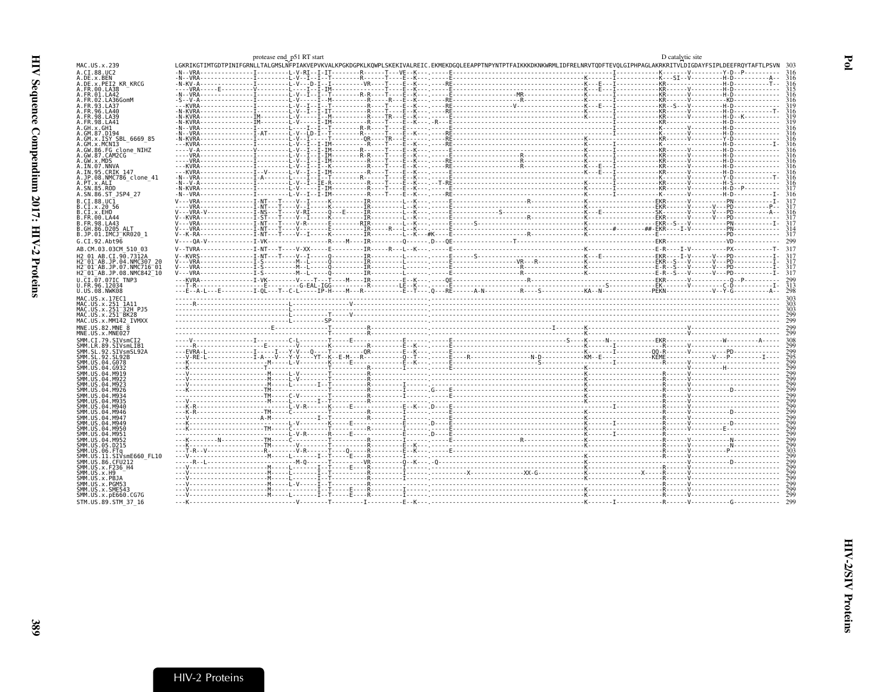protease end p51 RT start D catalytic site

```
MAC.US.x.239              LGKRIKGTIMTGDTPINIFGRNLLTALGMSLNFPIAKVEPVKVALKPGKDGPKLKQWPLSKEKIVALREIC.EKMEKDGQLEEAPPTNPYNTPTFAIKKKDKNKWRMLIDFRELNRVTQDFTEVQLGIPHPAGLAKRKRITVLDIGDAYFSIPLDEEFRQYTAFTLPSVN  303
```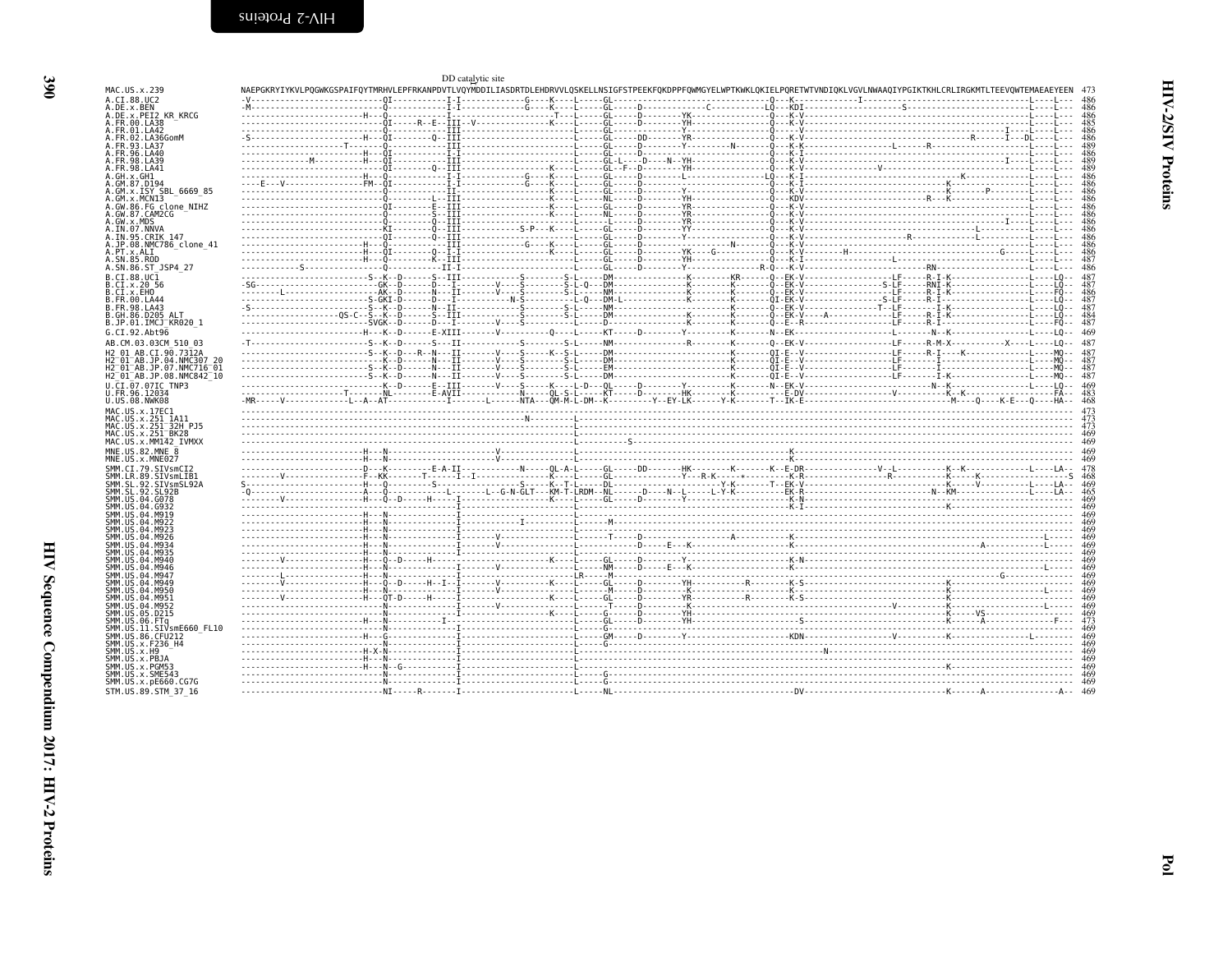HIV-2/SIV Proteins

DD catalytic site

```
MAC.US.x.239              NAEPGKRYIYKVLPQGWKGSPAIFQYTMRHVLEPFRKANPDVTLVQYMDDILIASDRTDLEHDRVVLQSKELLNSIGFSTPEEKFQKDPPFQWMGYELWPTKWKLQKIELPQRETWTVNDIQKLVGVLNWAAQIYPGIKTKHLCRLIRGKMTLTEEVQWTEMAEAEYEEN  473
A.CI.88.UC2                                                                                                                                                                          486
A.DE.x.BEN                                                                                                                                                                           486
A.DE.x.PEI2_KR_KRCG                                                                                                                                                                  486
A.FR.00.LA38                                                                                                                                                                         485
A.FR.01.LA42                                                                                                                                                                         486
A.FR.02.LA36GomM                                                                                                                                                                     486
A.FR.93.LA37                                                                                                                                                                         489
A.FR.96.LA40                                                                                                                                                                         486
A.FR.98.LA39                                                                                                                                                                         489
A.FR.98.LA41                                                                                                                                                                         489
A.GH.x.GH1                                                                                                                                                                           486
A.GM.87.D194                                                                                                                                                                         486
A.GM.x.ISY_SBL_6669_85                                                                                                                                                               486
A.GM.x.MCN13                                                                                                                                                                         486
A.GW.86.FG_clone_NIHZ                                                                                                                                                                486
A.GW.87.CAM2CG                                                                                                                                                                       486
A.GW.x.MDS                                                                                                                                                                           486
A.IN.07.NNVA                                                                                                                                                                         486
A.IN.95.CRIK_147                                                                                                                                                                     486
A.JP.08.NMC786_clone_41                                                                                                                                                              486
A.PT.x.ALI                                                                                                                                                                           486
A.SN.85.ROD                                                                                                                                                                          487
A.SN.86.ST_JSP4_27                                                                                                                                                                   486
B.CI.88.UC1                                                                                                                                                                          487
B.CI.x.20_56                                                                                                                                                                         487
B.CI.x.EHO                                                                                                                                                                           486
B.FR.00.LA44                                                                                                                                                                         487
B.FR.98.LA43                                                                                                                                                                         487
B.GH.86.D205_ALT                                                                                                                                                                     484
B.JP.01.IMCJ_KR020_1                                                                                                                                                                 487
G.CI.92.Abt96                                                                                                                                                                        469
AB.CM.03.03CM_510_03                                                                                                                                                                 487
H2_01_AB.CI.90.7312A                                                                                                                                                                 487
H2_01_AB.JP.04.NMC307_20                                                                                                                                                             487
H2_01_AB.JP.07.NMC716_01                                                                                                                                                             487
H2_01_AB.JP.08.NMC842_10                                                                                                                                                             487
U.CI.07.07IC_TNP3                                                                                                                                                                    469
U.FR.96.12034                                                                                                                                                                        483
U.US.08.NWK08                                                                                                                                                                        468
MAC.US.x.17EC1                                                                                                                                                                       473
MAC.US.x.251_1A11                                                                                                                                                                    473
MAC.US.x.251_32H_PJ5                                                                                                                                                                 473
MAC.US.x.251_BK28                                                                                                                                                                    469
MAC.US.x.MM142_IVMXX                                                                                                                                                                 469
MNE.US.82.MNE_8                                                                                                                                                                      469
MNE.US.x.MNE027                                                                                                                                                                      469
SMM.CI.79.SIVsmCI2                                                                                                                                                                   478
SMM.LR.89.SIVsmLIB1                                                                                                                                                                  468
SMM.SL.92.SIVsmSL92A                                                                                                                                                                 469
SMM.SL.92.SL92B                                                                                                                                                                      465
SMM.US.04.G078                                                                                                                                                                       469
SMM.US.04.G932                                                                                                                                                                       469
SMM.US.04.M919                                                                                                                                                                       469
SMM.US.04.M922                                                                                                                                                                       469
SMM.US.04.M923                                                                                                                                                                       469
SMM.US.04.M926                                                                                                                                                                       469
SMM.US.04.M934                                                                                                                                                                       469
SMM.US.04.M935                                                                                                                                                                       469
SMM.US.04.M940                                                                                                                                                                       469
SMM.US.04.M946                                                                                                                                                                       469
SMM.US.04.M947                                                                                                                                                                       469
SMM.US.04.M949                                                                                                                                                                       469
SMM.US.04.M950                                                                                                                                                                       469
SMM.US.04.M951                                                                                                                                                                       469
SMM.US.04.M952                                                                                                                                                                       469
SMM.US.05.D215                                                                                                                                                                       469
SMM.US.06.FTq                                                                                                                                                                        473
SMM.US.11.SIVsmE660_FL10                                                                                                                                                             469
SMM.US.86.CFU212                                                                                                                                                                     469
SMM.US.x.F236_H4                                                                                                                                                                     469
SMM.US.x.H9                                                                                                                                                                          469
SMM.US.x.PBJA                                                                                                                                                                        469
SMM.US.x.PGM53                                                                                                                                                                       469
SMM.US.x.SME543                                                                                                                                                                      469
SMM.US.x.pE660.CG7G                                                                                                                                                                  469
STM.US.89.STM_37_16                                                                                                                                                                  469
```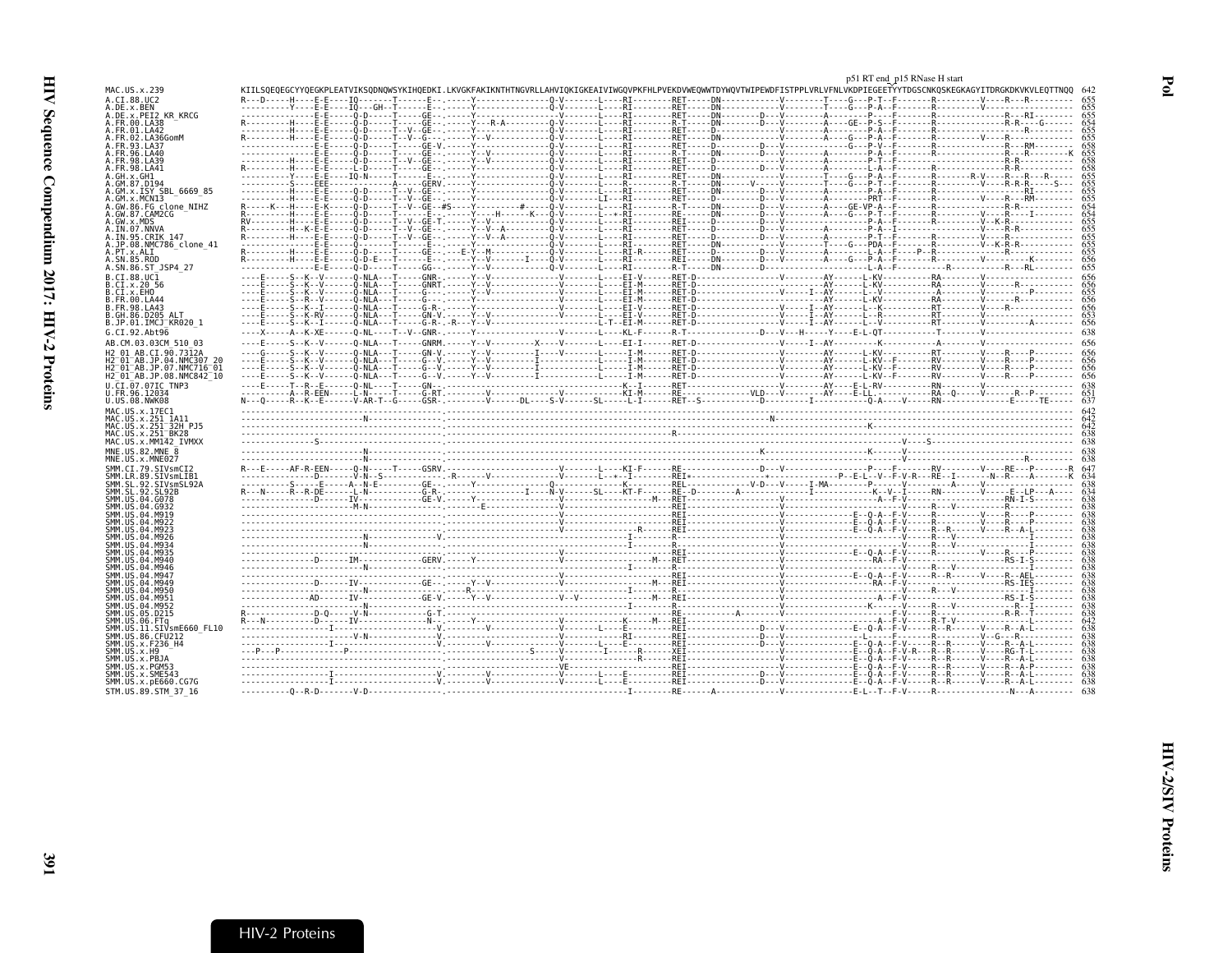```
                                                                                                                                                                      p51 RT end  p15 RNase H start
MAC.US.x.239              KIILSQEQEGCYYQEGKPLEATVIKSQDNQWSYKIHQEDKI.LKVGKFAKIKNTHTNGVRLLAHVIQKIGKEAIVIWGQVPKFHLPVEKDVWEQWWTDYWQVTWIPEWDFISTPPLVRLVFNLVKDPIEGEETYYTDGSCNKQSKEGKAGYITDRGKDKVKVLEQTTNQQ  642
A.CI.88.UC2               R---D-----H----E-E---IQ------T------E-.------Y---------------Q-V-------L----RI--------RET-----DN-----------V--------T----G---P-T--F-------R---------V-----R---R---------  655
A.DE.x.BEN                ----------Y----E-E---IQ---GH--T------E-.------Y---------------Q-V-------L----RI--------RET-----DN-----------V--------T----G---P-A--F-------R---------V---------------  655
A.DE.x.PEI2_KR_KRCG       ---------------E-E-----Q-D-----T------GE-.------Y---------------V-------L----RI--------RET-----DN--------D---V--------A---------P----F-------R---------------RI-------  655
A.FR.00.LA38              R---------H----E-E-----Q-D-----T------GE-.------Y---R-A---------Q-V-------L----RI--------R-T-----DN-------D---V--------A----GE--P-S--F-------R---------------R-R-----G-----  654
A.FR.01.LA42              ----------H----E-E-----Q-D-----T--V--GE-.------Y---------------Q-V-------L----RI--------RET-----D---------------------A---------P-A--F-------R-----------------R---------  655
A.FR.02.LA36GomM          R---------H----E-E-----Q-D-----T--V--GE-.------Y---------------Q-V-------L----RI--------RET-----DN-----------V--------A----G---P-V--F-------R---------V-----R-----------  655
A.FR.93.LA37              ---------------E-E-----Q-D-----T------GE-V.------Y--------------Q-V-------L----RI--------RET-----D---------D---V----------------G---P-V--F-------R---------------R---RM-------  658
A.FR.96.LA40              ---------------E-E-----Q-D-----T------GE-.------Y-V-------------Q-V-------L----RI--------R-T-----DN-------D---V--------A---------P-A--F-------R---------------R---R--------K  655
A.FR.98.LA39              ----------H----E-E-----Q-D-----T--V--GE-.------Y-V-------------Q-V-------L----RI--------RET-----D---------------------A---------P-T--F-------R---------------R-R----------  658
A.FR.98.LA41              R---------H----E-E-----L-D-----T------GE-.------Y---------------Q-V-------L----RI--------RET-----D---------D---V--------A---------L-A--F-------R---------------R-R----------  658
A.GH.x.GH1                ----------Y----E-E---IQ-N-----T------E-.------Y---------------Q-V-------L----RI--------RET-----DN-----------V--------T----G---P-A--F-------R--------R-V-----R---R---R----  655
A.GM.87.D194              ---------S----EEE-----------A-----GERV.------Y---------------Q-V-------L----RI--------RET-----DN-----V------V--------T----G---P-T--F-------R---------V-----R-R-R-----S---  655
A.GM.x.ISY_SBL_6669_85    ----------H----E-E-----Q-D-----T--V--GE-.------Y---------------Q-V-------L----RI--------RET-----DN-------D---V--------A---------P-A--F-------R----------------RI-------  655
A.GM.x.MCN13              ----------H----E-E-----Q-D-----T--V--GE-.------Y---------------Q-V------LI---RI--------RET-----D---------D---V--------A---------PRT--F-------R---------V-----R---RM-------  655
A.GW.86.FG_clone_NIHZ     R----K----E----E-K-----Q-D-----T--V--GE-#S----Y-------#--------Q-V-------L----RI--------RET-----DN-------D---V--------A----GE-VP-A--F-------R---------------R-R----------  654
A.GW.87.CAM2CG            R---------H----E-E-----Q-D-----T--V--GE-.------Y-----H------K---Q-V-------L--*-RI--------RE------DN-------D---V--------A----G---P-T--F-------R---------V-----R-----I------  654
A.GW.x.MDS                RV--------H----E-E-----Q-D-----T--V--GE-T.------Y-V-------------Q-V-------L----RI--------REI-----D---------D---V-------------------P-A--F-------R---------V--K-R-----------  655
A.IN.07.NNVA              R---------H--K-E-E-----Q-D-----T--V--GE-.------Y--V--A---------Q-V-------L----RI--------RET-----D---------D---V--------A---------P-A--I-------R---------V-----R-R----------  655
A.IN.95.CRIK_147          R---------H----E-E-----Q-D-----T--V--GE-.------Y--V--A---------Q-V-------L----RI--------RET-----D---------D---V--------A---------P-T--F-------R---------V-----R-R----------  655
A.JP.08.NMC786_clone_41   ---------------E-E-----Q-------T------E-.------Y---------------Q-V-------L----RI--------RET-----DN-----------V--------T----G---PDA--F-------R---------V--K-R-R-----------  655
A.PT.x.ALI                R---------H----E-E-----Q-D-----T------GE-.------E-Y--M---------Q-V-------L----RI-R-----RET-----D---------D---V--------A---------L-A--F------P--R---------------R-----------  655
A.SN.85.ROD               R---------H----E-E-----Q-D-E---T------E-.------Y--V-------I----Q-V-------L----RI--------RET-----DN-------D---V--------A----G---P-A--F-------R---------V-------------K------  656
A.SN.86.ST_JSP4_27        ---------------E-E-----Q-D-----T------GG-.------Y--V------------Q-V-------L----RI--------R-T-----DN-------D----------------------L-A--F------------R---------R---RL-------  655
B.CI.88.UC1               ----E-----S--K--V------Q-NLA---T-----GNR.------Y--V----------------V-------L----EI-V------RET-D-----------------V---------AY-------L-KV----------RA--------V----------------  656
B.CI.x.20_56              ----E-----S--K--V------Q-NLA---T-----GNRT.------Y--V----------------V-------L----EI-M------RET-D-----------------V---------AY-------L-KV----------RA--------V-------R--------  656
B.CI.x.EHO                ----E-----S--K--V------Q-NLA---T-----G--.------Y--V----------------V-------L----EI-M------RET-D-----------------V-----I--AY-------L--V----------A---------V-----------P------  655
B.FR.00.LA44              ----E-----S--R--V------Q-NLA---T-----G--.------Y--V----------------V-------L----EI-M------RET-D-----------------V---------AY-------L-KV----------RA--------V-------R--------  656
B.FR.98.LA43              ----E-----S--K--I------Q-NLA---T-----G-R.------Y--V----------------V-------L----EI-V------RET-D-----------------V---------AY-------L--K----------RT--------V-----R----------  656
B.GH.86.D205_ALT          ----E-----S--K-RV------Q-NLA---T-----GN-V.------Y--V----------------V-------L----EI-V------RET-D-----------------V-----I--AY-------L--R----------RT--------V----------------  653
B.JP.01.IMCJ_KR020_1      ----E-----S--K--I------Q-NLA---T-----G-R-.-R----Y--V----------------V-------L-T--EI-M------RET-D-----------------V-----I--AY-------L--V----------RT--------V-----------A------  656
G.CI.92.Abt96             ----X-----A--K-XE------Q-NL---T--V--GNR-.------Y---------------------V-------L----KL-F------R-T--------------------D--V--H-----Y----E-L-QT----------------T--------V----------------  638
AB.CM.03.03CM_510_03      ----E-----S--K--V------Q-NLA---T-----GNRM.------Y--V----------X----V-------L----EI-I------RET-D-----------------V-----I--AY-------------K----------A---------V----------------  656
H2_01_AB.CI.90.7312A      ----G-----S--K--V------Q-NLA---T-----GN-V.------Y--V---------I-----V-------L----I-M------RET-D-----------------V---------AY-------L-KV----------RT--------V-----R-----P------  656
H2_01_AB.JP.04.NMC307_20  ----E-----S--K--V------Q-NLA---T-----G--V.------Y--V---------I----------------L----I-M------RET-D-----------------V---------AY-------L-KV--F-------RV--------V-----R-----P------  656
H2_01_AB.JP.07.NMC716_01  ----E-----S--K--V------Q-NLA---T-----G--V.------Y--V---------I----------------L----I-M------RET-D-----------------V---------AY-------L-KV--F-------RV--------V-----R-----P------  656
H2_01_AB.JP.08.NMC842_10  ----E-----S--K--V------Q-NLA---T-----G--V.------Y--V---------I----------------L----I-M------RET-D-----------------V---------AY-------L-KV--F-------RV--------V-----R-----P------  656
U.CI.07.07IC_TNP3         ----E-----T--R--E------Q-NL----T-----GN-.-----------------------------------K--I-----RET--------------------V---------AY-----E-L-RV----------RN--------V----------------  638
U.FR.96.12034             ----------A--R-EEN-----L-N-----T-----G-RT.---------V----------------V-------KI-M------RE------------VLD---V---------AY-----E-LL.-----------RA--Q------V-------R--P------  651
U.US.08.NWK08             N---Q-----R--K--E------V-AR-T--G-----GSR-.---------V-----DL----S-V------SL-----L-I------RET--S---------------D--------I-----------Q-A-----V------RN--------------E-----TE-----  637
MAC.US.x.17EC1            ------------------------------------------.--------------------------------------------------------------------------------------------------------------------------------------  642
MAC.US.x.251_1A11         -------------------------N----------------.-----------------------------------------------------------------N---------------------------------------------------------------  642
MAC.US.x.251_32H_PJ5      ------------------------------------------.-------------------------------------------------------------------------------------K------------------------------------------  642
MAC.US.x.251_BK28         ------------------------------------------.----------------------------------------R----------------------------------------------------------------------------------------  638
MAC.US.x.MM142_IVMXX      --------------S---------------------------.---------------------------------------------------------------------------------------V----S-----------------------------------  638
MNE.US.82.MNE_8           -------------------------N----------------.-----------------------------------------------------------------K-------------------K------V----------------------------------  638
MNE.US.x.MNE027           -------------------------N----------------.---------------------------------------------------------------------------------------V--------------------------R-----------  638
SMM.CI.79.SIVsmCI2        R---E-----AF-R-EEN-----Q-N-----T-----GSRV.------------------------V-------L----KI-F------RE--------------D---V--------------P----F-------RV--------V-----RE---P-------R  647
SMM.LR.89.SIVsmLIB1       --------------D--------V-N--S-----------.-R------V------------------V-------L--+--I-------REI*----------------*--------------P--E-L--V--F-V-R---RE--I--------N--R-----A-------K  634
SMM.SL.92.SIVsmSL92A      ---------S-----E-----A--N-E-----------GE-.------Y-------------Q-----------------K--------REL--------V-D---V-----I-MA--------P--------V------------A----V----------------------  638
SMM.SL.92.SL92B           R---N-----R--R-DE------L-N-----------G-R-.------Y------------I-----N-V-----SL---KT-F------RE--D--------A---------I------------K--V--I-----RN--------V------E--LP---A---  634
SMM.US.04.G078            ---------------D-----IV-----------GE-V.------Y--------------------V-------------M---REI------------------V------------------A--F-V------------------RN-I-S----------  638
SMM.US.04.G932            -------------------------M-N-------------.----------E-----------------V-----------------REI-----------------V-------------------------R--V---------R--------------------  638
SMM.US.04.M919            ------------------------------------------.------------------------V---------------------REI-----------------V-----------------E--Q-A--F-V------R---------V-----R---P--------  638
SMM.US.04.M922            ------------------------------------------.------------------------V---------------------REI-----------------V-----------------E--Q-A--F-V------R---------V-----R---P--------  638
SMM.US.04.M923            ------------------------------------------.------------------------V-----------R-------REI-----------------V-----------------E--Q-A--F-V------R--R-------V-----R--A-L--------  638
SMM.US.04.M926            -------------------------N-----------------V.------------------------------------I---------R-------------------V-----------------------------V------R---V---------I--------  638
SMM.US.04.M934            -------------------------N----------------.--------------------------------------I---------R-------------------V-----------------------------V------R---V---------I--------  638
SMM.US.04.M935            ------------------------------------------.-----------------------V--------------------REI-----------------V-----------------E--Q-A--F-V------R---------V-----R---P--------  638
SMM.US.04.M940            ---------------D-------IM-------------GERV.------Y-------------------V-------------M---RET-----------------V------------------RA--F-V------------------RS-I-S----------  638
SMM.US.04.M946            -------------------------N----------------.--------------------------------------I---------R-------------------V-----------------------------V------R--V---------I--------  638
SMM.US.04.M947            ------------------------------------------.------------------------V---------------------REI-----------------V-----------------E--Q-A--F-V------R--R-------V-----R--AEL--------  638
SMM.US.04.M949            ---------------D-------IV-------------GE-.------Y--V---------------V-------------M---REI-----------------V------------------RA--F-V------------------RS-IES----------  638
SMM.US.04.M950            -------------------------N----------------.-R---------------------------------------I--------R-------------------V-----------------------------V------R---V---------I--------  638
SMM.US.04.M951            ---------------AD------IV-------------GE-V.------Y--V-----------V--V----------M---REI-----------------V------------------A--F-V------------------RS-I-S----------  638
SMM.US.04.M952            -------------------------N----------------.--------------------------------------I---------R-------------------V-----------------K------V------R---V---------R--I--------  638
SMM.US.05.D215            R--------------D-Q-----V-N-----------G-T.------------------------------------------------RE-----------------V-----------------------F-V------R------------R-R--T--------  638
SMM.US.06.FTq             R---N-----------D------IV-------------N-.------Y-------------------------K--------M---REI------A------------V-----------------------A--F-V------R-T-V----------------L--------  647
SMM.US.11.SIVsmE660_FL10  --------------------I---------------------V.---------V----------------V-------L----E-------REI-----------------D---V--------------E--Q-A--F-V------R--R-------V-----R--A-L--------  638
SMM.US.86.CFU212          -------------------------V-N-------------V.------------------------V---------------RI--------REI-----------------D---V-----------------L-----F-V------R---------V--G---R-----------  638
SMM.US.x.F236_H4          --------------------I---------------------V.---------V----------------V-------L----E-------REI-----------------D---V--------------E--Q-A--F-V------R--R-------V-----R--A-L--------  638
SMM.US.x.H9               ---P---P-------------P--------------------.----------------------S-----V--------I------R-------XEI-----------------V-----------------E--Q-A--F-V-R---R--R-------V-----RG-T-L--------  638
SMM.US.x.PBJA             ------------------------------------------.------------------------V-----------------R-------REI-----------------V-----------------E--Q-A--F-V------R--R-------V-----R--A-L--------  638
SMM.US.x.PGM53            ------------------------------------------.------------------------VE-------------------REI-----------------V-----------------E--Q-A--F-V------R--R-------V-----R--A-P--------  638
SMM.US.x.SME543           --------------------I---------------------V.---------V----------------V-------L----E-------REI-----------------D---V--------------E--Q-A--F-V------R--R-------V-----R--A-L--------  638
SMM.US.x.pE660.CG7G       --------------------I---------------------V.---------V----------------V-------L----E-------REI-----------------D---V--------------E--Q-A--F-V------R--R-------V-----R--A-L--------  638
STM.US.89.STM_37_16       -----------Q--R-D-------V-D---------------.--------------------------------------I--------RE------A-------------V-----------------E-L--T--F-V------R-----------------N---A---------  638
```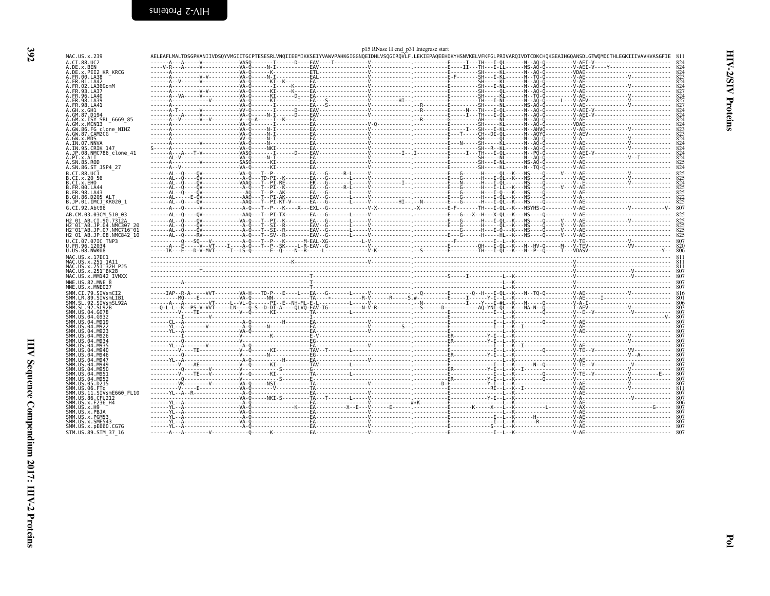p15 RNase H end_p31 Integrase start

```
MAC.US.x.239              AELEAFLMALTDSGPKANIIVDSQYVMGIITGCPTESESRLVNQIIEEMIKKSEIYVAWVPAHKGIGGNQEIDHLVSQGIRQVLF.LEKIEPAQEEHDKYHSNVKELVFKFGLPRIVARQIVDTCDKCHQKGEAIHGQANSDLGTWQMDCTHLEGKIIIVAVHVASGFIE  811
A.CI.88.UC2               ------A---A-----V------------VASQ-------I------D----EAV----I-----------V-------------.-----------E------I---IH---I-QL------N--AQ-Q---------V-AEI-V-------------------------  824
A.DE.x.BEN                ----V-R---A-----V------------VA-Q------N-I---------EAV-----------------V-------------.-----------E-----II---TH---I-LL------NS-AQ-Q---------V-AEI-V-----Y-------------------  824
A.DE.x.PEI2_KR_KRCG       ------A----------------------VA-Q-------K----------ETL-----------------V-------------.-----------E---------SH-----KL------N--AQ-Q---------VDAE-----------------------------  824
A.FR.00.LA38              ------A---------V-V----------VA-Q------N-I---------EAL-----------------V-------------.-----------E-F-------SH---I-KL------N--TQ-Q---------V-AE----------------V------------  823
A.FR.01.LA42              ------A--V------V------------VA-Q------KI--K-------EA------------------V-------------.-----------E---------SH-----KL------N--AQ-Q---------V-AE-----------------------------  824
A.FR.02.LA36GomM          ------A----------------------VA-Q-------I-----K----EA------------------V-------------.-----------E---------SH---I-NL------N--AQ-Q---------V-AE----------------V------------  824
A.FR.93.LA37              ------A---------V-V----------VA-Q------KI------K---EA------------------V-------------.-----------E---------SH-----QL------N--AQ-Q---------V-AE-----------------------------  827
A.FR.96.LA40              ------A--VA-----V------------VA-Q------KI-------D--EA------------------V-------------.-----------E---------SH-----KL------N--TQ-Q---------V-AE----------------V------------  824
A.FR.98.LA39              ------A----------------------VA-Q------KI------I---EA--S---------------V---------HI--.-----------E---------TH---I-NL------N--AQ-Q-----L---V-AEV---------------V------------  827
A.FR.98.LA41              ------A----------------------VA-Q-------I----------EA--S---------------V-------------.--R--------E---------SH-----NL------NS-AQ-Q---------V-AE----------------V------------  827
A.GH.x.GH1                ------A-T-------V------------VV-Q-------I-------D--EAV-----------------V-------------.--R--------E-----M---TH---I-QL------N--AQ-Q---------V-AEI-V-------------------------  824
A.GM.87.D194              ------A---A-----V------------VA-Q------N-I------D--EAV-----------------V-------------.-----------E-----I---TH---I-QL------N--AQ-Q---------V-AEI-V-------------------------  824
A.GM.x.ISY_SBL_6669_85    ------A--V------V--V---------V--Q-A-----I-K--------EA------------------V-------------.--R--------G---------AH-----NL------N--AQ-Q---------V-AE-----------------------------  824
A.GM.x.MCN13              ------A----------------------VA-Q-------I----------EA------------------V-Q-----------.-----------E---------SH-----KL------N--AQ-Q---------VDAE-----------------------------  824
A.GW.86.FG_clone_NIHZ     ------A----------------------VA-Q------N-I---------EA------------------V-------------.-----------E-----I---SH---I-KL------N--AHVQ---------V-AE-----------------------------  823
A.GW.87.CAM2CG            ------A----------------------VA-Q------N-I---------EA------------------V-------------.-----------E---T-----CH--DI-QL------N--AQYQ---------V-AEV----------------------------  823
A.GW.x.MDS                ------A----------------------VV-Q------N-I---------EA------------------V-------------.-----------E---------SH-----QL------N--AQ-Q---------V-A-----------------V------------  824
A.IN.07.NNVA              ------A---------V------------VA-Q------N-----------EA------------------V-------------.-----------E--N------SH-----KL------N--AQ-Q---------V-AE----------------V------------  824
A.IN.95.CRIK_147          S-----A----------------------VA-Q------NKI---------EA------------------V-------------.-----------E---------SH--R--KL------N--AQ-Q---------V-AE----------------V------------  824
A.JP.08.NMC786_clone_41   ------A---A---T-V------------VASQ-------I-------D--EAV-----------------V----------I--.I----------E-----I---TH---I-QL------N--PQ-Q---------V-AEI-V-------------------------  824
A.PT.x.ALI                ------AL-V-------------------VA-Q------N-I---------EA------------------V-------------.-----------E---------SH-----NL------N--AQ-Q---------V-AE--------------------V--I-----  824
A.SN.85.ROD               ------A---------V------------SASQ------KI----------EA------------------V-------------.-----------E---------SH---I-NL------NS-AQ-Q---------V-AE-----------------------------  825
A.SN.86.ST_JSP4_27        ------A--V-------------------VA-Q------KI----------EA------------------V-------------.-----------E---------SH-----KL------N--TQ-Q---------V-AE-----------------------------  824
B.CI.88.UC1               ------AL--Q----QV------------VA-Q---T--P-----------EA----G------R-L-----V-------------.-----------E----G-----H----QL--K---NS---Q-----V---V-AE----------------V------------  825
B.CI.x.20_56              ------AL--Q----QV--------------A-Q--TD-PI--K-------EA----G-------L-----V-------------.-----------E----G-----H---I-QL--K---NS---Q---------V-AE----------------V------------  825
B.CI.x.EHO                ------AL--Q----QV------------VAAQ---T--PI-RE-------EK----G-------L-----V----------I--.-----------E----N-----H---I-QL------NS---Q---------V--E----------------V------------  824
B.FR.00.LA44              ------AL--Q----QV--------------A-Q---T--PI--K------EA----G------R-L-----V-------------.-----------E----G-----H---I-LL--K---NS---Q-----V---V-AE-----------------------------  825
B.FR.98.LA43              ------AL--Q----QV--------------AQ---T--P--AK-------EA----G-------L-----V-------------.-----------E----G-----H---I-QL--K---NS---Q---------V-AE-----------------------------  825
B.GH.86.D205_ALT          ------AL-----E-QV-------------AAQ---T--PI-AK-------EAV---G-------L-----V-------------.-----------E----G-----H---I-QL--K---NS---Q---------V-A------------------------------  822
B.JP.01.IMCJ_KR020_1      ------AL--Q----QV-------------AAQ---T--PI-KT-V-----EA----G-------L-----V---------HI--.--N--------E----G-----H---I-QL--K---NS---Q---------V-AE-----------------------------  825
G.CI.92.Abt96             ------A---Q------V-------------A-Q---T--P---K----X--EXL--G-------------V-X-----------.-X---------E-F-------TH---I-QL--K---NSYHS-Q---------V-AE----------------V----------V-  807
AB.CM.03.03CM_510_03      ------AL--Q----QV-------------AAQ---T--PI-TX-------EA----G-------L-----V-------------.-----------E---G---X--H---X-QL--K---NS---Q---------V-AE-----------------------------  825
H2_01_AB.CI.90.7312A      ------AL--Q----QV------------VA-Q---T--PI--K-------EA----G-------L-----V-------------.-----------E----G-----H---I-QL--K---NS---Q-----V---V-AE----------------V------------  825
H2_01_AB.JP.04.NMC307_20  ------AL--Q----QV--------------A-Q---T--SI--R------EAV---G-------L-----V-------------.-----------E----G-----H-----QL--K---NS---Q-----V---V-AE-----------------------------  825
H2_01_AB.JP.07.NMC716_01  ------AL--Q----QV--------------A-Q---T--SI--R------EAV---G-------L-----V-------------.-----------E----G-----H---I-QL--K---NS---Q-----V---V-AE-----------------------------  825
H2_01_AB.JP.08.NMC842_10  ------AL--Q----RV--------------A-Q---T--SV--R------EAV---G-------L-----V-------------.-----------E----G-----H-----HL--K---NS---Q-----V---V-AE-----------------------------  825
U.CI.07.07IC_TNP3         ---------Q---SQ---V-----------A-Q---T--P---K------M-EAL-XG-----------L-V-------------.-------F---------------I---L--K-----------------V-TE----------------V------------  807
U.FR.96.12034             ------A---E-----V--VT----I----A-Q---T--P--SK-----L-R-EAV--G------------V-------------.-----------E--------QH---I-QL--K---N--HV-Q-----M---V-TEV--------------VV-----------  820
U.US.08.NWK08             ----IK---E----D-V-MVT------I--LS-Q------E--Q----N--R-----L-------------V-K-----------.--S--------E--------TH---I-QL--K---N--P--Q-----T---VDASV-------------------------Y-  806
MAC.US.x.17EC1            ------------------------------------------------------------------------------------.------------------------------------------------------V-----------------------------  811
MAC.US.x.251_1A11         ------------------------------------------K-------------------------V-------------.------------------------------------------------------V-----------------------------  811
MAC.US.x.251_32H_PJ5      ------------------------------------------------------------------------------------.------------------------------------------------------V-----------------------------  811
MAC.US.x.251_BK28         ---------------T---------------------------------------------------------------------.------------------------------------------------------V------------------V----------  807
MAC.US.x.MM142_IVMXX      --------------------------------------------------T----------------------------------.------------S-----I----------L--K------------------V------------------V----------  807
MNE.US.82.MNE_8           ----------A-----------------------------------------T--------------------------------.-------------------------------L--K----------------------V----------------------------  807
MNE.US.x.MNE027           ----------------------------------------------------T--------------------------------.-------------------------------L--K----------------------V----------------------------  807
SMM.CI.79.SIVsmCI2        -----IAP--R-A-----VVT--------VA-H---TD-P---E----L---EA---G-------L-----V-------------.--Q--------E-------Q--H---I-QL--K---N--TQ-Q---------V-AE----------------V------------  816
SMM.LR.89.SIVsmLIB1       ---------MQ----E-------------VA-Q------NN----------TA-----*-----------R-V------R-----S.#---------E-----I-----Y-I--L--K-----------------V-AE-----I--------------------------  801
SMM.SL.92.SIVsmSL92A      ------A---A-------VT------L--VL-Q------PI--E--NH-ML-E-L---------L-----V-------------.--N---------------I-----Y---I-#L--K---N-----Q---------V-A-I----------------------------  806
SMM.SL.92.SL92B           ---Q-L-L--K--PS-V-VVT----LN----Q-S--D-DI-A----QLVQ-EAV-IG--------N-V-R---------------.--S-----D---------I----AQ-YNI-QL--K---NA-N--Q---------T-AEV---------------V-------------  803
SMM.US.04.G078            ---------V----TE-------------V--Q------KI----------TA-------------L----------------------------E----------------I---L--K-----------Q---------V--E--V-------------V-----------  807
SMM.US.04.G932            ----------I-------V------------------------------------I-----------------------------------------E------------------L--K-------------------V-----------------------------V-  807
SMM.US.04.M919            ------CL--A------------------A-Q---------H---------EA------------------V-------------.-----------E---------------I---L--K-----------Q---------V-AE-----------------------------  807
SMM.US.04.M922            ------YL--A-------V----------A-Q------N------------EA------------------V----------S--.-----------E---------------I---L--K--I-------------------V-AE-----------------------------  807
SMM.US.04.M923            ------YL--A------------------VA-Q------------------EA------------------V-------------.-----------E---------------I---L--K---------------------V-AE-----------------------------  807
SMM.US.04.M926            ----------I------------------V-----------K---------E-V-----------------V-------------.-----------ER-----------Y-I---L--K---------------------V------------------V-------------  807
SMM.US.04.M934            ----------Q------------------V---------------------EG------------------------------------------------ER-----------Y-I---L--K---------------------V------------------V-------------  807
SMM.US.04.M935            ------YL--A-------V----------A-Q-------------------EA------------------V-------------.-----------E---------------I---L--K--I-------------------V-AE-----------------------------  807
SMM.US.04.M940            ----------V----TE------------V--Q------KI----------TAV--T-------L-------------------.-----------E---------------I---L--K-----------Q---------V-TE--V-------------VV------------  807
SMM.US.04.M946            ----------Q------------------V------------N--------EG-------------------------------.-----------ER-----------Y-I---L--K---------------------V--------------------V--A---------  807
SMM.US.04.M947            ------YL--A------------------A-Q---------H---------EA------------------V-------------.-----------E-------------------L--K---------------------V-AE-----------------------------  807
SMM.US.04.M949            ----------V----AE------------V--Q------KI----------TAV-----------L-------------------.-----------E---------------I---L--K-----N--Q---------V-TE--V-------------V-------------  807
SMM.US.04.M950            ----------Q------V-----------V------------------S--G-------------------------------.-----------ER-----------Y-I---L--K--I-------------------V------------------V-------------  807
SMM.US.04.M951            ----------V----TE---V--------V--Q------KI----------TA-------------L-------------------.-----------E---------------I---L--K-----------Q---------V-TE--V-------------V---------E---  807
SMM.US.04.M952            ----------Q------------------V------------------S--E--------------------------------.-----------ER-----------Y-I---L--K-----------Q---------V------------------V-------------  807
SMM.US.05.D215            ---------VK--------V---------VA-Q------NSI---------TA------------------V-------------.----------D-E-----------Y-I---L--K---------------------V-AE----------------V-------------  807
SMM.US.06.FTq             ----------V------E-----------VA-Q-------V----------TA------------------V-------------.-----------E-------------RI---L--K--I-------------------V-AE----------------V-------------  811
SMM.US.11.SIVsmE660_FL10  ------YL--A--R---------------A-Q-------------------EA------------------V-------------.-----------E-------------------L--K---------------------V-AE-----------------------------  807
SMM.US.86.CFU212          -----------------------------VA-Q------NKI-S-------TA---T-------L-----V-------------.-----------E---------------Y-I---L--K---------------------V-A------------------V------------  807
SMM.US.x.F236_H4          ------YL--A------------------A-Q-------------------EA------------------V-------#*K---.-----------E-------------------L--K---------------------V-AE-----------------------------  806
SMM.US.x.H9               ------YL--A------------------VA-Q----------K-------EA----------X--E---V------E------.-----------E--------K-----X----L--K----------L---------V-AX----------------------------G----  807
SMM.US.x.PBJA             ------YL--A------------------VA-Q------------------EA------------------V-------------.-----------E-------------------L--K---------------------V-AE-----------------------------  807
SMM.US.x.PGM53            ------YL--A--------------------A-Q-----------------EA------------------V-------------.-----------E-------------------I---L--K------H-----------V-AE-----------------------------  807
SMM.US.x.SME543           ------YL--A------------------VA-Q------------------EA------------------V-------------.-----------E-------------------I---L--K-------R---------V-AE-----------------------------  807
SMM.US.x.pE660.CG7G       ------YL--A--------------------A-Q-----------------EA------------------V-------------.-----------E-------------S---L--K---------------------V-AE-----------------------------  807
STM.US.89.STM_37_16       ------A---A--------V-----------Q-------K-----------EA------------------V-------------.-----------E---------------I---L--K---------------------V-AE-----------------------------  807
```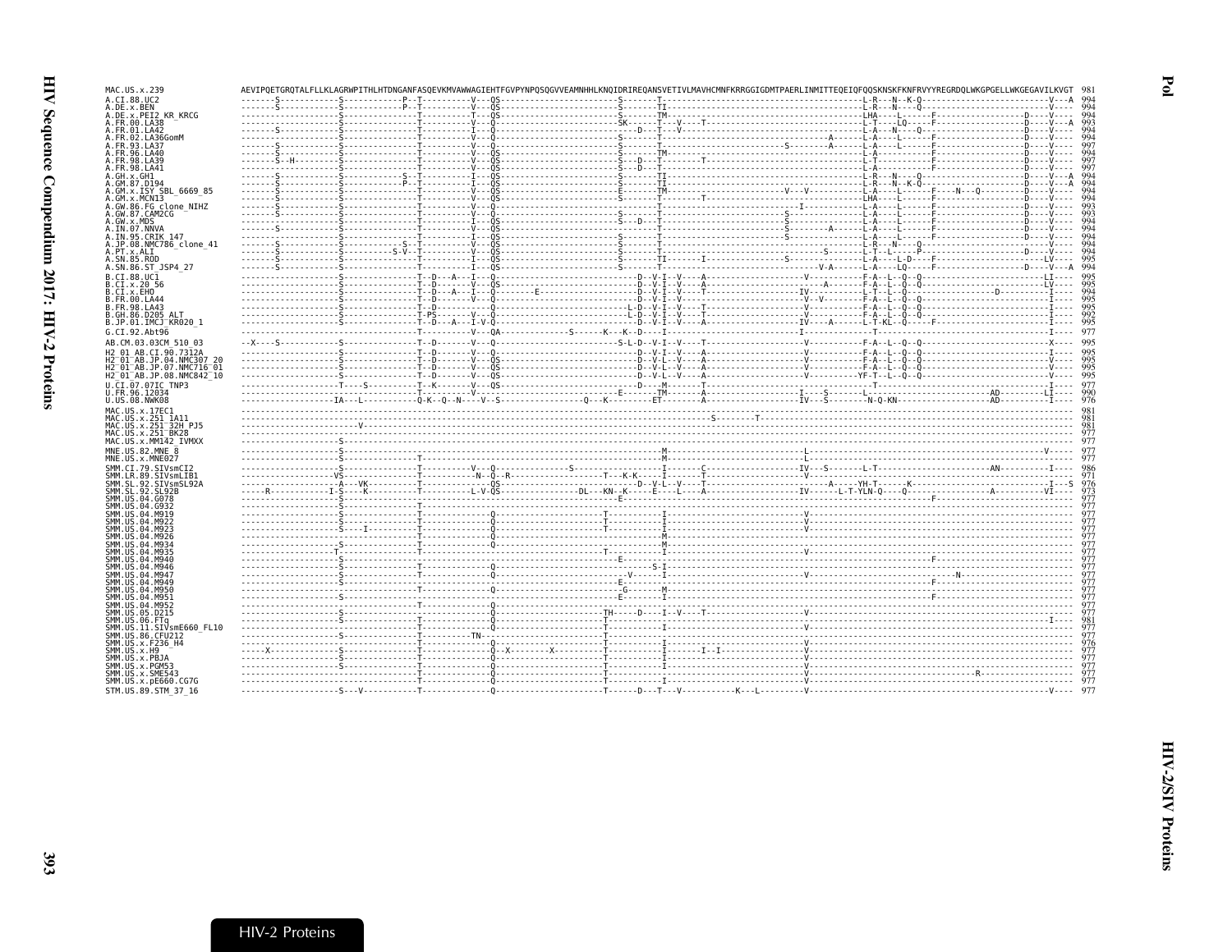```
MAC.US.x.239                AEVIPQETGRQTALFLLKLAGRWPITHLHTDNGANFASQEVKMVAWWAGIEHTFGVPYNPQSQGVVEAMNHHLKNQIDRIREQANSVETIVLMAVHCMNFKRRGGIGDMTPAERLINMITTEQEIQFQQSKNSKFKNFRVYYREGRDQLWKGPGELLWKGEGAVILKVGT  981
A.CI.88.UC2                 -------S------------S------------P--T----------V---QS-----------------------S-------T-------------------------------------------L-R---N--K-Q----------------------------V---A  994
A.DE.x.BEN                  -------S------------S------------P--T----------V---QS-----------------------S-------TI------------------------------------------L-R---N----Q-----------------------------V----  994
A.DE.x.PEI2_KR_KRCG         --------------------S---------------T----------T---QS-----------------------S-------TM------------------------------------------LHA-----L------F------------------D-----V----  994
A.FR.00.LA38                --------------------S---------------T----------V---Q------------------------SK------T---V---T-----------------------------------L-T-----LQ-----F------------------D-----V---A  993
A.FR.01.LA42                -------S------------S---------------T----------I---Q--------------------------D---T---V-----------------------------------------L-A----N----Q-------------F-------D-----V----  994
A.FR.02.LA36GomM            --------------------S---------------T----------V---Q------------------------S-------T-------------------------------A----------L-A----L------F------------------D-----V----  994
A.FR.93.LA37                -------S------------S---------------T----------V---Q------------------------S-------T--------------------------S--------A-------L-A----L------F------------------D-----V----  997
A.FR.96.LA40                -------S------------S---------------T----------V---QS-----------------------S-------TM------------------------------------------L-A-----------F------------------D-----V----  994
A.FR.98.LA39                -------S--H---------S---------------T----------V---QS-----------------------S---D---T------T-----------------------------------L-T-----------F------------------D-----V----  997
A.FR.98.LA41                --------------------S---------------T----------V---QS-----------------------S---D---T-------------------------------------------L-A-----------F------------------D-----V----  997
A.GH.x.GH1                  -------S------------S----------S--T----------I---QS-----------------------S-------TI------------------------------------------L-R---N----Q-----------------------D-----V---A  994
A.GM.87.D194                -------S------------S------------P--T----------I---QS-----------------------S-------TI------------------------------------------L-R---N--K-Q-----------------------D-----V---A  994
A.GM.x.ISY_SBL_6669_85      -------S------------S---------------T----------V---QS-----------------------E-------TM-----------------------V---V-------------L-A-----L------F-----N---Q---------D-----V----  994
A.GM.x.MCN13                -------S------------S---------------T----------V---QS-----------------------S-------T------T-----------------------------------LHA-----L------F------------------D-----V----  994
A.GW.86.FG_clone_NIHZ       -------S------------S---------------T----------V---Q--------------------------------T------------------------I------------------L-A-----L------F------------------D-----V----  993
A.GW.87.CAM2CG              -------S------------S---------------T----------V---Q------------------------S-------T-----------------------S--------------------L-A-----L------F------------------D-----V----  993
A.GW.x.MDS                  --------------------S---------------T----------I---QS-----------------------S---D---T------------------------S-------------------L-A-----L------F------------------D-----V----  994
A.IN.07.NNVA                -------S------------S---------------T----------V---QS-----------------------------T------------------------S--------A----------L-A-----L------F------------------D-----V----  994
A.IN.95.CRIK_147            --------------------S---------------T----------I---QS-----------------------S-------T------------------------S--------------------L-A-----L------F------------------D-----V----  994
A.JP.08.NMC786_clone_41     -------S------------S-----------S--T----------V---QS-----------------------S-------T-------------------------------------------L-R---N----Q-----------------------------V----  994
A.PT.x.ALI                  -------S------------S----------S-V--T----------V---QS-----------------------S-------T-------------------------------S----------L-T-----L-----P-------------------D-----V----  994
A.SN.85.ROD                 -------S------------S---------------T----------I---QS-----------------------S-------TI------I-----------------S--------------------L-A-----L-D---F--------------------LV---  995
A.SN.86.ST_JSP4_27          -------S------------S---------------T----------I---QS-----------------------S-------T----------------------------------V-A-------L-A----LQ-----F------------------D-----V---A  994
B.CI.88.UC1                 --------------------S---------------T--D----A---I--Q-------------------------------D--V-I--V----A--------------------V-----------F-A--L--Q--Q----------------------LI----  995
B.CI.x.20_56                --------------------S---------------T--D--------V---QS------------------------------D--V-I--V----A-----------------------A--------F-A--L--Q--Q----------------------LV----  995
B.CI.x.EHO                  --------------------S---------------T--D----A---I--Q--------E-----------------------D--V-I--V----T--------------------IV---------L-T--L--Q-----------------D----------I----  994
B.FR.00.LA44                --------------------S---------------T--D--------V---Q--------------------------------D--V-I--V-----------------------------V--V-------F-A--L--Q--Q----------------------I----  995
B.FR.98.LA43                --------------------S---------------T--D-----------Q-------------------------L-D--V-I--V----T--------------------V-----------F-A--L--Q--Q----------------------I----  995
B.GH.86.D205_ALT            --------------------S---------------T-PS--------V---Q--------------------------L-D--V-I--V----T--------------------V-----------F-A--L--Q--Q----------------------I----  992
B.JP.01.IMCJ_KR020_1        --------------------S---------------T--D----A---I-V-Q-----------------------------D--V-I--V----A------------------IV------A------L-T-KL--Q-----F-----------------------I----  995
G.CI.92.Abt96               --------------------S---------------T----------V---QA-------------S------K---K--D---I-----------------------------I--------------------------------------------------I----  977
AB.CM.03.03CM_510_03        --X----S------------S---------------T--D--------V---Q------------------------S-L-D--V-I--V----T--------------------V-----------F-A--L--Q--Q-----------------------X----  995
H2_01_AB.CI.90.7312A        --------------------S---------------T--D--------V---Q--------------------------------D--V-I--V----A--------------------V-----------F-A--L--Q--Q------------------------I----  995
H2_01_AB.JP.04.NMC307_20    --------------------S---------------T--D--------V---QS------------------------------D--V-L--V----A--------------------V-----------F-A--L--Q--Q------------------------I----  995
H2_01_AB.JP.07.NMC716_01    --------------------S---------------T--D--------V---QS------------------------------D--V-L--V----A--------------------V-----------F-A--L--Q--Q------------------------I----  995
H2_01_AB.JP.08.NMC842_10    --------------------S---------------T--D--------V---QS------------------------------D--V-L--V----A--------------------V-----------YF-T--L--Q--Q----------------------I----  995
U.CI.07.07IC_TNP3           --------------------T----S----------T--K--------V---QS------------------------------D----M-------T------------------------------T--------------------------------------I----  977
U.FR.96.12034               --------------------S---------------T-----------V---------------------------E------TM-------A-----------------I---S-------L-------------------------AD--------LI----  990
U.US.08.NWK08               -----------------IA---L-------------Q-K--Q--N----V--S------------Q---K---------ET--------A---------------------IV---S---------N-Q-KN--------------------AD--------I----  976
MAC.US.x.17EC1              -----------------------------------------------------------------------------------------------------------------------------------------------------------------------  981
MAC.US.x.251_1A11           ------------------------------------------------------------------------------------------S--------T-----------------------------------------------------------------  981
MAC.US.x.251_32H_PJ5        ---------------------------V-------------------------------------------------------------------------------------------------------------------------------------------  981
MAC.US.x.251_BK28           -----------------------------------------------------------------------------------------------------------------------------------------------------------------------  977
MAC.US.x.MM142_IVMXX        --------------------S----------------------------------------------------------------------------------------------------------------------------------------------------  977
MNE.US.82.MNE_8             --------------------S---------------------------------------------------------M--------------------------L-------------------------------------------------V-----  977
MNE.US.x.MNE027             --------------------S---------------T-----------------------------------------M--------------------------L-------------------------------------------------------  977
SMM.CI.79.SIVsmCI2          --------------------S---------------T----------V---Q-----------S----------------I-------C--------------------IV---S-------L-T------------------------AN---------I----  986
SMM.LR.89.SIVsmLIB1         -------------------VS---------------T-------------N--Q--R----------------T---K-K------I-------T--------------------V---------------------------------------------------  971
SMM.SL.92.SIVsmSL92A        -------------------A---VK-----------T-------------------QS--------------------D--V-L--V---T--------------------A------YH-T------K-------------------------------I---S  976
SMM.SL.92.SL92B             ------R-----------I-S---K-----------T-------------L-V-QS-----------DL---KN--K-----E---L---A--------------------IV-------L-T-YLN-Q-----Q------------------A---------VI----  973
SMM.US.04.G078              --------------------S---------------T----------------------------------------E----------------------------------------------------------F----------------------------  977
SMM.US.04.G932              --------------------S---------------T--------------------------------------------------------------------------------------------------------------------------------  977
SMM.US.04.M919              --------------------S---------------T--------------Q-------------------------T----------I-------------------------V-------------------------------------------------  977
SMM.US.04.M922              --------------------S---------------T--------------Q-------------------------T----------I-------------------------V-------------------------------------------------  977
SMM.US.04.M923              --------------------S----I----------T--------------Q-------------------------T----------I-------------------------V-------------------------------------------------  977
SMM.US.04.M926              --------------------S---------------T--------------Q------------------------------------M------------------------------------------------------------------------------  977
SMM.US.04.M934              ---------------------S--------------T--------------Q------------------------------------M------------------------------------------------------------------------------  977
SMM.US.04.M935              --------------------T---------------T--------------------------------------------T------I-------------------------V-------------------------------------------------  977
SMM.US.04.M940              --------------------S--------------------------------------------------------E---------------------------------------------------------------F-----------------------  977
SMM.US.04.M946              --------------------S---------------T--------------Q----------------------------------S-I--------------------------------------------------------------------------------  977
SMM.US.04.M947              --------------------S---------------T--------------Q---------------------------V------I-------------------------V-----------------------------N--------------------  977
SMM.US.04.M949              --------------------S--------------------------------------------------------E----------I-------------------------------------------------------F----------------------  977
SMM.US.04.M950              --------------------S---------------T--------------Q----------------------------G------M-------------------------------------------------------------------------------  977
SMM.US.04.M951              --------------------S--------------------------------------------------------E----------I-------------------------------------------------------F----------------------  977
SMM.US.04.M952              ------------------------------------T--------------Q-----------------------------------------------------------------------------------------------------------------  977
SMM.US.05.D215              --------------------S---------------T--------------Q-------------------------TH-----D----I--V---T--------------------V-------------------------------------------------  977
SMM.US.06.FTq               --------------------S---------------T--------------Q-------------------------T----------I------------------------------------------------------------------------I----  981
SMM.US.11.SIVsmE660_FL10    ------------------------------------T--------------Q-------------------------T----------I-------------------------V-------------------------------------------------  977
SMM.US.86.CFU212            --------------------S---------------T---------TN---------------------------T----------------------------------------------------------------------------------------------  977
SMM.US.x.F236_H4            ------------------------------------T--------------Q-------------------------T----------I-------------------------V-------------------------------------------------  976
SMM.US.x.H9                 -----X--------------S---------------T--------------Q--X--------X-------------T----------I----I--I-----------------V-------------------------------------------------  977
SMM.US.x.PBJA               --------------------S---------------T--------------Q-------------------------T----------I-------------------------V-------------------------------------------------  977
SMM.US.x.PGM53              --------------------S---------------T--------------Q-------------------------T----------I-------------------------V-------------------------------------------------  977
SMM.US.x.SME543             ------------------------------------T--------------Q-------------------------T----------I-------------------------V-----------------------------R--------------------  977
SMM.US.x.pE660.CG7G         ------------------------------------T--------------Q-------------------------T----------I-------------------------V-------------------------------------------------  977
STM.US.89.STM_37_16         ---------------------S---V----------T--------------Q-------------------------T-----D---T---V-----------K---L--------V--------------------------------------------V----  977
```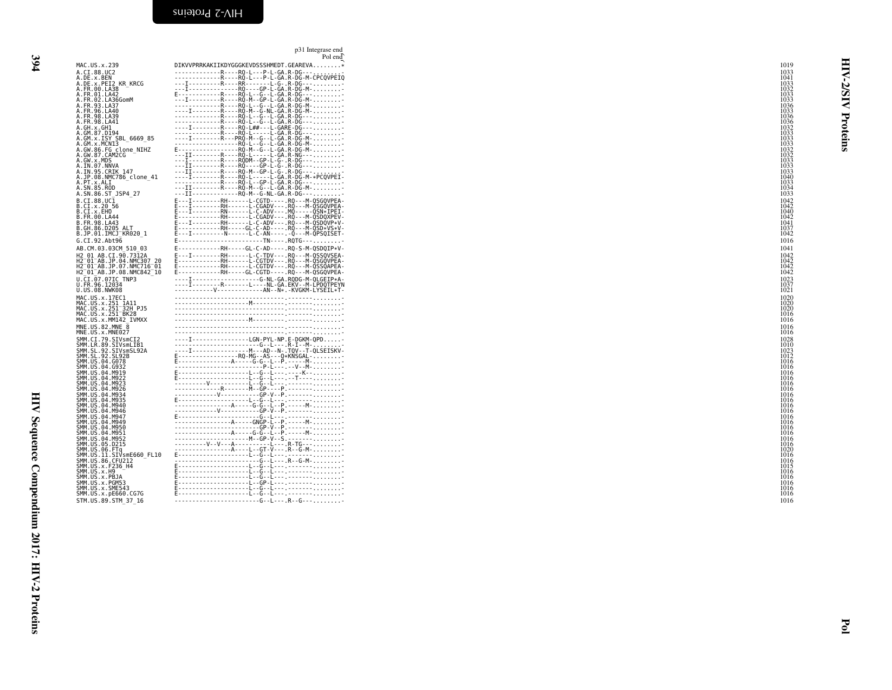p31 Integrase end
Pol end

```
MAC.US.x.239                DIKVVPRRKAKIIKDYGGGKEVDSSSHMEDT.GEAREVA........*    1019
A.CI.88.UC2                 -------------R----RQ-L---P-L-GA.R-DG---.........    1033
A.DE.x.BEN                  -------------R----RQ-L---P-L-GA.R-DG-M-CPCQVPEIQ    1041
A.DE.x.PEI2_KR_KRCG         ---I---------R----RR-------L-G-.R-DG---.........    1033
A.FR.00.LA38                ---I---------------RQ----GP-L-GA.R-DG-M-.........    1032
A.FR.01.LA42                E------------R----RQ-L--G--L-GA.R-DG---.........    1033
A.FR.02.LA36GomM            ---I---------R----RQ-M--GP-L-GA.R-DG-M-.........    1033
A.FR.93.LA37                -------------R----RQ-L--G--L-GA.R-DG-M-.........    1036
A.FR.96.LA40                ----I--------R----RQ-M--G-NL-GA.R-DG-M-.........    1033
A.FR.98.LA39                -------------R----RQ-L--G--L-GA.R-DG---.........    1036
A.FR.98.LA41                -------------R----RQ-L--G--L-GA.R-DG---.........    1036
A.GH.x.GH1                  ----I--------R----RQ-L##---L-GARE-DG---.........    1032
A.GM.87.D194                -------------R----RQ-L-----L-GA.R-DG---.........    1033
A.GM.x.ISY_SBL_6669_85      ----I--------R---PRQ-M--G--L-GA.R-DG-M-.........    1033
A.GM.x.MCN13                ------------------RQ-L--G--L-GA.R-DG-M-.........    1033
A.GW.86.FG_clone_NIHZ       E-----------------RQ-M--G--L-GA.R-DG-M-.........    1032
A.GW.87.CAM2CG              ---II--------R----RQ-L-----L-GA.R-NG---.........    1032
A.GW.x.MDS                  ---I---------R----RQDM--GP-L-G-.R-DG---.........    1033
A.IN.07.NNVA                ---II--------R----RQ----GP-L-G-.R-DG---.........    1033
A.IN.95.CRIK_147            ---II--------R----RQ-M--GP-L-G-.R-DG---.........    1033
A.JP.08.NMC786_clone_41     ----I--------R----RQ-L-----L-GA.R-DG-M-*PCQVPEI-    1040
A.PT.x.ALI                  -------------R----RQ-L--GP-L-GA.R-DG---.........    1033
A.SN.85.ROD                 ---II--------R----RQ-M--G--L-GA.R-DG-M-.........    1034
A.SN.86.ST_JSP4_27          ---II-------------RQ-M--G-NL-GA.R-DG---.........    1033
B.CI.88.UC1                 E---I--------RH-------L-CGTD-----.RQ---M-QSGQVPEA-    1042
B.CI.x.20_56                E---I--------RH-------L-CGADV----.RQ---M-QSGQVPEA-    1042
B.CI.x.EHO                  E---I--------RN-------L-C-ADV----.MQ------QSN*IPEI-    1040
B.FR.00.LA44                E------------RH-------L-CGADV----.RQ---M-QSDQXPEV-    1042
B.FR.98.LA43                E---I--------RH-------L-C-ADV----.RQ---M-QSDQVP*V-    1041
B.GH.86.D205_ALT            E------------RH------GL-C-AD-----.RQ---M-QSD*VS*V-    1037
B.JP.01.IMCJ_KR020_1        E---I---------N-------L-C-AN-----.-Q---M-QPSQISET-    1042
G.CI.92.Abt96               E-----------------------TN-----.RQTG---.........    1016
AB.CM.03.03CM_510_03        E------------RH------GL-C-AD-----.RQ-S-M-QSDQIP*V-    1041
H2_01_AB.CI.90.7312A        E---I--------RH-------L-C-TDV----.RQ---M-QSSQVSEA-    1042
H2_01_AB.JP.04.NMC307_20    E------------RH-------L-CGTDV----.RQ---M-QSGQVPEA-    1042
H2_01_AB.JP.07.NMC716_01    E------------RH-------L-CGTDV----.RQ---M-QSSQAPEA-    1042
H2_01_AB.JP.08.NMC842_10    E------------RH------GL-CGTD-----.RQ---M-QSGQVPEA-    1042
U.CI.07.07IC_TNP3           ----I--------------------G-NL-GA.RQDG-M-QLGEIP*A-    1023
U.FR.96.12034               ----I---------R---------L----NL-GA.EKV--M-LPDQTPEYN    1037
U.US.08.NWK08               -----------V---------------AN--N*.-KVGKM-LYSEIL*T-    1021
MAC.US.x.17EC1              -----------------------------------.-------.........    1020
MAC.US.x.251_1A11           ----------------------M-----------.-------.........    1020
MAC.US.x.251_32H_PJ5        -----------------------------------.-------.........    1020
MAC.US.x.251_BK28           -----------------------------------.-------.........    1016
MAC.US.x.MM142_IVMXX        ----------------------M-----------.-------.........    1016
MNE.US.82.MNE_8             -----------------------------------.-------.........    1016
MNE.US.x.MNE027             -----------------------------------.-------.........    1016
SMM.CI.79.SIVsmCI2          ----I------------------LGN-PYL-NP.E-DGKM-QPD......-    1028
SMM.LR.89.SIVsmLIB1         --------------------------G--L----.R-I--M-.........    1010
SMM.SL.92.SIVsmSL92A        ----I-------------------M---AD--N-.TQV--T-QLSEISKV-    1023
SMM.SL.92.SL92B             E------------------RQ-MG--AS---Q*KNSGAL-.........    1012
SMM.US.04.G078              E----------------A-----G-G--L--P.------M-.........    1016
SMM.US.04.G932              -------------------------P-L----.-V--M-.........    1016
SMM.US.04.M919              E---------------------L--G--L-----.-----K--.........    1016
SMM.US.04.M922              E---------------------L--G--L-----.--T----.........    1016
SMM.US.04.M923              ----------V-----------L--G--L-----.-------.........    1016
SMM.US.04.M926              --------------R--------M--GP----P.-------.........    1016
SMM.US.04.M934              -----------V-------------GP-V--P.-------.........    1016
SMM.US.04.M935              E---------------------L--G--L-----.-------.........    1016
SMM.US.04.M940              ----------------A-------G-G--L--P.------M-.........    1016
SMM.US.04.M946              -----------V-------------GP-V--P.-------.........    1016
SMM.US.04.M947              E------------------------G--L-----.-------.........    1016
SMM.US.04.M949              ----------------A-----GNGP-L--P.------M-.........    1016
SMM.US.04.M950              -------------------------GP-V--P.-------.........    1016
SMM.US.04.M951              ----------------A-----G-G--L--P.------M-.........    1016
SMM.US.04.M952              ----------------------M--GP-V--S.-------.........    1016
SMM.US.05.D215              ---------V--V---A-----------L----.R-TG---.........    1016
SMM.US.06.FTq               ----------------A-----L--GT-V----.R--G-M-.........    1020
SMM.US.11.SIVsmE660_FL10    E---------------------L--G--L-----.-------.........    1016
SMM.US.86.CFU212            -------------------------G--L----.R--G-M-.........    1016
SMM.US.x.F236_H4            E---------------------L--G--L-----.-------.........    1015
SMM.US.x.H9                 E---------------------L--G--L-----.-------.........    1016
SMM.US.x.PBJA               E---------------------L--G--L-----.-------.........    1016
SMM.US.x.PGM53              E---------------------L--GP-L-----.-------.........    1016
SMM.US.x.SME543             E---------------------L--G--L-----.-------.........    1016
SMM.US.x.pE660.CG7G         E---------------------L--G--L-----.-------.........    1016
STM.US.89.STM_37_16         -------------------------G--L----.R--G---.........    1016
```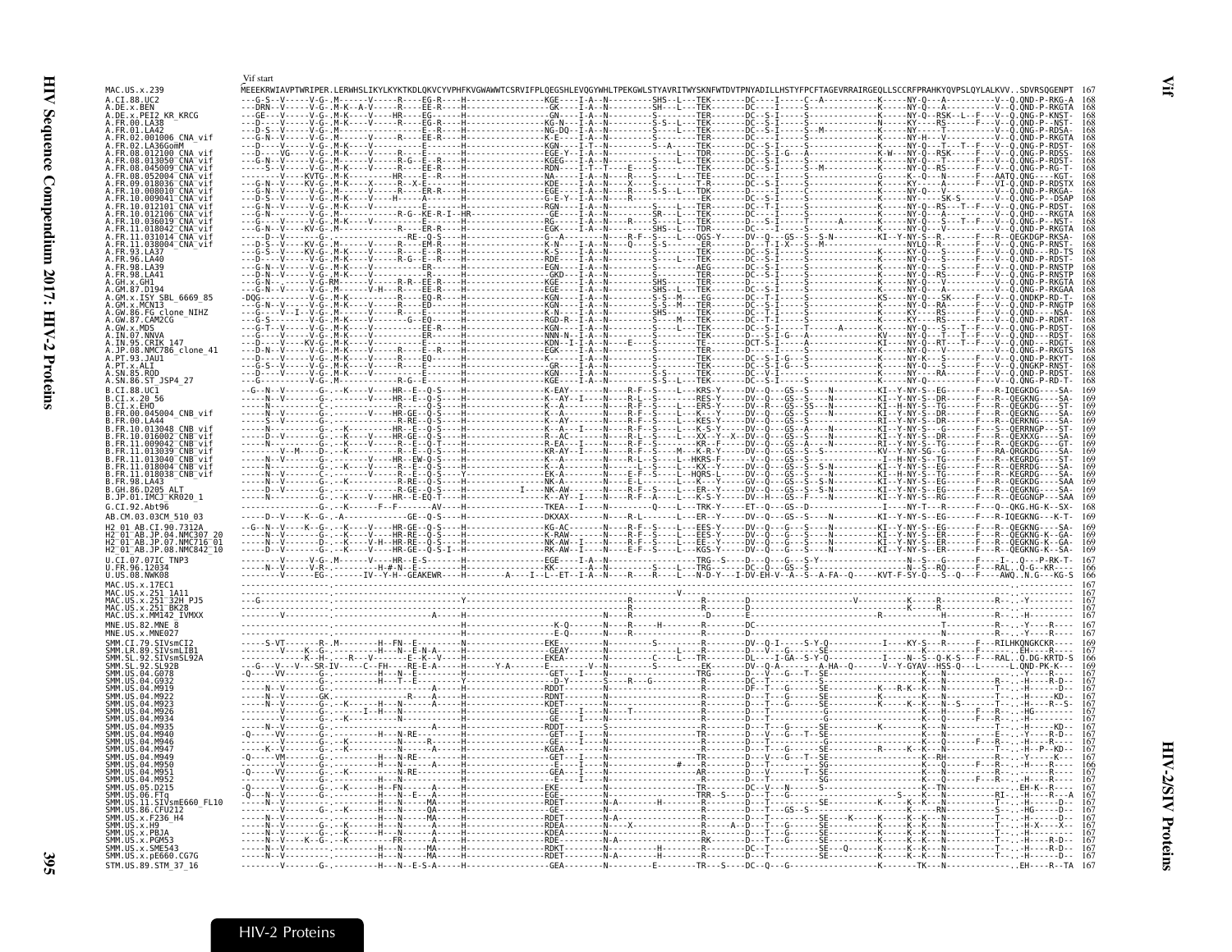Vif start

```
MAC.US.x.239                 MEEEKRWIAVPTWRIPER.LERWHSLIKYLKYKTKDLQKVCYVPHFKVGWAWWTCSRVIFPLQEGSHLEVQGYWHLTPEKGWLSTYAVRITWYSKNFWTDVTPNYADILLHSTYFPCFTAGEVRRAIRGEQLLSCCRFPRAHKYQVPSLQYLALKVV..SDVRSQGENPT  167
A.CI.88.UC2                                                                                                                                                                  168
A.DE.x.BEN                                                                                                                                                                   168
A.DE.x.PEI2_KR_KRCG                                                                                                                                                          168
A.FR.00.LA38                                                                                                                                                                 168
A.FR.01.LA42                                                                                                                                                                 168
A.FR.02.001006_CNA_vif                                                                                                                                                       168
A.FR.02.LA36GomM                                                                                                                                                             168
A.FR.08.012100_CNA_vif                                                                                                                                                       168
A.FR.08.013050_CNA_vif                                                                                                                                                       168
A.FR.08.045009_CNA_vif                                                                                                                                                       168
A.FR.08.052004_CNA_vif                                                                                                                                                       168
A.FR.09.018036_CNA_vif                                                                                                                                                       168
A.FR.10.008010_CNA_vif                                                                                                                                                       168
A.FR.10.009041_CNA_vif                                                                                                                                                       168
A.FR.10.012101_CNA_vif                                                                                                                                                       168
A.FR.10.012106_CNA_vif                                                                                                                                                       168
A.FR.10.036019_CNA_vif                                                                                                                                                       168
A.FR.11.018042_CNA_vif                                                                                                                                                       168
A.FR.11.031014_CNA_vif                                                                                                                                                       168
A.FR.11.038004_CNA_vif                                                                                                                                                       168
A.FR.93.LA37                                                                                                                                                                 168
A.FR.96.LA40                                                                                                                                                                 168
A.FR.98.LA39                                                                                                                                                                 168
A.FR.98.LA41                                                                                                                                                                 168
A.GH.x.GH1                                                                                                                                                                   168
A.GM.87.D194                                                                                                                                                                 168
A.GM.x.ISY_SBL_6669_85                                                                                                                                                       168
A.GM.x.MCN13                                                                                                                                                                 168
A.GW.86.FG_clone_NIHZ                                                                                                                                                        168
A.GW.87.CAM2CG                                                                                                                                                               168
A.GW.x.MDS                                                                                                                                                                   168
A.IN.07.NNVA                                                                                                                                                                 168
A.IN.95.CRIK_147                                                                                                                                                             168
A.JP.08.NMC786_clone_41                                                                                                                                                      168
A.PT.93.JAU1                                                                                                                                                                 168
A.PT.x.ALI                                                                                                                                                                   168
A.SN.85.ROD                                                                                                                                                                  168
A.SN.86.ST_JSP4_27                                                                                                                                                           168
B.CI.88.UC1                                                                                                                                                                  169
B.CI.x.20_56                                                                                                                                                                 169
B.CI.x.EHO                                                                                                                                                                   169
B.FR.00.045004_CNB_vif                                                                                                                                                       169
B.FR.00.LA44                                                                                                                                                                 169
B.FR.10.013048_CNB_vif                                                                                                                                                       169
B.FR.10.016002_CNB_vif                                                                                                                                                       169
B.FR.11.009042_CNB_vif                                                                                                                                                       169
B.FR.11.013039_CNB_vif                                                                                                                                                       169
B.FR.11.013040_CNB_vif                                                                                                                                                       169
B.FR.11.018004_CNB_vif                                                                                                                                                       169
B.FR.11.018038_CNB_vif                                                                                                                                                       169
B.FR.98.LA43                                                                                                                                                                 169
B.GH.86.D205_ALT                                                                                                                                                             169
B.JP.01.IMCJ_KR020_1                                                                                                                                                         169
G.CI.92.Abt96                                                                                                                                                                168
AB.CM.03.03CM_510_03                                                                                                                                                         169
H2_01_AB.CI.90.7312A                                                                                                                                                         169
H2_01_AB.JP.04.NMC307_20                                                                                                                                                     169
H2_01_AB.JP.07.NMC716_01                                                                                                                                                     169
H2_01_AB.JP.08.NMC842_10                                                                                                                                                     169
U.CI.07.07IC_TNP3                                                                                                                                                            167
U.FR.96.12034                                                                                                                                                                166
U.US.08.NWK08                                                                                                                                                                166
MAC.US.x.17EC1                                                                                                                                                               167
MAC.US.x.251_1A11                                                                                                                                                            167
MAC.US.x.251_32H_PJ5                                                                                                                                                         167
MAC.US.x.251_BK28                                                                                                                                                            167
MAC.US.x.MM142_IVMXX                                                                                                                                                         167
MNE.US.82.MNE_8                                                                                                                                                              167
MNE.US.x.MNE027                                                                                                                                                              167
SMM.CI.79.SIVsmCI2                                                                                                                                                           169
SMM.LR.89.SIVsmLIB1                                                                                                                                                          169
SMM.SL.92.SIVsmSL92A                                                                                                                                                         166
SMM.SL.92.SL92B                                                                                                                                                              167
SMM.US.04.G078                                                                                                                                                               167
SMM.US.04.G932                                                                                                                                                               167
SMM.US.04.M919                                                                                                                                                               167
SMM.US.04.M922                                                                                                                                                               167
SMM.US.04.M923                                                                                                                                                               167
SMM.US.04.M926                                                                                                                                                               167
SMM.US.04.M934                                                                                                                                                               167
SMM.US.04.M935                                                                                                                                                               167
SMM.US.04.M940                                                                                                                                                               167
SMM.US.04.M946                                                                                                                                                               167
SMM.US.04.M947                                                                                                                                                               167
SMM.US.04.M949                                                                                                                                                               167
SMM.US.04.M950                                                                                                                                                               166
SMM.US.04.M951                                                                                                                                                               167
SMM.US.04.M952                                                                                                                                                               167
SMM.US.05.D215                                                                                                                                                               167
SMM.US.06.FTq                                                                                                                                                                167
SMM.US.11.SIVsmE660_FL10                                                                                                                                                     167
SMM.US.86.CFU212                                                                                                                                                             167
SMM.US.x.F236_H4                                                                                                                                                             167
SMM.US.x.H9                                                                                                                                                                  167
SMM.US.x.PBJA                                                                                                                                                                167
SMM.US.x.PGM53                                                                                                                                                               167
SMM.US.x.SME543                                                                                                                                                              167
SMM.US.x.pE660.CG7G                                                                                                                                                          167
STM.US.89.STM_37_16                                                                                                                                                          167
```

HIV-2 Proteins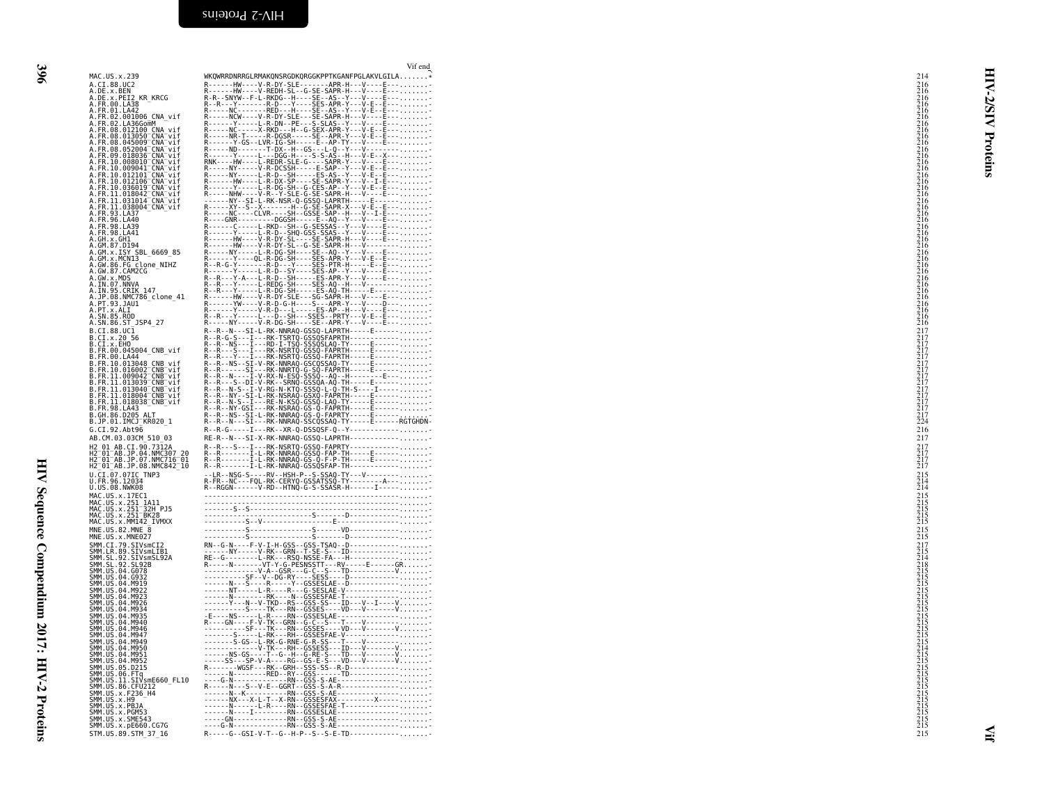Vif end

```
MAC.US.x.239                WKQWRRDNRRGLRMAKQNSRGDKQRGGKPPTKGANFPGLAKVLGILA.......*     214
A.CI.88.UC2                 R------HW----V-R-DY-SLE-------APR-H---V----E----------      216
A.DE.x.BEN                  R------HW----V-REDH-SL--G-SE-SAPR-H---V----E----------      216
A.DE.x.PEI2_KR_KRCG         R-R--SNYW--F-L-RKDG--H----SE--AS--Y---V----E----------      216
A.FR.00.LA38                R--R---Y-------R-D---Y----SES-APR-Y---V-E--E----------      216
A.FR.01.LA42                R-----NC--------RED---H----SE--AS--Y---V-E--E---------      216
A.FR.02.001006_CNA_vif      R-----NCW----V-R-DY-SLE---SE-SAPR-H---V----E----------      216
A.FR.02.LA36GomM            R------Y-----L-R-DN--PE---S-SLAS--Y---V----E----------      216
A.FR.08.012100_CNA_vif      R-----NC-----X-RKD---H--G-SEX-APR-Y---V-E--E----------      216
A.FR.08.013050_CNA_vif      R-----NR-T-----R-DGSR-----SE--APR-Y---V-E--E----------      216
A.FR.08.045009_CNA_vif      R------Y-GS--LVR-IG-SH-----E--AP-TY---V----E----------      216
A.FR.08.052004_CNA_vif      R-----ND-------T-DX--H--GS---L-Q--Y---V---------------      216
A.FR.09.018036_CNA_vif      R------Y-----L---DGG-H-----S-S-AS--H---V-E--X---------      216
A.FR.10.008010_CNA_vif      RNK----HW----L-REDR-SLE-G----SAPR-Y---V----E----------      216
A.FR.10.009041_CNA_vif      R-----NY-----V-R-DCSSH-----E-SAP--Y---V-E--E----------      216
A.FR.10.012101_CNA_vif      R-----NY-----L-R-D--SH-----ES-AS--Y---V-E--E----------      216
A.FR.10.012106_CNA_vif      R-------HW---L-R-DX-SP----SE-SAPR-Y---V-I--E----------      216
A.FR.10.036019_CNA_vif      R------Y-----L-R-DG-SH--G-CES-AP--Y---V-E--E----------      216
A.FR.11.018042_CNA_vif      R-----NHW----V-R--Y-SLE-G-SE-SAPR-H---V----E----------      216
A.FR.11.031014_CNA_vif      ------NY--SI-L-RK-NSR-Q-GSSQ-LAPRTH-----E-------------      216
A.FR.11.038004_CNA_vif      R-----XY--S--X-------H--G-SE-SAPR-X---V-E--E----------      216
A.FR.93.LA37                R-----NC----CLVR-----SH--GSSE-SAP--H---V-I-E----------      216
A.FR.96.LA40                R-----GNR----------DGGSH-----E--AQ--Y---V----E--------      216
A.FR.98.LA39                R------C-----L-RKD--SH--G-SESSAS--Y---V----E----------      216
A.FR.98.LA41                R------Y-----L-R-D--SHQ-GSS-SSAS--Y---V----E----------      216
A.GH.x.GH1                  R------HW----V-R-DY-SL----SE-SAPR-H---V----E----------      216
A.GM.87.D194                R------HW----V-R-DY-SL--G-SE-SAPR-H---V---------------      216
A.GM.x.ISY_SBL_6669_85      R-----NY-----L-R-DG-SH----SE--AQ--Y---V----E----------      216
A.GM.x.MCN13                R------Y-----QL-R-DG-SH----SES-APR-Y---V-E--E---------      216
A.GW.86.FG_clone_NIHZ       R--R-G-Y-------R-D---Y----SES-PTR-H-----E--E----------      216
A.GW.87.CAM2CG              R------Y-----L-R-D--SY----SES-AP--Y---V----E----------      216
A.GW.x.MDS                  R--R---Y-A---L-R-D--SH-----ES-APR-Y---V----E----------      216
A.IN.07.NNVA                R--R---Y-----L-REDG-SH----SES-AQ--H---V---------------      216
A.IN.95.CRIK_147            R--R---Y-----L-R-DG-SH-----ES-AQ-TH-----E-------------      216
A.JP.08.NMC786_clone_41     R------HW----V-R-DY-SLE---SG-SAPR-H---V----E----------      216
A.PT.93.JAU1                R------YW----V-R-D-G-H-----S---APR-Y---V----D---------      216
A.PT.x.ALI                  R------Y-----V-R-D---L-----ES-AP--H---V----E----------      216
A.SN.85.ROD                 R--R---Y-----L---D--SH---SSES--PRTY---V-E--E----------      216
A.SN.86.ST_JSP4_27          R-----NY-----V-R-DG-SH----SE--APR-Y---V----E----------      216
B.CI.88.UC1                 R--R--N---SI-L-RK-NNRAQ-GSSQ-LAPRTH-----E-------------      217
B.CI.x.20_56                R--R-G-S---I---RK-TSRTQ-GSSQSFAPRTH-------------------      217
B.CI.x.EHO                  R--R--NS---I---RD-I-TSQ-SSSQSLAQ-TY-----E-------------      217
B.FR.00.045004_CNB_vif      R--R---S---I---RK-NSRTQ-GSSQ-FAPRTH-----E-------------      217
B.FR.00.LA44                R--R---Y---I---RK-NSRTQ-GSSQ-FAPRTH-----E-------------      217
B.FR.10.013048_CNB_vif      R--R--NS--SI-V-RK-NNRAQ-GSCQSSAQ-TY-----E-------------      217
B.FR.10.016002_CNB_vif      R--R-------SI---RK-NNRTQ-G-SQ-FAPRTH-----E------------      217
B.FR.11.009042_CNB_vif      R--R--N----I-V-RX-N-ESQ-SSSQ--AQ--H--------E----------      217
B.FR.11.013039_CNB_vif      R--R---S--DI-V-RK--SRNQ-GSSQA-AQ-TH-----E-------------      217
B.FR.11.013040_CNB_vif      R--R--N-S--I-V-RG-N-KTQ-SSSQ-L-Q-TH-S---I-------------      217
B.FR.11.018004_CNB_vif      R--R--NY--SI-L-RK-NSRAQ-GSSQ-FAPRTH-----E-------------      217
B.FR.11.018038_CNB_vif      R--R--N-S--I---RE-N-KSQ-GSSQ-LAQ-TY-----E-------------      217
B.FR.98.LA43                R--R--NY-GSI---RK-NSRAQ-GS-Q-FAPRTH-----E-------------      217
B.GH.86.D205_ALT            R--R--NS--SI-L-RK-NNRAQ-GS-Q-FAPRTY-----E-------------      217
B.JP.01.IMCJ_KR020_1        R--R--N---SI---RK-NNRAQ-SSCQSSAQ-TY-----E------RGTGHDN-     224
G.CI.92.Abt96               R--R-G-----I---RK--XR-Q-DSSQSF-Q--Y-------------------      216
AB.CM.03.03CM_510_03        RE-R--N---SI-X-RK-NNRAQ-GSSQ-LAPRTH-------------------      217
H2_01_AB.CI.90.7312A        R--R---S---I---RK-NSRTQ-GSSQ-FAPRTY-------------------      217
H2_01_AB.JP.04.NMC307_20    R--R-------I-L-RK-NNRAQ-GSSQ-FAP-TH-----E-------------      217
H2_01_AB.JP.07.NMC716_01    R--R-------I-L-RK-NNRAQ-GS-Q-F-P-TH-----E-------------      217
H2_01_AB.JP.08.NMC842_10    R--R-------I-L-RK-NNRAQ-GSSQSFAP-TH-------------------      217
U.CI.07.07IC_TNP3           --LR--NSG-S-----RV--HSH-P--S-SSAQ-TY---V--------------      215
U.FR.96.12034               R-FR--NC---FQL-RK-CERYQ-GSSATSSQ-TY--------A----------      214
U.US.08.NWK08               R--RGGN------V-RD--HTNQ-G-S-SSASR-H------I------------      214
MAC.US.x.17EC1              ------------------------------------------------------      215
MAC.US.x.251_1A11           ------------------------------------------------------      215
MAC.US.x.251_32H_PJ5        -------S--S-------------------------------------------      215
MAC.US.x.251_BK28           ---------------------------S---------D----------------      215
MAC.US.x.MM142_IVMXX        ----------S--V-----------------E----------------------      215
MNE.US.82.MNE_8             ----------S------------------S------VD----------------      215
MNE.US.x.MNE027             ----------S------------------S-------D----------------      215
SMM.CI.79.SIVsmCI2          RN--G-N----F-V-I-H-GSS--GSS-TSAQ--D-------------------      217
SMM.LR.89.SIVsmLIB1         -------NY------V-RK--GRN--T-SE-S---ID-----------------      215
SMM.SL.92.SIVsmSL92A        RE--G--------L-RK---RSQ-NSSE-FA---H-------------------      214
SMM.SL.92.SL92B             R-----N-------VT-Y-G-PESNSSTT---RV------E------GR.....      218
SMM.US.04.G078              -------------V-A--GSR---G-C--S---TD-----------V-------      215
SMM.US.04.G932              ---------SF--V--DG-RY----SESS----D--------------------      215
SMM.US.04.M919              ------N----S-----R-----Y--GSSESLAE--D-----------------      215
SMM.US.04.M922              ------NT------L-----R---G-SESLAE-V--------------------      215
SMM.US.04.M923              ------N-----------RK----N--GSSESFAE-T-----------------      215
SMM.US.04.M926              ------Y---N--V-TKD--RS--GSS-SS---ID---V--I-----V------      215
SMM.US.04.M934              ----------S-----TK---RN--GSSES----VD---V-------V------      215
SMM.US.04.M935              -E----NS-----L-R-----RN--GSSESLAE---------------------      215
SMM.US.04.M940              R-----GN-----F-V-TK--GRN--G-C--S---T------V-----------      215
SMM.US.04.M946              ----------SF---TK---RN--GSSES----VD---V-------V-------      215
SMM.US.04.M947              -------S------L-RK---RH--GSSESFAE-V-------------------      215
SMM.US.04.M949              -------S-GS--L-RK-G-RNE-G-R-SS---T----V---------------      215
SMM.US.04.M950              -------------V-TK---RH--GSSESS---ID---V-------V-------      214
SMM.US.04.M951              ------NS-GS----T--G--H--G-RE-S---TD---V-------V-------      215
SMM.US.04.M952              -----SS---SP-V-A-----RG--GS-E-S---VD---V-------V------      215
SMM.US.05.D215              R--------WGSF---RK--GRH--SSS-SS--R-D------------------      215
SMM.US.06.FTq               ------N--------RED--RY--GSS------TD-------------------      215
SMM.US.11.SIVsmE660_FL10    ----G-N------------RN--GSS-S-AE-----------------------      215
SMM.US.86.CFU212            R-----N---S--V-E--GGRT--GSS-S-A-R---------------------      215
SMM.US.x.F236_H4            ------N--K---------RN--GSS-S-AE-----------------------      215
SMM.US.x.H9                 ------NX---X-L-T--X-RN--GSSESFAX----------X-----------      215
SMM.US.x.PBJA               ------N------L-R----RN--GSSESFAE-T--------------------      215
SMM.US.x.PGM53              ------N-----I-------RN--GSSESLAE----------------------      215
SMM.US.x.SME543             ------GN-----------RN--GSS-S-AE-----------------------      215
SMM.US.x.pE660.CG7G         ----G-N------------RN--GSS-S-AE-----------------------      215
STM.US.89.STM_37_16         R-----G--GSI-V-T--G--H-P--S--S-E-TD-------------------      215
```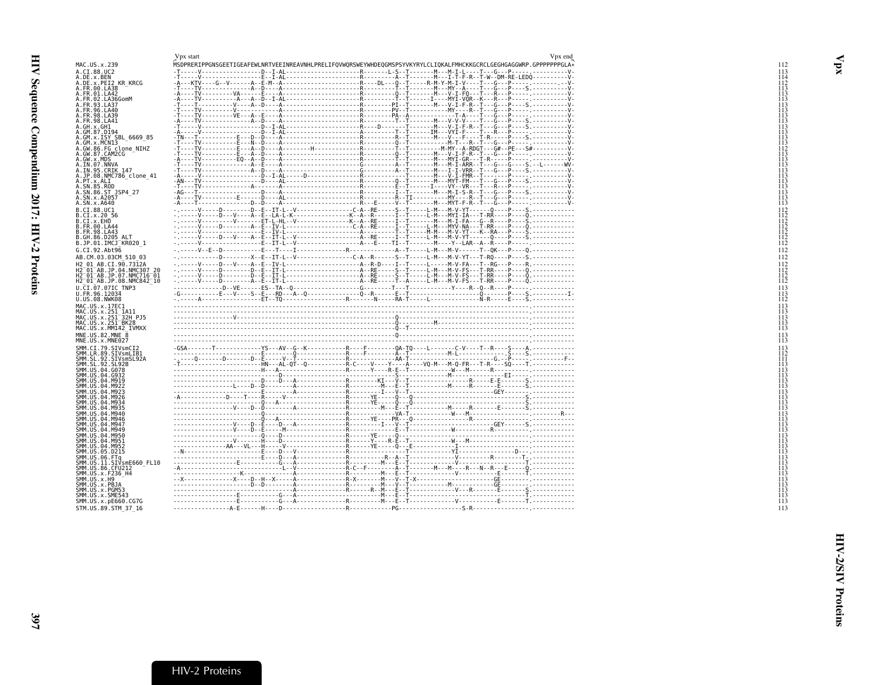```
                         Vpx start                                                                                   Vpx end
MAC.US.x.239             MSDPRERIPPGNSGEETIGEAFEWLNRTVEEINREAVNHLPRELIFQVWQRSWEYWHDEQGMSPSYVKYRYLCLIQKALFMHCKKGCRCLGEGHGAGGWRP.GPPPPPPPGLA*   112
A.CI.88.UC2              -T-----V------------------D--I-AL-------------------------R---------L-S--T-------M---M-I-L----T---G---P------.----------V-   113
A.DE.x.BEN               -T-----V------------------E--I-AL-------------------------R---------A--T-------M---I-T-F-R--T-W--DM-RE-LEDQ----------V-   114
A.DE.x.PEI2_KR_KRCG      -A---KTV-----G--V-------A--E-M--A-------------------------R-----DL---Q--T-----R-M-Y-M-I-V----T---G---P------.----------V-   112
A.FR.00.LA38             -T----TV--------------A--D----A---------------------------R---------T--T-------M---MY--A----T---G---P----S.----------V-   113
A.FR.01.LA42             -A----TV--------VA-------E----A---------------------------R---------Q--T-------M---V-I-FQ---T---R---P------.----------V-   113
A.FR.02.LA36GomM         -A----TV-----------A---A--D--I-AL-------------------------R---------T--T-----I----MYI-VQR--K---R---P------.----------V-   113
A.FR.93.LA37             -T----T----------V---A--D----A----------------------------R--------PI--T-------M---V-I-F-R--T---G---P----S.----------V-   113
A.FR.96.LA40             -T----TV--------V---------------A-------------------------R--------PV--T-------------MY-----R--T---G---P------.----------V-   113
A.FR.98.LA39             -T----TV--------VE---A--E----A----------------------------R--------PA--A-------------T-A----T---G---P------.----------V-   113
A.FR.98.LA41             -A----TV-------------A--D----A----------------------------R---------T--T-------M---V-V-V----T---G---P----S.----------V-   113
A.GH.x.GH1               -T-----V------------------D--I-AL-------------------------R-----D-------T-------M---V-I-F-R--T---G---P----S.----------V-   113
A.GM.87.D194             -A-----V------------------D--I-AL-------------------------A---------T--T------IM---VYI-F----T---R---P------.----------V-   113
A.GM.x.ISY_SBL_6669_85   -TN---T------------E---D--D----A--------------------------R---------R--T-------M---V---F----T-R-----P----S.----------V-   113
A.GM.x.MCN13             -T----TV-----------E---N--D----A--------------------------R---------Q--T-----------M-T---R--T---G---P------.----------V-   113
A.GW.86.FG_clone_NIHZ    -T----TV-------------A--D----A---------H------------------R---------T--T-----M-MY--A-RDGT---G#--PE---S#---------V-   112
A.GW.87.CAM2CG           -T----TV-----------E---A--D----A--------------------------R---------Q--T-------M---V-I-F-R--T---G---P------.----------V-   113
A.GW.x.MDS               -A----TV-----------EQ--A--D----A--------------------------R---------T--T-------M---MYI-GR---T-R-----P------.----------V-   113
A.IN.07.NNVA             -T----TV-------------A--E----A----------------------------G---------A--T-------M---M-I-ARR--T---G---G----S--L-------WV-   113
A.IN.95.CRIK_147         -T----TV-------------A--D----A----------------------------G---------A--T-------M---I-I-VRR--T---G---P----S.----------V-   113
A.JP.08.NMC786_clone_41  -A-----V------------------D--I-AL------D------------------R---------T--T-------M---V-I-FMR--T-----P------.----------V-   113
A.PT.x.ALI               -AN---KTV----------D------A-------------------------------R---------Q--T-------M---MYT-FM---T---G---P----S.----------V-   113
A.SN.85.ROD              -T----TV--------------A----A------------------------------R---------E--T------I----VY--VR---T---R---P------.----------V-   113
A.SN.86.ST_JSP4_27       -AG--T--------------------D----A--------------------------R---------I--T-------M---M-I-S-R--T---G---P----S.----------V-   113
A.SN.x.A2057             -A----TV-----------E----A----AL---------------------------R---------R--TI----------MY----R--T---G---P------.----------V-   113
A.SN.x.A640              -A----T--------------D--D----A----------------------------R-----E----V--T-------M---MYT-F-R--T---G---P------.----------V-   113
B.CI.88.UC1              -.------V-----D----------D--E--IT-L--V----------------C-A--RE-----S--T------L-M---M-V-YT------Q----P----S.------------   112
B.CI.x.20_56             -.------V-----D----V----A--E--LA-L-K------------------K--A--R-----I--T------L-M---MYI-IA---T-RR----P----Q.------------   112
B.CI.x.EHO               -.------V--------------V---ET-L-HL--V-----------------K--A--RE-----I--T-------M---M-I-FA---G--R----P----S.------------   112
B.FR.00.LA44             -.------V-----D----------A--E--IV-L-------------------C-A--RE-----I--T------L-M---MYV-NA---T-RR----P----Q.------------   112
B.FR.98.LA43             -.------V----------------A--E--IV-L-------------------A-----------I--T------M-M---M-V-YT---K--RA---P----S.------------   112
B.GH.86.D205_ALT         -.------V-----D----V----A--E--IT-L--V-----------------A--RE-----I--T------L-M---M-V-YT-----Q----P----S.------------   112
B.JP.01.IMCJ_KR020_1     -.------V----------------------E--IT-L--V-----------------A---E----TI--T-------M-----Y--LAR--A--R----P----S.------------   112
G.CI.92.Abt96            -.------V--E--D-----------E----T----I--------------R------------------A--T------L-M---M-V-------T--QK---P----Q.------------   112
AB.CM.03.03CM_510_03     -.--------------D--------X--E--IT-L--V----------------C-A--R------S--T------L-M---M-V-YT---T-RQ----P----S.------------   112
H2_01_AB.CI.90.7312A     -.------V-----D----V----A--E--IV-L--------------------A--R-D-----I--T------L-----M-V-FA---T--RG---P----R.------------   112
H2_01_AB.JP.04.NMC307_20 -.------V-----D--------D--E--IT-L---------------------A--RE-----S--T------L-M---M-V-FS---T-RR----P----Q.------------   112
H2_01_AB.JP.07.NMC716_01 -.------V-----D--------D--E--IT-L---------------------A--RE-----S--T------L-M---M-V-FS---T-RR----P----Q.------------   112
H2_01_AB.JP.08.NMC842_10 -.------V-----D--------D--E--IT-L---------------------A--RE-----T--A------L-M---M-V-FS---T-RR----P----Q.------------   112
U.CI.07.07IC_TNP3        -------------D--VE------ES--TA--Q--------------------G--------T-----T----------Y-----R--Q--R---P------.------------   113
U.FR.96.12034            -G-----------E---V-----S--E---RD---A--Q---------------Q--R-------E--T---------------------Q--------P----S.-----------I-   113
U.US.08.NWK08            -.------A-------------------ET--TQ---------------------R---------N-----RA-T-----L-------------N-R-----E----S.------------   112
MAC.US.x.17EC1           ----------------------------------------------------------------------------------------------------------.------------   113
MAC.US.x.251_1A11        ----------------------------------------------------------------------------------------------------------.------------   113
MAC.US.x.251_32H_PJ5     ------------------V-------------------------------------------Q-------------------------------------------.------------   113
MAC.US.x.251_BK28        --------------------------------------------------------------Q-----------M-------------------------------.------------   113
MAC.US.x.MM142_IVMXX     --------------------------------------------------------------Q-T-----------------------------------------.------------   113
MNE.US.82.MNE_8          --------------------------------------------------------------Q-------------------------------------------.------------   113
MNE.US.x.MNE027          ----------------------------------------------------------------------------------------------------------.------------   113
SMM.CI.79.SIVsmCI2       -GSA-------T--------------YS---AV--G--K-----------R-----F--------QA-TQ-----L---------C-V----T--R----S----A.------------   113
SMM.LR.89.SIVsmLIB1      ---------------------------E-------Q--------------R-----F---------A--T---------M-L------------------S----S.------------   112
SMM.SL.92.SIVsmSL92A     -.-----Q-------D-------D--E-----V--T---------------R---------------AA-T----------------------------G.--P-----.---------F-   111
SMM.SL.92.SL92B          -T-------------------------HN---AL-QT--Q-----------R-C----V----Y---A----VQ-M---M-Q-FR---T-R----SQ----T.------------   113
SMM.US.04.G078           ---------------------------H---A-------------------R-------Y----R-E--T-------------W---M------R---------.------------   113
SMM.US.04.G932           -----------------------------D--------------------------------------S-----------------M--------------EI------.------------   113
SMM.US.04.M919           -------------------------D-----D---A---------------R-----------KI---V--T---------------------R-----E-E-------S.------------   113
SMM.US.04.M922           -------------------L----D--D-------A---------------R----------M---E--T--------------M-----R--------E-------S.------------   113
SMM.US.04.M923           ---------------------------E-------A---------------R-----------I---V--T--------------------------GEY--------.------------   113
SMM.US.04.M926           -A-------------D----T----R-----V-------------------R-------YE------Q---Q---------------------------------S.------------   113
SMM.US.04.M934           ---------------------------Q--A--------------------R-------YE------Q---Q---------------------------------S.------------   113
SMM.US.04.M935           -------------------V---D--D--------A---------------R----------M---E--T------------M-----R--------E-------S.------------   113
SMM.US.04.M940           ---------------------------Q-----------------------R-----------VA-T------------W---M-------------------------.---------R---   113
SMM.US.04.M946           ---------------------------Q---A-------------------R-----YE----PR----Q---------------R---------------------.------------   113
SMM.US.04.M947           -------------------V---D--E-----D---A--------------R--------I---V--T----------------------------GEY------S.------------   113
SMM.US.04.M949           -------------------V---D--E------M-----------------R-----------E--T------------W-----------R--------------.------------   113
SMM.US.04.M950           ---------------------------Q----D------------------R------YE------Q------------------------------------------.------------   113
SMM.US.04.M951           -------------------V------H-----D------------------R------Y----R-E--T------------W---M----------------------.------------   113
SMM.US.04.M952           ------------------AA---VL---H------V---------------R------YE------Q---E-----------------I-----------------.------------   113
SMM.US.05.D215           --N------------------------E----D---V--------------R---------------T-----------YI-----------------D----.------------   113
SMM.US.06.FTq            ---------------------------E----D---A--------------R-----------R--A--T------------------V-----------R--------T-.------------   113
SMM.US.11.SIVsmE660_FL10 ------------------E---------------G---A------------R----------M---E--T----------------V----------------T-.------------   113
SMM.US.86.CFU212         -A-------------------------------L--V--------------R-C--F--------A--T-------M---M---R---N--R---E-----Q.------------   113
SMM.US.x.F236_H4         -------------------K-------------------A-----------R----------M---E--T--------------V-----------E-------T.------------   113
SMM.US.x.H9              --X-----------------X-----D--H--X------A-----------R-X--------M---V--T-X---------------------GE-------.------------   113
SMM.US.x.PBJA            -------------------------D--D----------A-----------R----------M---V--T------------M-----------GE-------.------------   113
SMM.US.x.PGM53           ---------------------------------------A-----------R-----R--M---E--T-------------V---R---------E-------S.------------   113
SMM.US.x.SME543          -------------------E----------G----A------------------------M---E--T---------------------------------T.------------   113
SMM.US.x.pE660.CG7G      -------------------E----------G---A----------------R----------M---E--T--------------V-----------E-------T.------------   113
STM.US.89.STM_37_16      -----------------A-E-------H----D------------------R---------------PG--------------------S-R--------------.------------   113
```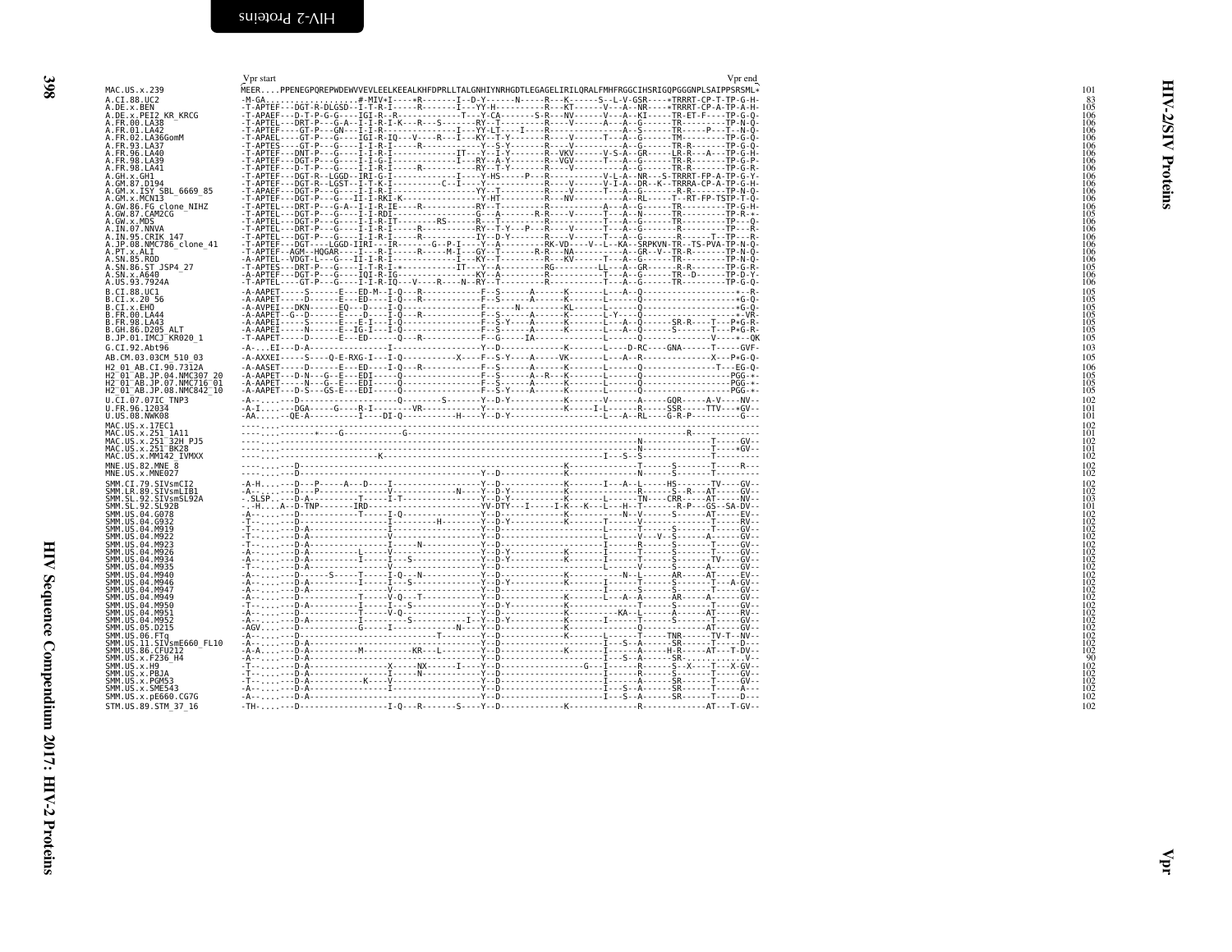```
              Vpr start                                                                                         Vpr end
MAC.US.x.239                MEER....PPENEGPQREPWDEWVVEVLEELKEEALKHFDPRLLTALGNHIYNRHGDTLEGAGELIRILQRALFMHFRGGCIHSRIGQPGGGNPLSAIPPSRSML*   101
A.CI.88.UC2                 -M-GA..................#-MIV+I-----+R-------I--D-Y-------N-----R---K------S--L-V-GSR----*TRRRT-CP-T-TP-G-H-   83
A.DE.x.BEN                  -T-APTEF---DGT-R-DLGSD--I-T-R-I-----R---------I---YY-H----------R---KT------V---A--NR----*TRRRT-CP-A-TP-A-H-   105
A.DE.x.PEI2_KR_KRCG         -T-APAEF---D-T-P-G-G----IGI-R--R-----------T---Y-CA--------S-R---NV------V---A--KI-----TR-ET-F-----TP-G-Q-   106
A.FR.00.LA38                -T-APTEL---DRT-P---G-A--I-I-R-I-K---R---S--------RY--T-----------R-----V------A---A--G------TR---------TP-N-Q-   106
A.FR.01.LA42                -T-APTEF----GT-P----GN---I-I-R--------------------I---YY-LT----I----R-----------------A--S------TR------P---T--N-Q-   106
A.FR.02.LA36GomM            -T-APAEL---GT-P---G-----IGI-R-IQ---V----R---I----KY--T-Y-------R-----V------T---A--G------TM---------TP-G-Q-   106
A.FR.93.LA37                -T-APTES----GT-P---G-----I-I-R-I-----R-------------Y--S-Y---------R-----V-----------A--G------TR-R--------TP-G-Q-   106
A.FR.96.LA40                -T-APTEF---DNT-P---G-----I-I-R-I-------------IT---Y--I-Y--------R--VKV------V-S-A--GR-----LR-R---A---TP-G-H-   106
A.FR.98.LA39                -T-APTEF---DGT-P---G-----I-I-G-I-------------I----RY--A-Y-------R--VGV------T---A--G------TR-R--------TP-G-P-   106
A.FR.98.LA41                -T-APTEF---D-T-P---G-----I-I-R-I-----R-------------RY--T-Y-------R-----V-----------A--G------TR-R--------TP-G-R-   106
A.GH.x.GH1                  -T-APTEF---DGT-R--LGGD--IRI-G-I-------------I----Y-HS-----P---R--------------V-L-A--NR---S-TRRRT-FP-A-TP-G-Y-   106
A.GM.87.D194                -T-APTEF---DGT-R--LGST--I-T-K-I------------C--I-----Y----------R------V------V-I-A--DR--K-TRRRA-CP-A-TP-G-H-   106
A.GM.x.ISY_SBL_6669_85      -T-APAEF---DGT-P---G-----I-I-R-I-------------------YY--T---------R-----V------T---A--G-------R-R-------TP-N-Q-   106
A.GM.x.MCN13                -T-APTEF---DGT-P---G----II-I-RKI-K----------------Y-HT-----------R-----NV----------A--RL-----T--RT-FP-TSTP-T-Q-   106
A.GW.86.FG_clone_NIHZ       -T-APTEL---DRT-P---G-A--I-I-R-IE-----R--------------RY--T-----------R------------A---A--G------TR----------TP-G-H-   105
A.GW.87.CAM2CG              -T-APTEL---DGT-P---G-----I-I-R-RDI---------------G----A-------R-R-----V------T---A--N------TR-----------TP-R-*-   106
A.GW.x.MDS                  -T-APTEL---DGT-P---G-----I-I-R-IT----------RS-------R----T--------------R-----------T---A--G------TR-------------TP---Q-   106
A.IN.07.NNVA                -T-APTEL---DRT-P---G-----I-I-R-I-----R---------------RY--T-Y---P---R-----V------T---A--G------R-----------TP---R-   106
A.IN.95.CRIK_147            -T-APTEL---DGT-P---G-----I-I-R-I-----R-------------IY--D-Y-------R-----V------T---A--G-------R------T--TP---R-   106
A.JP.08.NMC786_clone_41     -T-APTEF---DGT----LGGD-IIRI---IR-------G--P-I----Y--A----------RK-VD----V--L--KA--SRPKVN-TR--TS-PVA-TP-N-Q-   106
A.PT.x.ALI                  -T-APTEF--AGM--HQGAR----I---R-------R-----M-I----GY--T--------R-R-----NA------T---A--GR--V--TR-R------TP-N-Q-   106
A.SN.85.ROD                 -A-APTEL--VDGT-L---G---II-I-R-I------------I----KY--T-----------R-----KV------T---A--G------TR---------TP-N-Q-   106
A.SN.86.ST_JSP4_27          -T-APTES---DRT-P---G-----I-T-R-I-*-----------IT---Y--A--------RG----------LL---A--GR-----R-R--------TP-G-R-   105
A.SN.x.A640                 -A-APTEF---DGT-P---G----IQI-R-I-------------------RY--T-------------R-----------T---A--G------TR---D--------TP-D-Y-   106
A.US.93.7924A               -T-APTEL----GT-P---G-----I-I-R-IQ---V----R-----N--RY--T----------R-----------T---A--G------TR---------TP-G-Q-   106
B.CI.88.UC1                 -A-AAPET-----S------E---ED-M--I-Q---R--------------F--S------A------K-------L---A--Q-------------------*--R-   105
B.CI.x.20_56                -A-AAPET-----D------E---ED-----I-Q---R--------------F--S------A------K-------L------Q--------------------+G-Q-   105
B.CI.x.EHO                  -A-AVPEI---DKN------EQ---D-----I-Q------------------F-------N--------KL-------L------Q--------------------+G-Q-   105
B.FR.00.LA44                -A-AAPET--G--D------E-----D----I-Q---R--------------F--S------A------K-------L-Y----Q--------------------*-VR-   105
B.FR.98.LA43                -A-AAPEI-----S------E---E-I----I-Q------------------F--S-Y----A------K-------L---A--Q------SR-R----T---P*G-R-   105
B.GH.86.D205_ALT            -A-AAPEI-----N------E---IG-I---I-Q------------------F--S------A------K-------L---A--Q------S--------T---P*G-R-   105
B.JP.01.IMCJ_KR020_1        -T-AAPET-----D------E---ED-----Q---R--------------F--G------IA------------L------Q------------------V----+--QK   105
G.CI.92.Abt96               -A-...EI---D-A--------------------I-------------------Y--D-----------K-------L----D-RC----GNA------T-----GVF-   103
AB.CM.03.03CM_510_03        -A-AXXEI-----S----Q-E-RXG-I---I-Q-----------X-----F--S-Y----A------VK-------L---A--R-------------------X---P*G-Q-   105
H2_01_AB.CI.90.7312A        -A-AASET-----D------E---ED-----I-Q---R--------------F--S------A------K-------L------Q--------------------T---EG-Q-   106
H2_01_AB.JP.04.NMC307_20    -A-AAPET---D-N---G--E---EDI------Q------------------F--S------A--R---K-------L------Q-------------------------PGG-*-   105
H2_01_AB.JP.07.NMC716_01    -A-AAPET-----N---G--E---EDI------Q------------------F--S------A------K-------L------Q-------------------------PGG-*-   105
H2_01_AB.JP.08.NMC842_10    -A-AAPET---D-S---GS-E---EDI------Q------------------F--S-Y----A------K-------L------Q-------------------------PGG-*-   105
U.CI.07.07IC_TNP3           -A-....--D------------------------Q--------S-------Y--D-Y-----------K-------V-------A-----GQR-----A-V----NV--   102
U.FR.96.12034               -A-I....---DGA-----G---R-I---------VR---------------Y-------------------K-----I-L------R-----SSR-----TTV---*GV--   101
U.US.08.NWK08               -AA.....--QE-A-----------I-----DI-Q-----------H----Y--D-Y-----------------L---A--RL----G-R-P-----------G---   101
MAC.US.x.17EC1              ----....---------------------------------------------------------------------------------------------------   102
MAC.US.x.251_1A11           ----....------+----G-------------G-----------------------------------------------------R-------------------   101
MAC.US.x.251_32H_PJ5        ----....-------------------------------------------------------------------------------N-----------T-----GV--   102
MAC.US.x.251_BK28           ----....-------------------------------------------------------------------------------N-----------T-----*GV--   101
MAC.US.x.MM142_IVMXX        ----....--------------------K--------------------------------------------I---S--S---------------T------------   102
MNE.US.82.MNE_8             ----....---D-------------------------------------------------------K--------------T------S-------T-----R---   102
MNE.US.x.MNE027             ----....---D--------------------------------Y--D------------------K--------------N------S-------T-----------   102
SMM.CI.79.SIVsmCI2          -A-H....---D---P-----A---D----I-------------------Y--D-------------K-------I---A--L-----HS------TV-----GV--   102
SMM.LR.89.SIVsmLIB1         -A-.....--D---P---------------V------------N-----Y--D-Y------------K-------------R------S--R---AT-----GV--   102
SMM.SL.92.SIVsmSL92A        -.SLSP..---D-A----------T-----I-T-----------------Y--D-Y-----------K------L--------TN----CRR-----AT-----NV--   103
SMM.SL.92.SL92B             -.-H....A--D-TNP-------IRD-----------------------YV-DTY---I-----I-K---K---L---H--T------R-P---GS--SA-DV--   101
SMM.US.04.G078              -A-.....---D-------------T-----I-Q----------------Y--D--------------K-------N--V----------S------AT-----EV--   102
SMM.US.04.G932              -T-.....---D-------------------I---------H---------Y--D-Y-----------K-------T------V-----------T-----RV--   102
SMM.US.04.M919              -T-.....---D-A-----------------I-----------------Y--D---------------------L------T------S-------T-----GV--   102
SMM.US.04.M922              -T-.....---D-A-----------------V-----------------Y--D---------------------L------V--V--S-------A-----GV--   102
SMM.US.04.M923              -T-.....---D-A-----------------I-----N-----------Y--D---------------------I------R------S-------T-----GV--   102
SMM.US.04.M926              -A-.....---D-A---------L-------V-----------------Y--D-Y-----------K-------I------T------S-------T-----GV--   102
SMM.US.04.M934              -A-.....---D-A---------I-------I---S-------------Y--D-Y-----------K-------I------T------S-------TV-----GV--   102
SMM.US.04.M935              -T-.....---D-A-------------------V-----------------Y--D---------------------L------V------S-------A-----GV--   102
SMM.US.04.M940              -A-.....---D-----S-----T-----I-Q---N-------------Y--D---------------K-----------N--L-------AR-----AT-----EV--   102
SMM.US.04.M946              -A-.....---D-A---------I-----I---S---------------Y--D-Y-----------K-------I------T------S-------T---A-GV--   102
SMM.US.04.M947              -A-.....---D-A-----------------V-----------------Y--D---------------------I------S------S-------T-----GV--   102
SMM.US.04.M949              -A-.....---D-----------T-----V-Q---T-------------Y--D---------------K-------L---A--A-----AR-----A-----GV--   102
SMM.US.04.M950              -T-.....---D-A---------I-----I---S---------------Y--D-Y-----------K-------I------T------S-------T-----GV--   102
SMM.US.04.M951              -A-.....---D-------------T-----V-Q-----------------Y--D-------------K-----------KA--L-------A-------AT-----RV--   102
SMM.US.04.M952              -A-.....---D-A---------I-----I------S-------I--Y--D-Y-----------K-------I------T------S-------T-----GV--   102
SMM.US.05.D215              -AGV....---D-----------G-----I-----------N-----Y--D-------------K-------------Q-------------AT-----GV--   102
SMM.US.06.FTq               -A-.....---D----------------------------T-----------Y--D-------------K-------L------T-----TNR------TV-T--NV--   102
SMM.US.11.SIVsmE660_FL10    -A-.....---D-A-----------------------------------Y--D-------------------I---S--A-----SR------T-----D---   102
SMM.US.86.CFU212            -A-A....---D-A-----------M----------KR---L-------Y--D-------------K-------I---A------H-R-----AT---T-DV--   102
SMM.US.x.F236_H4            -A-.....---D-A-----------------------------------Y--D---------------------I---S--A-----SR-----........V--   90
SMM.US.x.H9                 -T-.....---D-A---------------X-----NX------I----Y--D-------------------G---I------R------S--X----T---X-GV--   102
SMM.US.x.PBJA               -T-.....---D-A-----------------I-----N-----------Y--D---------------------I------R------S-------T-----GV--   102
SMM.US.x.PGM53              -T-.....---D-A-----------K-----V-----------------Y--D---------------------I---A------SR------T-----GV--   102
SMM.US.x.SME543             -A-.....---D-A-----------------I-----------------Y--D---------------------I---S--A-----SR------T-----A---   102
SMM.US.x.pE660.CG7G         -A-.....---D-A-----------------------------------Y--D---------------------I---S--A-----SR------T-----D---   102
STM.US.89.STM_37_16         -TH-....---D------------------I-Q---R-------S----Y--D-------------K---------------R-------------AT---T-GV--   102
```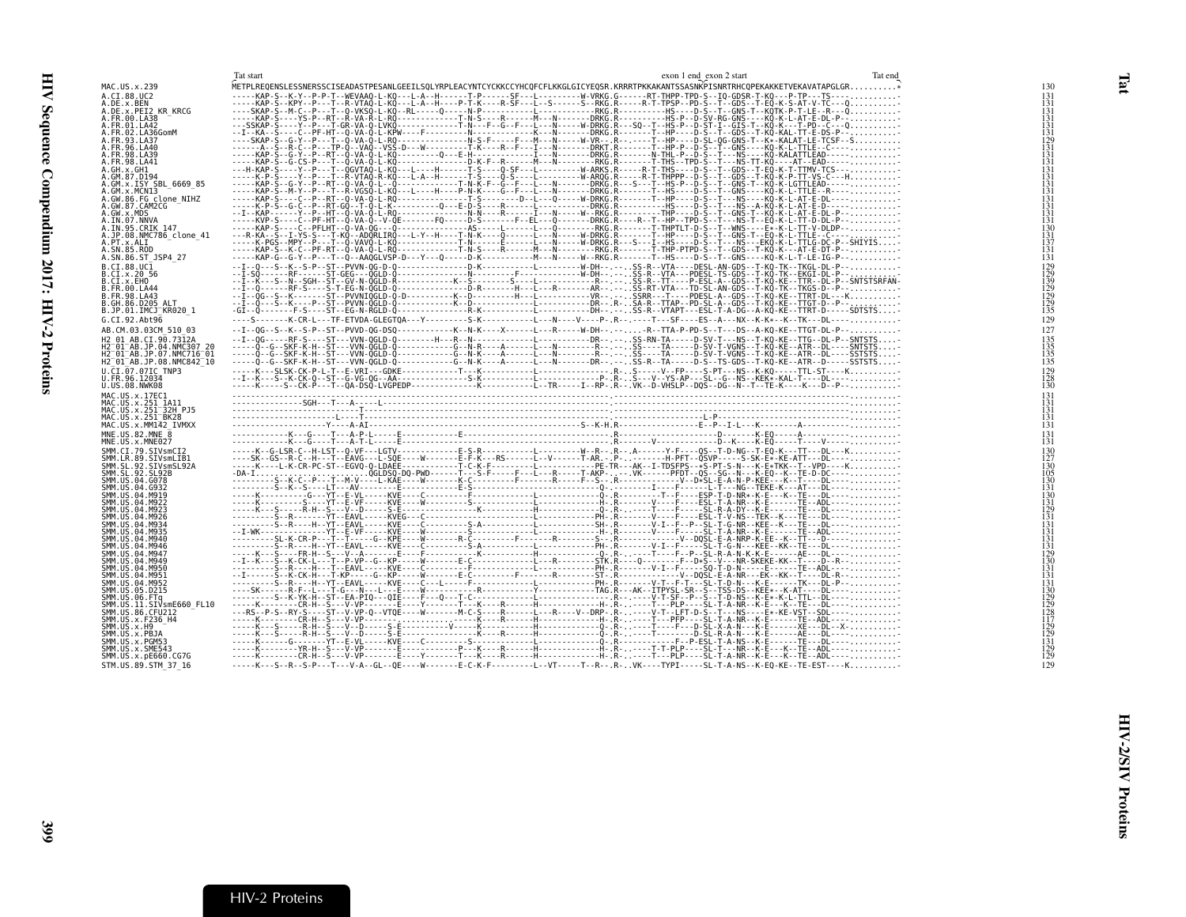```
                              Tat start                                                                                                      exon 1 end exon 2 start                                          Tat end
MAC.US.x.239                  METPLREQENSLESSNERSSCISEADASTPESANLGEEILSQLYRPLEACYNTCYCKKCCYHCQFCFLKKGLGICYEQSR.KRRRTPKKAKANTSSASNKPISNRTRHCQPEKAKKETVEKAVATAPGLGR..........*    130
A.CI.88.UC2                   -----KAP-S--K-Y--P-P-T--WEVAAQ-L-KQ---L-A--H------T-P------SF---L---------W-VRKG.G------RT-THPP-TPD-S--IQ-GDSR-T-KQ---P-TP---TS----..........   131
A.DE.x.BEN                    -----KAP-S--KPY--P---T--R-VTAQ-L-KQ---L-A--H----P-T-K----R-SF---L--S------S--RKG.R------R-T-TPSP--PD-S--T--GDS--T-EQ-K-S-AT-V-TC----Q.........   131
A.DE.x.PEI2_KR_KRCG           ----SKAP-S--M-C--P---T--Q-VKSQ-L-KQ--RL------Q-----N-P------------L-----------RKG.R----------HS----D-S--T--GNS-T--KQTK-P-T-LE--R---Q..........   131
A.FR.00.LA38                  -----KAP-S----YS-P--RT--R-VA-R-L-RQ-------------T-N-S-----R------M---N------DRKG.R----------HS-P--D-SV-RG-GNS----KQ-K-L-AT-E-DL-P--..........   131
A.FR.01.LA42                  ---SSKAP-S----Y--P---T--T-GR-VA-Q-LVKQ-------------T-----F--G--F----L---N------W-DRKG.R---SQ--T--HS-P--D-ST-I--GIS-T--KQ-K---T-PD--C---Q.........   131
A.FR.02.LA36GomM              --I--KA--S----C--PF-HT--Q-VA-Q-L-KPW----F----------------K---N-------DRKG.R------T--HP----D-S--T--GDS--T-KQ-KAL-TT-E-DS-P-..........   131
A.FR.93.LA37                  -----SKAP-S--G-Y--P---T--Q-VA-Q-L-RQ------------N-S-F-----F---M---N------W-VR---R-------T--HP----D-SL-QG-GNS-T--K*-KALAT-LE-TCSF--S..........   129
A.FR.96.LA40                  ------A--S--R-C--P---TP-Q--VAQ--VSS-D---W---------T-K----R--F---I---N------DRKT.R-------T--HP-P--D-S--T--GNS----KQ-K-L-TTLE--C---..........   131
A.FR.98.LA39                  -----KAP-S--G-Y--P--RT--Q-VA-Q-L-KQ-------Q---E-H----------------I---N------DRKG.R------N-THL-P--D-S--T--NS-----KQ-KALATTLEAD--..........   131
A.FR.98.LA41                  -----KAP-S--G-CS-P---T--Q-VA-Q-L-KQ-------------D-K-F--R------M---N------DRKG.R-------T-THS--TPD-S--T--NS-TT-KQ-----AT--EAD----..........   131
A.GH.x.GH1                    ---H-KAP-S----Y--P---T--QGVTAQ-L-KQ---L------H------T-S-----Q-SF----L---------W-ARKS.R------R-T-THS----D-S--T--GDS--T-EQ-K-T-TTMV-TCS---..........   131
A.GM.87.D194                  -----K-P-S----Y--P---T--R-VTAQ-R-KQ---L-A--H------T-S------Q-S----L----------W-ARKG.R------R-T-THPPP--D-S--T--GDS--T-KQ-K-P-TT-VS-C---H.........   131
A.GM.x.ISY_SBL_6669_85        -----KAP-S--G-Y--P--RT--Q-VA-Q-L--Q-------------T-N-K-F--G--F----L---N------DRKG.R-----S---T--HS-P--D-S--T--GNS-T--KQ-K-LGTTLEAD--..........   131
A.GM.x.MCN13                  -----KAP-S--M-Y--P---T--R-VGSQ-L-KQ---L----H-----P-N-K----G--F----L---N------DRKG.R-------T--HS----D-S--T--GNS----KQ-K-L-TTLE--R---..........   131
A.GW.86.FG_clone_NIHZ         -----KAP-S----C--P--RT--Q-VA-Q-L-RQ--------------T-S--------D---L---Q------W-DRKG.R-------T--HP----D-S--T--NS----KQ-K-L-AT-E-D--..........   131
A.GW.87.CAM2CG                -----K-P-S--G-C--P---RT-GQ--T-Q-L-K-----------Q---E-D-S----R-------------------DRKG.R----------HS----D-S--T--NS--A-KQ-K-L-AT-E-D---..........   131
A.GW.x.MDS                    --I--KAP------Y--P--HT--Q-VA-Q-L-RQ--------------N-N----R-------I---N------W--RKG.R---------THP----D-S--T--GNS-T--KQ-K-L-AT-E-DL-P--..........   131
A.IN.07.NNVA                  -----KVP-S----C--PF-HT--Q-VA-Q--V-QE------FQ------D-S-------F--EL---Q------DRKG.R-----R--T--HP--TPD-S--T--NS-T--EQ-K-L-TT-D-DL-P--..........   131
A.IN.95.CRIK_147              -----KAP-S----C--PFLHT--Q-VA-QG---Q--------------AS-----L-------L---Q------RKG.R-------T-THPTLT-D-S--T--WNS----E*-K-L-TT-V-DLDP--..........   130
A.JP.08.NMC786_clone_41       ---R-KA--S--I-YS-S---T-KQ--ADQRLIRQ---L-Y--H----T-N-K----Q------L---N------W-DRKG.R-------T--HP----D-S--T--GNS-T--EQ-K-L-TTLE--C---..........   131
A.PT.x.ALI                    ----K-PGS--MPY--P---T--Q-VAVQ-L-KQ--------------T-N-------E--------L---N------W-DRKG.R---S---I--HS----D-S--T--NS---EKQ-K-L-TTLG-DC-P--SHIYIS.....   137
A.SN.85.ROD                   -----KAP-S--K-C--PF-RT--Q-VA-Q-L-RQ--------------T-N-S------R------M---N------RKG.R-------T-THP-PTPD-S--T--GDS--T-KQ-K---AT-E-DT-P--..........   131
A.SN.86.ST_JSP4_27            -----KAP-G--G-Y--P---T--Q--AAQGLVSP-D---Y---Q------D-K---------M---N------W--RKG.R-------T--HS----D-S--T--GNS----KQ-K-L-T-LE-IG-P--..........   131
B.GH.88.UC1                   --I--Q---S--K--S-P--ST--PVVN-QG-D-Q------------D-K----------L---------W-DH-.-.-.SS-R--VTA----DESL-AN-GDS--T-KQ-TK--TKGL-DL-P--..........   129
B.CI.x.20_56                  --I-SQ------RF-------ST-GEG---QGLD-Q------------N-----------F-----------W-DH-.-.-.SS-R--VTA---PDESL-TS-GDS--T-KQ-TK--EKGI-DL-P--..........   129
B.CI.x.EHO                    --I--K---S--N--SGH--ST--GV-N-QGLD-R--------------K----S------S--------------R-.-.-.SS-R--TT----P-ESL-A--GDS--T-KQ-KE--TTR--DL-P--SNTSTSRFAN-   139
B.FR.00.LA44                  --I--Q------RF-S-----ST-EG-N-QGLD-Q------------D-R------H----L----R------AR-.-.-.SS-RT-VTA---TD-SL-AN-GDS--T-KQ-TK--TKGS-D--P--..........   129
B.FR.98.LA43                  --I--QG--S--K-------ST--PVVNIQGLD-Q-D-----------K------H-----L-------------VR-.-.-.SSRR---T----PDESL-A--GDS--T-KQ-KE--TTRT-DL---K.........   129
B.GH.86.D205_ALT              --I--Q---S--K------P--ST--PVVN-QGLD-Q-----------K-D------------L----------DR--R-.SA-R--TTAP--PD-SL-A--GDS--T-KQ-KE--TTGT-D--P-..........   129
B.JP.01.IMCJ_KR020_1          -GI--Q-------F-S----ST--EG-N-RGLD-Q-------------R-K------------L----------DH-.-.-.SS-R--VTAPT---ESL-T-A-DG--A-KQ-KE--TTRT-D------SDTSTS.....   135
G.CI.92.Abt96                 ----S------K-CR-L---TF-ETVDA-GLEGTQA---Y--------S-K--------L---N-------V----P-.R-.---T---SF---ES--A---NX--K-K*--K--TK---DL----..........   129
AB.CM.03.03CM_510_03          --I--QG--S--K--S-P--ST--PVVD-QG-DSQ-----------K--N-K----X------L----R-----W-DH-.-.-.---R--TTA-P-PD-S--T---DS--A-KQ-KE--TTGT-DL-P--..........   127
H2_01_AB.CI.90.7312A          --I--QG-----RF-S-----ST---VVN-QGLD-Q--------H---R--N------------L---------DR-.-.-.SS-RN-TA-----D-SV-T---NS--T-KQ-KE--TTG--DL-P--SNTSTS.....   135
H2_01_AB.JP.04.NMC307_20      -----Q--G--SKF-K-H--ST---VVN-QGLD-Q-----------G--N-R-----A------L---N--------R-.-.-.SS-----TA-----D-SV-T-VGNS--T-KQ-KE--ATR--DL----SNTSTS.....   135
H2_01_AB.JP.07.NMC716_01      -----Q--G--SKF-K-H--ST---VVN-QGLD-Q-----------G--N-K-----A------L---N--------R-.-.-.SS-----TA-----D-SV-T-VGNS--T-KQ-KE--ATR--DL----SSTSTS.....   135
H2_01_AB.JP.08.NMC842_10      -----Q--G--SKF-K-H--ST---VVN-QGLD-Q-----------G--N-K-----A------L---------DR-.-.-.SS-R--TA-----D-S--TS-GDS--T-KQ-KE--ATR--D----SSTSTS.....   135
U.CI.07.07IC_TNP3             -----K---SLSK-CK-P-L-T--E-VRI---GDKE-----------T---K--------------L---------------R-.-.S-----V--FP----S-PT---NS--K-KQ-----TTL-ST----K..........   129
U.FR.96.12034                 --I--K---S--K-CK-Q--ST--G-VG-QG--AA-----------S-K-----------L---------------P-.R-.-.S---V--YS-AP---SL--G--NS--KEK*-KAL-T----DL----..........   128
U.US.08.NWK08                 ----K------S--CK-P---T--QA-DSQ-LVGPEDP-----------K------------L--TR-----I--RP-.R-.-.VK--D-VHSLP--DQS--DG--N--T--TE-K----K---D--P--..........   130
MAC.US.x.17EC1                -----------------------------------------------------------------------------------------------------------------------------..........   131
MAC.US.x.251_1A11             ---------------SGH---T---A-----L-------------------------------------------------------------------------------------------------..........   131
MAC.US.x.251_32H_PJ5          -----------------------T-----------------------------------------------------------------------------------------------------------..........   131
MAC.US.x.251_BK28             -------------------L----T-----------------------------------------------------------------L-P-------------------------------------..........   131
MAC.US.x.MM142_IVMXX          --------------------Y-----A-AI--------------------------------------------S--K-H.R-------------E--P--I-L---K-------A-------------..........   131
MNE.US.82.MNE_8               -----------K---G----T---A-P-L-----E----------------E--------------------------------------------------D--------K-EQ------A-----------..........   131
MNE.US.x.MNE027               -----------K---G----T---A-T-L-----E--------------------------------------R-----------V-------------D--K-----K-EQ------T-----V-----..........   131
SMM.CI.79.SIVsmCI2            -----K-G-LSR-C--H-LST--Q-VF---LGTV-----------E-S-R----------L---------W--R--R-.A------Y-F----QS--T-D-NG--T-EQ-K---TT---DL---K..........   130
SMM.LR.89.SIVsmLIB1           ----SK--GS--R-C--H---T--EAVG---L-SQE----W-------E-F-K---RS-------L--V------T-AR.-.P-.---------H-PFT--QSVP-----S-SK-E*-KE-ATT---DL----..........   127
SMM.SL.92.SIVsmSL92A          ----K----L-K-CR-PC-ST--EGVQ-Q-LDAEE-----------T-C-K-F-----------L----------PE-TR---AK--I-TDSFPS--*S-PT-S-N---K-E*TKK--T--VPD----K.........   130
SMM.SL.92.SL92B               -DA-I-------------------------QGLDSQ-DQ-PWD------T---S-F------F-----R------T-AKP-.-.-.VK------PFDT--QS--SG--N---K-EQ--K--TE-D-DL---..........   105
SMM.US.04.G078                ---------S--K-C--P---T--M-V-----L-KAE----W-------K-C---------F-------R-----F--S--.R--------------V--D*SL-E-A-N-P-KEE---K--T----DL----..........   130
SMM.US.04.G932                ---------S--K--S-----LT---AV---------------E-S------------------------------------Q-.---------I-------L-T---NG--TEKE-K---AT---DL----..........   131
SMM.US.04.M919                -----K---------G----YT--E-VL-------KVE-----C------------F----------L--------------Q-.R-------T--F-----ESP-T-D-NR*-K-E---K--TE---DL----..........   130
SMM.US.04.M922                -----K--------S----YT--E-VF-------KVE-----W-----------S------------------L-----------H-.R------V-----F-----ESL-T-A-NR--K-E-------TE--ADL----..........   131
SMM.US.04.M923                -----K---S-----R-H--S---V--D-------S-E--------------------------K-----------H----------Q-.R-.------T-----F-----SL-R-A-DY--K-E------TE---DL----..........   129
SMM.US.04.M926                ---------S--R-----YT--EAVL-----KVEG----C----------------------------L-------------PH-.R-.-----V-----F-----ESL-T-V-NS--TEK--K---TE---DL----..........   131
SMM.US.04.M934                ---------S--R-----H--YT--EAVL-----KVE-----C-----------S-A---------------L-------------SH-.R-------V-I--F--P--SL-T-G-NR--KEE--K---TE---DL----..........   131
SMM.US.04.M935                --I-WK---------------YT--E-VF-------KVE-----W-----------S---------------L-------------H-.R-------V-----F-----SL-T-A-NR--K-E-------TE--ADL----..........   131
SMM.US.04.M940                ----------SL-K-CR-P---T------G--KPE-----W-------R-C-----------F----------R-------------S-.R---------------V--DQSL-E-A-NRP-K-EE--K--TT---DL----..........   131
SMM.US.04.M946                ---------S--R-----H--YT--EAVL-----KVE-----C-----------S-A---------------L-------------PH-.R-------V-I--F-----SL-T-G-N---KEE--KK--TE---DL----..........   131
SMM.US.04.M947                -----K---S----FR-H--S---V--A-------E-------F------------K------------H-----------------Q-.R-.------T-----F--P--SL-R-A-N-K-K-E------AE---DL----..........   129
SMM.US.04.M949                --I--K---S--K-CK-L---T--P-VP--G--KP-----W-------E-C---------------L------R-------STK.R-------Q-------F--D*S--V---NR-SKEKE-KK--T----D--R-..........   130
SMM.US.04.M950                ---------S--R-----H--T--EAVL-----KVE-----C------------F-------------------L-------------PH-.R-------V-I--F-----SQ-T-D-N-----E-----TE--ADL----..........   131
SMM.US.04.M951                --I------S--K-CK-H---T-KP-----G--KP-----W-------E-C-----------F-------R-------------ST-.R--------V--DQSL-E-A-NR---EK--KK--T----DL-R-..........   131
SMM.US.04.M952                ---------S--R-----H--YT--EAVL-----KVE-----C---L-----F---------------L-------------PH-.R-------V-T--F-T---SL-T-D-N---K-E------TK---DL-P--..........   131
SMM.US.05.D215                ----SK-------R-F--L---T-G---N---L---E----W-----------------R-----------Y----------TAG.R---AK--ITPYSL-SR--S--TSS-DS--KEE*---K-AT----DL----..........   130
SMM.US.06.FTq                 ----------S--K-YK-H--ST--EA-PIQ---QIE----F---Q---T-C-----------L-----------------------R-.------V-T-SF--P--S--T-D-NS--K-E*-K-L-TTL--DL----..........   129
SMM.US.11.SIVsmE660_FL10      -----K-------CR-H--S---V-VP-------E----Y---------T---K----R------H---------------H-.R-.-----T----PLP-----SL-T-A-NR--K-E----K--TE---DL----..........   129
SMM.US.86.CFU212              ---RS--P-S--RY-S----ST--V-VP-Q--VTQE----W-------M-C-S----R-------L----R----V--DRP-.R-.------V-T--LFT-D-S--T---NS----E*-KE-VST--SDL----..........   128
SMM.US.x.F236_H4              -----K-------CR-H--S---V-VP----------------------K-----R------H---------------H-.R-.-----T-----PFP-----SL-T-A-NR--K-E------TE--ADL----..........   117
SMM.US.x.H9                   -----K---S-----R-H--S---V--D-------S-E--------------------------K-----------H----------Q-.R-.------T-----F-----D-SL-X-A-N---K-E-------XE---DL--X-..........   129
SMM.US.x.PBJA                 -----K---S-----R-H--S---V--D-------S-E------------------------K----R-----H----------Q-.R-.------T--------D-SL-R-A-N---K-E-------AE---DL----..........   129
SMM.US.x.PGM53                -----K-------G-------YT--E-VL-------KVE-----C----------S-----------------L-------------Q-.R-------------F--P-ESL-T-A-NS--K-E------TE---DL----..........   131
SMM.US.x.SME543               -----K-------YR-H--S---V-VP-------E-----------P----K----R------H---------------H-.R-.-----T-T-PLP-----SL-T---NR--K-E----K--TE--ADL----..........   129
SMM.US.x.pE660.CG7G           -----K-------CR-H--S---V-VP-------E----Y---------T---K----R------H---------------H-.R-.-----T----PLP-----SL-T-A-NR--K-E----K--TE--ADL----..........   129
STM.US.89.STM_37_16           -----K--S--R--S-P---T---V-A--GL--QE----W-------E-C-K-F---------L--VT-----T--R--R-.VK----TYPI-----SL-T-A-NS--K-EQ-KE--TE-EST----K..........   129
```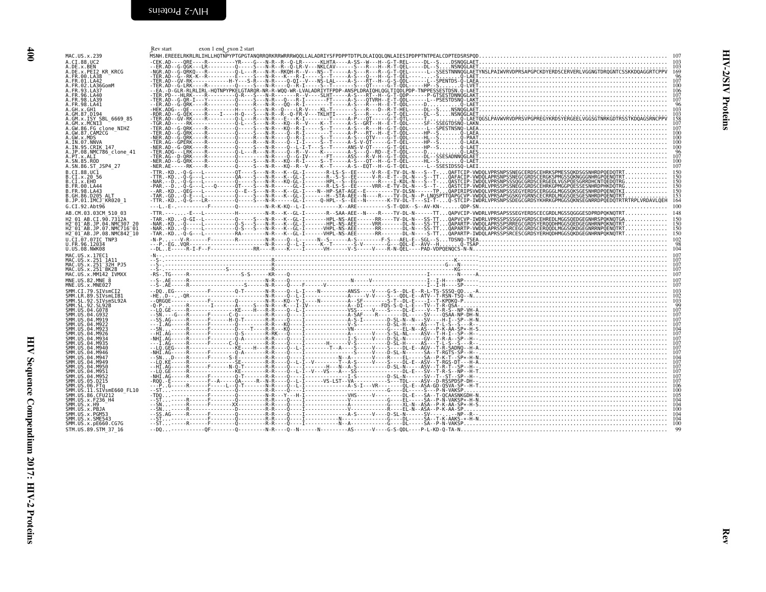```
                       Rev start            exon 1 end exon 2 start
MAC.US.x.239           MSNH.EREEELRKRLRLIHLLHQTNPYPTGPGTANQRRQRKRRWRRRWQQLLALADRIYSFPDPPTDTPLDLAIQQLQNLAIESIPDPPTNTPEALCDPTEDSRSPQD.............................................................. 107
A.CI.88.UC2            -CEK.AD----QRE-----R---------YR-----G---N-R--R--Q-LR-------KLHTA-----A-SS--W---H--G-T-REL-----DL--S....DSNQGLAET.............................................................. 103
A.DE.x.BEN             --ER.AD--G-QGK----LR----------Q-----S---N-R--R--Q-LR-V---NKLCAV-------S---R---H--R-T-QEL-----DL--S....NSNQGLAET.............................................................. 103
A.DE.x.PEI2_KR_KRCG    -NGR.AD--G-QRKQ---R----------Q-L---R---N-R--RKQH-R--V--NS--T------A-S----R---R--G-T-QEL------L--SSESTNNNQGLAETYNSLPAIWVRVDPRSAPGPCKDYERDSCERVERLVGGNGTDRQGNTCSSKKDQAGGRTCPPV 169
A.FR.00.LA38           -TER.AD--G--RK-K--R-----------E-----S---N-R---K---R-I------S--T------A-S----Q---H--G-T-QEL--------S.......Q-LAET.............................................................. 96
A.FR.01.LA42           -TER.AD--GV-RK------------H-Y---S-R---N-R-----Q-QI--V---NS-LAL-----A-S----RT--H--G-S-QDL-------L--SPENTDS-Q-LAEA.............................................................. 107
A.FR.02.LA36GomM       -TER.AD--G-LRK----R-----------Q-----S---N-R-----Q--R-I------S--T------A-S----QT----H--G-T-QDL-----HP--S.......Q-LVET.............................................................. 100
A.FR.93.LA37           --EA.-D-GLR-RLRLIRL-HQTNPYPKELGTARQR-NR-R-WQQ-WR-LVALADRIYTFPDP-ANSPLDRAIQHLQGLTIQDLPDP-TNPPESSESTDSN.Q-LAET.............................................................. 106
A.FR.96.LA40           -TER.PD---HLRK-----R----------Q-R---S---N-R-----------R--V-----SLHT------A-S----RT--H--G-T-QDP-------P-GTSESTDNNQGLAKT.............................................................. 107
A.FR.98.LA39           -TER.AD--G-QR-I---Y-----------Q-----S---N-R-----Q---R-I-------FT------A-S----QTVRH--E-T-QDL-----L--PSESTDSNQ-LAKT.............................................................. 107
A.FR.98.LA41           --ER.AD--G-QRK-----R----------Q-----R---N-R-----QQ--R-I---------T------A-S----R---H--E-T-QDL-----D-..........Q-LAET.............................................................. 96
A.GH.x.GH1             -HEK.ADG---QE------R----------H-----S---N-R--Q-----LR-V-----KL-T------S---R---D--R-T-HEL-----DL--S....NSNQGLAET.............................................................. 103
A.GM.87.D194           -RDR.AD--G-QEK-----R----I----H-Q---S---N-R--R--Q-FR-V---TKLHTI-----A-S----R---E--G-T-QEL-----DL--S....NSNQGLAET.............................................................. 103
A.GM.x.ISY_SBL_6669_85 -TER.AD--GV-RK-----R----------Q-L---R---N-R---E---K-I-----------T------A-P----QT-----G-T-QTL-----T-.........Q-LAETQGSLPAVWVRVDPRSVPGPREGYKRDSYERGEELVGGSGTNRKGDTRSSTKDQAGSRNCPPV 158
A.GM.x.MCN13           -TGR.AD-----RK-----------------Q-L---S---N-R---KQ--R--V-----K--T------A-S---GRT--H--E-T-QDL-----SF--SSEGTDSNQ-LAKN.............................................................. 107
A.GW.86.FG_clone_NIHZ  -TER.AD--G-QRK-----R----------Q-----S---N-R---KQ--R-I------S--T------A-S----R---H--G-T-QDL-----L--SPESTNSNQ-LAEA.............................................................. 107
A.GW.87.CAM2CG         -TER.AD--G-QRK-----R----------Q-----S---N-R-----Q--R-I--------T------A-P----RT--H--E-T-QDL-----HP--S.......Q-LAEA.............................................................. 100
A.GW.x.MDS             -NER.AD--G-QRK-----R----------Q-----R---N-R-----Q--R-I------S--T------A-S----QTV---H--G-T-QDL-----HL--S.......Q-PAAT.............................................................. 100
A.IN.07.NNVA           -TER.AG--GPERK-----R----------E-----R---N-R-----Q--I-I------S--T------A-S-V-QT-----G-T-QEL-----HP--S.......Q-LAEA.............................................................. 100
A.IN.95.CRIK_147       -NER.AD--G-QRK-----R----------Q-----S---N-R-----Q--L-I-T---S--T------ANS-V-QT-----G-T-QEL-----HP--S.......Q-LAET.............................................................. 100
A.JP.08.NMC786_clone_41 -TER.ADG---LRK-----R----------Q-L---R---N-R-----Q--R--V-----K--------A-S----Q--RD--E-T-QDL-----D-..........Q-LAES.............................................................. 96
A.PT.x.ALI             -TER.AG--D-QRK-----R----------Q-----------N-R-----Q--G-IV-------FT------ASS---R-V-H--G-T-QDL-----DL--SSESADNNQGLAET.............................................................. 107
A.SN.85.ROD            -NER.AD--G-QRK-----R----------Q-----S---N-R---KQ--R-I------S--T------A-P----QT--H--G-T-QDL-----HL--S.......Q-LAET.............................................................. 100
A.SN.86.ST_JSP4_27     -NER.AE-----RK-----R----------Q-----S---N-R---KQ--R--V-----K--T------A-S-EQT--H--G-T-QEL------L--SSESIDSSQ-LAEI.............................................................. 107
B.CI.88.UC1            -TTR.-KD---Q-G----L-----------QT-----S---N-R----K--GL-I--------R-LS-S--EE------V-R--E-TV-DL-N---S--T-..QAFTCIP-VWDQLVPRSNPSSNEGCERDSCEHRKSPMESSQKDSGSNHRDPQEDQTRT.............. 150
B.CI.x.20_56           -TTR.-KD---Q-G----L-----------Q-----S---N-R----K--GL-I--------R-S-S--EE------V-R--E-T--DL-N---S--TT-..QAFACIP-VWDQLAPRSNPSSNEGCGRDSCERGKSPMGSSQKNGGGNHRGPQENQTRT.............. 150
B.CI.x.EHO             -NAR.--D---Q-G----L-----------Q-----S---N-R----KQ-GL-I--------HPL--S--EG-------R-----I-KDL-N---S--T-..QASTCIP-IWDQLVPRSNPSSSQGCGRDSCERGEDLVGSPQESGRRDHCNTQEDQTRG.............. 150
B.FR.00.LA44           -PAR.--D---Q-G----L---Q-------QT-----S---N-R----K--GL-I--------R-LS-S--EE------VRR--E-TV-DL-N---S--T-..QASTCIP-VWDRLVPRSSPSSNEGCGRDSCERHKGPMGGPQESSESNHRDPHKDQTRG.............. 150
B.FR.98.LA43           --AR.-KD---QEG----L-----------Q--E--S---N-R----K--GL-I-------N--HP-SAT-AGE--E------R-----TV-DLSN------TP..QAPIRIPSVWDQLVPRSNPSSSEGYERDSCERGGGLMGGSQKSGESNHRDPQENQTKI.............. 150
B.GH.86.D205_ALT       -TAR.-GD---Q-E----L-----------Q-----S---N-R----K--GL-I--------H--STA-AEE--N----R----TV-DL-N--P-LNQSPTTQAPGCVP-VWDQLVPRSAPSGSKGYGRNSCECRRDLMGGSQESGESNHRDPQENQTRT.............. 153
B.JP.01.IMCJ_KR020_1   -TTR.-KD---Q-G----LR----------Q-----S---N-R--K-KQ--L-I--------Q-HPL--S--EE--N-------K-TV-DL-T---SI-T-..Q-STCIP-IWDRLVPRSNPSSDEGCGRDSYKHRKGPMGGSQKNSEGNRRDPQEDQTRTRTRPLVRDAVLQEH 164
G.CI.92.Abt96          ---L.E-------------F----------Q-----------N-R-K-KQ--L-I---------X--ARE------------S-T-QDX--S--AV-KN--.........QDP-SN.............................................................. 100
AB.CM.03.03CM_510_03   -TTR.------------E---L--------H---------N-R----K--GL-I--------R--SAA-AEE--N----R----TV-DL-N------TT..QAPVCIP-VWDRLVPRSAPSSSEGYERDSCECGRDLMGSSQGGGESDPRDPQKNQTRT.............. 148
H2_01_AB.CI.90.7312A   -TAR.-KD---Q-GI--L------------Q-----S---N-R----K--GL-I--------HPL-NS-AEE------RR----TV-DL-N---SS-TT..QAPVCVP-IWDRLVPRSSPSSSGGYGRDSCEHREDLMGGSQEDGEGNHRSPQKNQTGA.............. 150
H2_01_AB.JP.04.NMC307_20 -NAR.-KD---Q------L-----------Q-S---S---N-R----K--GL-I--------HPL-NS-AEE------VRR--------DL-N---SS-TT..QAPARTP-IWDQLAPRSSPSRREGCGRDSCERQQDHMGGSQEDGEGNHRNPQKNQTRT.............. 150
H2_01_AB.JP.07.NMC716_01 -NAR.-KD---Q------L-----------Q-S---S---N-R----K--GL-I--------VHPL-NS-AEE------RR--------DL-N---SS-TT..QAPARTP-VWDQLAPRSSPSRCEGCGRDSCERQQDLMGGSQKDGEGNRRNPQENQTRT.............. 150
H2_01_AB.JP.08.NMC842_10 -TAR.-KD---Q-G----L-----------RA--------N-R----K--GL-I--------VHPL-NS-AEE------RR--------DL-N---S-TT..QAPARTP-IWDQLAPRSSPSRCESCGRDSCERHQDHMGGSQKDGEGNHRNPQKNQTRT.............. 150
U.CI.07.07IC_TNP3      -N-P.------V-R-------F---------R---------N-R-----Q--L-------N--S------A-S----------F-S----AEL-E--SGL--S...TDSNQ-TSEA.............................................................. 102
U.FR.96.12034          ---P.-EG..VQR---------------------------N-R-----Q--L-I------K--T------S-V-----------G---QDL-E--AVV--H.......Q-TSAP.............................................................. 98
U.US.08.NWK08          --DL..E-----R-I-F--F----------RR--------R-R-----K---I------VH------V-S------V----R-N-QEL-----PAD-VDPQENQCS-N-N............................................................... 104
MAC.US.x.17EC1         -N-.............................................................................................................................................................. 107
MAC.US.x.251_1A11      --S-.................................................R.....................................................................K-...................................... 107
MAC.US.x.251_32H_PJ5   --S-............................................................................................................................................G--N-.......................... 107
MAC.US.x.251_BK28      --S-...........................S.........................................................................................................KG-............................ 107
MAC.US.x.MM142_IVMXX   -RS-.TG-----R------------------S-S-------KR----Q-----------------------------------------------------------------I-----------N-----A................... 107
MNE.US.82.MNE_8        --S-.AE-----R---------------------------N-R-----Q------------------------------N-----V------------------I--I-H----NP-....................... 107
MNE.US.x.MNE027        --S-.AE-----R----------------------S------N-R-----Q-----F-----V---------------------------------------I--I-H----SP-....................... 107
SMM.CI.79.SIVsmCI2     --DQ..EG----------F-------Q-T-------N-R-----Q--L-I-----N---------ANSS----V----G-S--DL-E--R-L-TS-SSSQ-QD...-A.................................... 103
SMM.LR.89.SIVsmLIB1    -HE..D-..QR-----------------------------N-R-----Q--L-I----------------A-----V-V----S---QDL-E--ATV--T-RSN-TSQ--N................................ 102
SMM.SL.92.SIVsmSL92A   --QRGQE------------F----------Q---------N-R---KQ--Y-I----N-----------A--SF-------S-T--DL-E----I--T-KPDKQ-P.................................... 103
SMM.SL.92.SL92B        -Q-P.------R-------I------A-----S---N-R----K---I-IV-------------A--DI------FDS-S-Q-L-E---TV--T-R-QSA-............................................ 99
SMM.US.04.G078         --LQ.GE-----R-------------KE----H---R-R-----Q--L-I--------------VSS-----V----S---DL-E----V--T-R-S--NP-VH-A....................................... 107
SMM.US.04.G932         --SN.--G---R-------F--------C-Q---------R-R-----Q---I----------A-SAF---R--------DL-----SV-----QSAA-NP-DH-N.................................... 107
SMM.US.04.M919         --SS.AG-----R------F---------H-Q-T------R-R-----Q---I-----------------A-S-I---------D-SL-N--N---SV---H-I--SP--H-N................................ 107
SMM.US.04.M922         ---I.AG-----R------F----------Q---------R-R----KQ---I-------------V-S-----------D-SL-H----AS---T-L-S--S---R.................................. 107
SMM.US.04.M923         --SN.-------R------F----------Q----T----R-R----KQ---I-------------VN--------------EL-N--AS---P-K-AA-SP+-H-S...................................... 104
SMM.US.04.M926         --HI.AG-----R------F----------Q-S-------R-RK-----Q---I-----------A--------V----S-SL-NL---ASV--T-H-I--SP--H...................................... 107
SMM.US.04.M934         -NHI.AG-----R------F----------Q-A-------R-R-----Q---I-------------I-S-----V----D-SL-N-----GV--T-R-A--SP--H-...................................... 107
SMM.US.04.M935         ---I.AG-----R------F---------C-Q--------R-R-----Q---I--------H--------V-S-----------D-SL-H----AS---T-L-S--S---R.................................. 107
SMM.US.04.M940         --LQ.GEG----R------F---------KE----H----R-R-----Q--L-I---------T--A--S-----V----S---DL-E--AGV--T-R-SADNQ--H-A.................................. 107
SMM.US.04.M946         -NHI.AG-----R------F----------Q-A-------R-R-----Q---I-----------------S-----V----D-SL-N-----SA--T-RGTS-SP--H-.................................... 107
SMM.US.04.M947         --SN..D-----R------F---------S-E--------R-R-----Q---I---------------N--A------V----R-----EL-----SA--P-K-T--SP+-H-N.............................. 104
SMM.US.04.M949         --LQ.KE-----R------F----------SE--------R-R-----Q--L-I----V-------T--A-S-----V----S---DL-E--ASV--T-RGS-DT---H-A................................ 107
SMM.US.04.M950         --HI.AG-----R------F---------N-Q-T------R-R-----Q--L-I--------H---N--A-S-----------D-SL-N-----ASV--T-R-T--SP--H-................................ 107
SMM.US.04.M951         --LQ.GE-----R-------------KE------------R-R-----Q--L-I---V---VS---A---SS--------------DL-E----SV--T-R-S--NP--H-T................................ 107
SMM.US.04.M952         -NHI.AG-----R------F----------Q-T-------R-R-----Q---I-------------I-S-----------D-SL-N-----SV---T--ST--SP--H-.................................... 107
SMM.US.05.D215         -RQQ.-E----------F---A-----QA----R--N-R-----Q--L-I------VS-LST--VA----------S----TDL----ASV--D-RSSPDSP-DH-..................................... 107
SMM.US.06.FTq          ---P..G-----R------F---L---Q-T-------N-R-----Q--L-I-------------A-S-I---VR----QL-E--ASA-GD-QSVA-SP--H-T.................................. 106
SMM.US.11.SIVsmE660_FL10 --ST..---------------F----------Q---------R-R-----Q---I-------------------------G-----DL----S---P-N-VAKSP...................................... 100
SMM.US.86.CFU212       -TDQ..-------------F----------Q---------N-R---Y---H-I-------------VHS-----V---------DL-E---SA--T-QCAASNKGDH-N.................................... 105
SMM.US.x.F236_H4       --ST..------R------F----------Q---------R-R-----Q---I-------------V-----------G-----EL-----SA--P-N-VAKSP+-H-N.................................... 104
SMM.US.x.H9            --SN..------R------F--------XX----------R-R-----Q---I-------------------------G-----XL-N--ASA--P-K-AA-SP+-H-S.................................... 104
SMM.US.x.PBJA          --SN..------R------F----------D---------R-R-----Q---I-------------V--------------R-----EL-N--ASA--P-K-AA-SP-.................................... 100
SMM.US.x.PGM53         --SS.AG-----R------F----------Q---------R-R-----Q---I-------------A-S-----V----D-SL-N-----SV-----NP--R-.......................................... 104
SMM.US.x.SME543        --ST..------R------F----------Q---------R-R-----Q---I-------------N-------------G-----DL-----SA--T-K-AAKS-+-H-N.................................. 104
SMM.US.x.pE660.CG7G    --ST..------R------F----------Q---------R-R-----Q---I-------------N--A----------G-----DL-----SA--P-N-VAKSP...................................... 100
STM.US.89.STM_37_16    --DQ..-----------QF----------Q---------N-R-----Q--N------N----------AS-------V----G-S-QDL---P-L-KD-Q-TA-N..................................... 99
```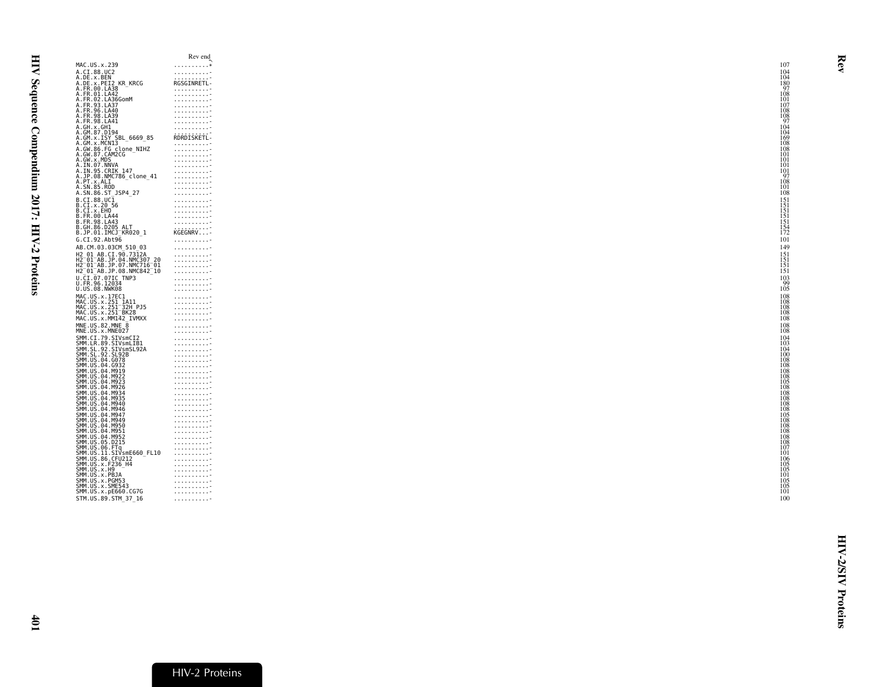| | Rev end | |
|---|---|---|
| MAC.US.x.239 | ..........* | 107 |
| A.CI.88.UC2 | ..........- | 104 |
| A.DE.x.BEN | ..........- | 104 |
| A.DE.x.PEI2_KR_KRCG | RGSGINRETL- | 180 |
| A.FR.00.LA38 | ..........- | 97 |
| A.FR.01.LA42 | ..........- | 108 |
| A.FR.02.LA36GomM | ..........- | 101 |
| A.FR.93.LA37 | ..........- | 107 |
| A.FR.96.LA40 | ..........- | 108 |
| A.FR.98.LA39 | ..........- | 108 |
| A.FR.98.LA41 | ..........- | 97 |
| A.GH.x.GH1 | ..........- | 104 |
| A.GM.87.D194 | ..........- | 104 |
| A.GM.x.ISY_SBL_6669_85 | RDRDISKETL- | 169 |
| A.GM.x.MCN13 | ..........- | 108 |
| A.GW.86.FG_clone_NIHZ | ..........- | 108 |
| A.GW.87.CAM2CG | ..........- | 101 |
| A.GW.x.MDS | ..........- | 101 |
| A.IN.07.NNVA | ..........- | 101 |
| A.IN.95.CRIK_147 | ..........- | 101 |
| A.JP.08.NMC786_clone_41 | ..........- | 97 |
| A.PT.x.ALI | ..........- | 108 |
| A.SN.85.ROD | ..........- | 101 |
| A.SN.86.ST_JSP4_27 | ..........- | 108 |
| B.CI.88.UC1 | ..........- | 151 |
| B.CI.x.20_56 | ..........- | 151 |
| B.CI.x.EHO | ..........- | 151 |
| B.FR.00.LA44 | ..........- | 151 |
| B.FR.98.LA43 | ..........- | 151 |
| B.GH.86.D205_ALT | ..........- | 154 |
| B.JP.01.IMCJ_KR020_1 | KGEGNRV...- | 172 |
| G.CI.92.Abt96 | .......... | 101 |
| AB.CM.03.03CM_510_03 | ..........- | 149 |
| H2_01_AB.CI.90.7312A | ..........- | 151 |
| H2_01_AB.JP.04.NMC307_20 | ..........- | 151 |
| H2_01_AB.JP.07.NMC716_01 | ..........- | 151 |
| H2_01_AB.JP.08.NMC842_10 | ..........- | 151 |
| U.CI.07.07IC_TNP3 | ..........- | 103 |
| U.FR.96.12034 | ..........- | 99 |
| U.US.08.NWK08 | ..........- | 105 |
| MAC.US.x.17EC1 | ..........- | 108 |
| MAC.US.x.251_1A11 | ..........- | 108 |
| MAC.US.x.251_32H_PJ5 | ..........- | 108 |
| MAC.US.x.251_BK28 | ..........- | 108 |
| MAC.US.x.MM142_IVMXX | ..........- | 108 |
| MNE.US.82.MNE_8 | ..........- | 108 |
| MNE.US.x.MNE027 | ..........- | 108 |
| SMM.CI.79.SIVsmCI2 | ..........- | 104 |
| SMM.LR.89.SIVsmLIB1 | ..........- | 103 |
| SMM.SL.92.SIVsmSL92A | ..........- | 104 |
| SMM.SL.92.SL92B | ..........- | 100 |
| SMM.US.04.G078 | ..........- | 108 |
| SMM.US.04.G932 | ..........- | 108 |
| SMM.US.04.M919 | ..........- | 108 |
| SMM.US.04.M922 | ..........- | 108 |
| SMM.US.04.M923 | ..........- | 105 |
| SMM.US.04.M926 | ..........- | 108 |
| SMM.US.04.M934 | ..........- | 108 |
| SMM.US.04.M935 | ..........- | 108 |
| SMM.US.04.M940 | ..........- | 108 |
| SMM.US.04.M946 | ..........- | 108 |
| SMM.US.04.M947 | ..........- | 105 |
| SMM.US.04.M949 | ..........- | 108 |
| SMM.US.04.M950 | ..........- | 108 |
| SMM.US.04.M951 | ..........- | 108 |
| SMM.US.04.M952 | ..........- | 108 |
| SMM.US.05.D215 | ..........- | 108 |
| SMM.US.06.FTq | ..........- | 107 |
| SMM.US.11.SIVsmE660_FL10 | ..........- | 101 |
| SMM.US.86.CFU212 | ..........- | 106 |
| SMM.US.x.F236_H4 | ..........- | 105 |
| SMM.US.x.H9 | ..........- | 105 |
| SMM.US.x.PBJA | ..........- | 101 |
| SMM.US.x.PGM53 | ..........- | 105 |
| SMM.US.x.SME543 | ..........- | 105 |
| SMM.US.x.pE660.CG7G | ..........- | 101 |
| STM.US.89.STM_37_16 | ..........- | 100 |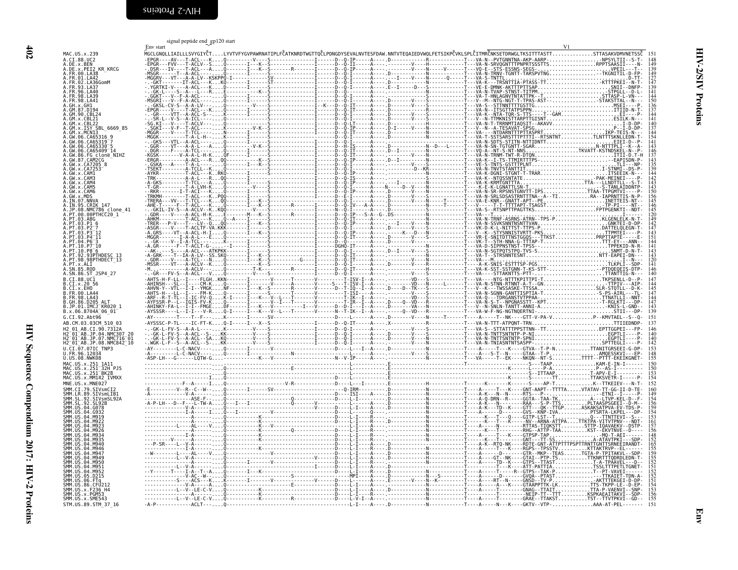Env start — signal peptide end gp120 start — V1

```
MAC.US.x.239              MGCLGNQLLIAILLLSVYGIYCT....LYVTVFYGVPAWRNATIPLFCATKNRDTWGTTQCLPDNGDYSEVALNVTESFDAW.NNTVTEQAIEDVWQLFETSIKPCVKLSPLCITMRCNKSETDRWGLTKSITTTASTT..............STTASAKVDMVNETSSC 151
A.CI.88.UC2               -EPGR----AV---T-ACL---K....Q---------V----S---------------I------D--Q-IP-----A----.D-------------R------------T---VA-N--PVTGNNTNA-AKP-AARP-................-NPSYLTII--S-T- 148
A.DE.x.BEN                -EPGR---FVV---T-ACLV--S....Q---------I---K--S---------------I------D--Q-II-----A----.--------V----H------------T---VA-N-SRVQGNTTTPNPRTSSSTTS................RPPTSAASII----N- 149
A.DE.x.PEI2_KR_KRCG       -.DSR----IV---T-ACL---A....Q---------I---K--S--------R------I------D--Q-IP-----A----.--------V----N-----V------T---VQ-E--STS-ESSNS-SEGS-........................VPEIL---T-- 139
A.FR.00.LA38              -MSGR------T--A-ACL---.....Q---------I------S---------------I------D--Q-I------A----.D-------------N------------T---VA-N-TRNV-TGNTT-TARSPVTNG..............TKGNITIL-D-FP- 149
A.FR.01.LA42              -MGGRV---VT---A-A-LV--KSKPPQ-I--------------SV--------------I------D--Q-I------A----.----I----V----------Q------T---VA-S-TNTTL.......................................D-TT- 127
A.FR.02.LA36GomM          -.-GKT------IT-ACL---K.....Q---------I------ST--------------I------D--Q-I------A----.D------------N------------T---VA-K--TRSNTTIA-PTASS-TT..............KTTTPKEI--N-T- 147
A.FR.93.LA37              -.YGRTKI-V-----A-ACL---K...D-------I------S---------------I------D--Q-I------A----.E--I-----D---S------------T---VE-E-DMNK-AKTTTPTTSAP........................SNII--DNFP- 139
A.FR.96.LA40              -.-GK-L----S--A---L---R....E----------K--S---------------I------D--Q-------A----.---------------N------------T---VA-N-TVAP-STNST-TITPM........................STPGLL--D-L- 141
A.FR.98.LA39              -.GGKT---V--F-A-ACL-----...Q---------I------S---------------I------D--Q-I------A----.-------------S------------T---VA-T-HNLAGNVTNTATTPK--T.......................STTASP--L-VN-- 144
A.FR.98.LA41              -MSGRI---V--F-A-ACL-----...Q---------I------S---------------I------D--Q-I------A----.D------V----S------------T---V--M--NTG-NGT-T-TPAS-AST..............-STAKSTTAL--N--- 150
A.GH.x.GH1                -.-GKSL-CV-S--A-A-LV-----..Q---------V----S----------------I--K---D--Q-IT-----A----.D-------V----S------------T---VA-S--STTNNTTTTGSTTG..........................MSEI-----P- 136
A.GM.87.D194              -EPGR------T--ACL---K......Q---------I------S---------------I------D--Q-I------A----.---------------N------------T---VA-N--ITSGTTATPSPPN..........................ITEID-N-T- 137
A.GM.90.CBL24             -.-GR----VTT--A-ACL-S--....K---------I------S---------------I------D--Q-I------A----.D-------V----S------------T---VA-K--NTA-TQR-S-TTS----T--GAM...................EI-----P- 144
A.GM.x.CBL21              -.-SR-L--V-S--A-ICL--......Q---------I------S---------------I------D--Q-I------A----.D-------V----S------------T---V--N-TTMKNISTTARPTTGISNT......................ESILK-N---- 141
A.GM.x.CBL22              -SG.KI-----V--T-ACLV--.....Q---------I------S---------------I------D--Q-I------A----.-------------S------------T---VA-N--T-TRNMTIAQSIT--AKAVV...........................I-D-DP- 140
A.GM.x.ISY_SBL_6669_85    -.SGKI---V-F---T-ACL-------K---------V-K--S---------------I------D--Q-IP-----A----.D-I------V----N------------T---V--N--A-TESAVAT-SPSG.............................P--I-D-DP- 137
A.GM.x.MCN13              -MGGR----V----T-TCL------..N---------I------S---------------I------D--Q-IT-----A----.-------------N------------T---VA-----NTDARNTTTPTTASPRT.........................IKP-TEIS-N--- 144
A.GW.06.CA65316_9         -MGGK------T--A-L-H--......Q---------I------S---------------I------D--Q-I------A----.-------------N------------T---VA-T-SSTSARSTTTPTTTI--RTSNTNT..........TLNTTTSKNLLEDN-T- 154
A.GW.06.CA65319_7         -.-GKS---VTL--A-ACL-----...Q---------I------S---------------I------D--Q-I------A----.-------------N------------T---VA-N-SDTS-STITN-NTTIDNTT............................EIEI-D---P- 141
A.GW.06.CA65330_5         -.GGR----VT---A-A-L---A....Q---------V-K--S---------------I------D--H-IS-----A----.D--------------N--D---L-----T---VA-N-SN-TGTGNTT-SGAR.......................N-NTTTPLI--K--A- 143
A.GW.06.CA65409_14        -.DGR----F----A-TCL-----...Q---------I------S---------------I------D--Q-IT-----A----.D-I-----------N------------T---VQ-A--NT-S-NT-NNS.......................TKVATT-KSTNDSKEL-N--P- 146
A.GW.86.FG_clone_NIHZ     -KGSK-------V-A-A-L-H-K....QF--------I------S---------------I------D--Q-I------A----.--------V----N------------T---VA-N-TRNM-TWT-D-TQN...........................ITII-D-T-H 137
A.GW.87.CAM2CG            -ERGR-------A-ACL---R....QQ----------K--S---------------I------D--Q-IP-----A----.D--I-----------N------------T---VA-K--I-TS-TTMIRTTTPS-...........................EAPISDN-P- 143
A.GW.x.CA7205_8           -.GSKA---A----T-A-LV-----..Q---------I---K--S---------------I------D--Q-I------A----.-------------S------------T---VE-S-TNTS-GSTTTPLNT..............................TLI----NP- 135
A.GW.x.CA7253             -TSEKT--------A-TCLL--K....Q---------I------S---------------I------D--Q-I------A----.----------D--KR------------T---VA-N-TNVTSTANTTIT...............................I-STNMI--DS-P- 139
A.GW.x.CAM1               -AYKR---------T-ACL---K..RKQ---------I------S---------------I------D--Q-IP-----A----.--------------N------------T---VA-K-DGNI-STGNT-T-TRAR..........................ITSEEIK-N--- 144
A.GW.x.CAM3               -TRK----------A-A-L---R....QQ--------I------S---------------I------D--Q-IS-----A----.--------------N------------T---VA-K--NTQSSNTATE...............................PAK-MEINEI---P- 142
A.GW.x.CAM4               -A-GKS--------T-TCL---A....Q---------I------S---------------I------D--Q-IP-----A----.D-------V----N------------T---VA-K-KRMTGNTTTA..............................TTA---LLNDTTLL--S-T- 143
A.GW.x.CAM5               -T-GR---------T-A-LVH-K....Q---------V------S---------------I------D--Q-I------A----N-----D--V----N------------T---K-E-K-LGNATTLSN-T................................-S-TANLAIDDNTP- 143
A.GW.x.CAM6               --RKR---------I-T-ACI---K..Q---------I------S---------------I------D--Q-IP-----A----.D-------V----N------------T---VA-N-SR-RPSNSTGNVTT-IPS...........TTAA-TTPGMTVI----P- 150
A.GW.x.MDS                -TRKMH--------T-ACL---K.PQQ----------I------S---------------I------D--E-I------A----.D-------V----N------------T---VA-N-SRLSDSASTRNTTTNA--A--TI............RA--IAPRNTTIS-N-P- 156
A.IN.07.NNVA              -TRERA---VV---T-TCL---K..QQ----------I---K--S---------------I------D--Q-I------A----.D-------V----N-----T------T---VA-E-KNR--GNATT-APT--PE............................INETTEIS-NT-- 145
A.IN.95.CRIK_147          -AHE-T----F---T-ACL---K....Q---------I---K--S--------R------I------D--Q-IV--A-A----.D-------V----N-----T------T---V---T-T-TTTAPT-TSAGST..........................TP-PI-----NT-- 146
A.JP.08.NMC786_clone_41   -.-GKIL-IV-S--A-ACLV--K.KQQ----------V----S---------------I------N--Q-I------A----.D-------V----S------------T---VA-S--RTSNPTTPAGTTKS.......................FPTPGENKTI--NDT- 145
A.PT.00.00PTHCC20_1       -.GDR-----V----A-ACL-H-K....E-------M---K--S--------R------I------D--Q-IP--S-A--G-.DS----------N------------T---VA---T........................................I---------- 120
A.PT.03.ABG               -AHKM---------T-ACL---K.Q-A----------I------S---------------I------D--Q-IT-----A----.D------V----N------------T---VA-N-TRNF-ASRNS-ATRN--TPS-P................KLGENLELK-N-T- 149
A.PT.03.P1_6              -TRER---P-V----T---LV--Q...Q---------I---K--S---------------I------D--Q-IP-----A----.---I----V----N------------T---VA-N-SSVKSNNTNSNTTVAN.......................GNKTEI-D-DP- 142
A.PT.03.P2_7              -ASGR-----V----T-ACLTF-VA.KKK--------I------S---------------I------D--Q-I------A----.D-------V----S------------T---VK-D-K-L-NITTST-TTPS-P........................DATTELQLEGN-T- 147
A.PT.03.P3_12             -A.GRS-----VT--A-ACL-H-I...Q---------I---K--S---------------I------D--Q-IP-----A----.D------K---D--N------------T---V--K---STYSNNISTVRTT-PKS.........................TTPMTEI-----P- 143
A.PT.03.P4_11             -MGGR-------I-A-A-L---E....Q---------I------S---------------I------D--Q-IT-----A----.D-------V----N------------T---VR-E-SNITDTTNSTGGQS---TTKST...............PRPTTAPTE-----E- 151
A.PT.04.P6_3              -.-GK-----V--I-A-TCL-------K---------I------S---------------I------D--Q-I------A----.D-------V----S------------T---VK-T--STH-NNA-G-TTTAP-T.........................TTT-EY----ANN-- 144
A.PT.10.P7_10             -A.GR-----T--F--T-ACLT-G--...I-------I------S---------------I------DGHQ-IT-----A----.-------------N------------T---VA-D-SIPPNSTNST-TPSS-..........................TPPEKID-N-R- 141
A.PT.10.P8_6              --AK-----S---A-ACL---ATKPKK---------I------S---------------I------D--Q-I------A----.D--I-----V----S------------T---VA-N-SGTPQTSTPQ-TVS-S..........................SNMT-D-N-T- 143
A.PT.92.93PTHDESC_13      -A-GRK----T--IA-A-LV--SS.SKQ---------I---K--S---------------I------D--Q-IT-----A----.D-------V----N------------T---VA-T--STRSNNTESNT.........................NTT-EAPEI-DN--- 143
A.PT.98.98PTHDECT_13      -.GDR-----V----A-TCL---N...Q---------I---K--S--------G------I------D--Q-I------A----.-------------N------------T---VA-----M..........................................I--N--- 120
A.PT.x.ALI                -MSSR----VT---A-ACLV--K....Q---------I---K--S---------------I------D--Q-I------A----.--------V----N------------T---A-K-SNIS-ESTTTSP-PGS.........................TLKPLI--SDP- 141
A.SN.85.ROD               -M.-----------A-ACLV-------Q---------T-K---------R------I------D--Q-IT-----A----.-------------S------------T---VA-K-SST-SSTGNN-T-KS-STT-.........................-PTDQEQEIS-DTP- 146
A.SN.86.ST_JSP4_27        -.-GR----FV-S--A-ACL---V...Q---------I------S---------------I------D--Q-IT-----A----.-------------N------------T---VA-----STTANTTS-PTT-.............................TTANTTIG-N--- 140
B.CI.88.UC1               -AHTS-H-F-LL--I----FLGH..KKN--------I------V------T--------V------T-ISV-I--A-----.------VD---S------------T---VA----NTG-NTTTKPITTPI-T.........................TKPSENLL-D--P- 147
B.CI.x.20_56              -AHINSH---SL--I----CM-K....Q---------I------V------A--------V-----S--T-ISV-I--A-----.------VD---N-----L------T---VA-N-STNN-RTNNT-A-T--GN...........................-TTPIV---AIP- 144
B.CI.x.EHO                -AHVN-Y--VTL--I-I--YMGK....NF--------I---K--S------V--------V-----D--T-IQ-I--A-----.D--D--TK---S------------T---V--K---TWSSASKE-TTSSA..........................SLR-STQTLL--D-K- 145
B.FR.00.LA44              -AHTS-H---LL--I----FM-K....Q---------S------T------V--------I------T-ISI---A-----.------VD---S------------T---VA-N-SGNN-GANTTISPTIA-T.........................-S-PS-AIRL--TL- 147
B.FR.98.LA43              -ARF--R-T-TL--I-IC-FV-Q....K-I-------I---K--V--L---T--------V------T-IK--I--A-----.------VD---S------------T---VA-Q---TDRGANSTVTPPAA-..........................TTNATLLI--NNT- 144
B.GH.86.D205_ALT          -AYFSSR-P--L--IGIS-FV-K....Q---------S---V--I--T--------V------T-IR--I--A-----.D-----Q--VD---R------------T---VA-N-S-T--NPGNASSTT--KPT.......................-T-RGLKTI---DP- 147
B.JP.01.IMCJ_KR020_1      -AHINKY-FA-L--I-I--FMGE....DF--------I---K--V------I--------V------T-IR--I--A-----.D-----VA---N------------T---V--N-SNLN-TANTT-ANNI-A...........................-KNIS-L-GND-- 143
B.x.06.8704A_06_01        -AYSSSR----L--I-I---V-R....Q-I-------I---K--V--L---T--------V------N--T-IK--I--A-----.-----Q--VD---N------------T---VA-W-F-NG-NGTNQERTNI.............................STII---DP- 139
G.CI.92.Abt96             -AY-------T----T--F---.....K---------I------SV-----------------D----L------A----.D-------V----N-----T------T---A-----T--NK----GTT-V-PA-V..................P--KMVTAEL--S--Q- 151
AB.CM.03.03CM_510_03      -AYSSSC-P-TL---IC-FT-K....Q-I-------I---X--S-----------------D--Q-IT-----A----.X-------------R------------T---VA-N-TTT-ATPQNT-TRN................................TTITEDNDP- 137
H2_01_AB.CI.90.7312A      -.-GK-L-FV-S--A-A-L---.....K---------V---S---------------I------D--Q-I------A----.D-------V----S------------T---VA-S--STTATTTPPSTTNN--TT.......................EPTTGGPEI----FP- 146
H2_01_AB.JP.04.NMC307_20  -.-GK-L-FV-S--A-ACL--S.....KK--------V---S---------------I------D--Q-I------A----.D-------V----S------------T---VA-N-TNTTSNTNTP-P-NI..........................EGPTLI----P- 140
H2_01_AB.JP.07.NMC716_01  -.-GK-L-FV-S--A-ACL--SA....KQ--------V---S---------------I------D--Q-I------A----.D-------V----S------------T---VA-N-TNTTSNTNTP-SPNI..........................EGPTLI----P- 140
H2_01_AB.JP.08.NMC842_10  -.WGK-L-F--S--A-ACL--S-....KK--------V---S---------------I------D--Q-I------A----.D-------V----S------------T---VA-N-TNIASNTNTSASPP-..........................SPTTEGLI----P- 142
U.CI.07.07IC_TNP3         -AY-------L-C-NACV-----....Q---------V---------------------D----L---I--A----.D-------------N------------T---A-----T---K-----GTVA--T-P-N..........TTANITGRSEEI-G-DP- 153
U.FR.96.12034             -A---------L-C-NACV----....Q---------I-----------N--------------------L------A----.---------V----S------------T---A---S-T--N-----GTAA--T-P..........................AMQESSKVI--EP- 148
U.US.08.NWK08             -ASP-LH---G------LQTW-G....-------------K---V------------------N--V-IP-----A----.-------------N------------T---VA-----T--EK----NKQN--NT-S..........TTTT--PTTT-EKEIKGNET- 155
MAC.US.x.251_1A11         ...........................Q------------------------------------------L------------E-----------------------------T---------------------S---TAAP..........................KAM-E-IN-I------ 150
MAC.US.x.251_32H_PJ5      ...........................Q------------------E-----------------------L------------E-----------------------------------K-------P-A...........................P--AS-I-------- 150
MAC.US.x.251_BK28         ...........................Q--------------------------------------------L------------E---------------------------------------S--ITTAAP........................T-APV-E-I-------- 153
MAC.US.x.MM142_IVMXX      ..............I...........Q------------------------------------D------L------------E---------------------------------------S-------TT.............................TTAKSVETR-I-----P- 153
MNE.US.x.MNE027           -----------F--A-----I......Q-------------V-R--------------D-----L-----I--------E-----------H------------T------K-------K------S-----AP-T...............K--TTKEIEV---N-T- 152
SMM.CI.79.SIVsmCI2        -E---------V--R--C--W-.....Q---------I-----SV-------------------Q-IRM----------.D------------N------------T---A-----T---K----GNT-AAPT--TTTTA.....VTATAV-TT-GG-II-D-TE- 160
SMM.LR.89.SIVsmLIB1       -A-----------V-A-----......Q---------------------------D---ISI---A-----.D------------N------------T---A-K---N--N----RTS---P-.............................-ETNI--I----P- 149
SMM.SL.92.SIVsmSL92A      -------------ASE-F--.......Q---------------------------D----L-I------A-----.D----------------------T---A-D-DRN--R-----GGTA--TAA-TK..............A---LTVP-KEL-D--F- 154
SMM.SL.92.SL92B           -A-P-LH---D--F---L-TW-A....Q---I---I----------Q--------V--------L-------A----.D---------N------------T---A-K----N-------RAA---S-P-TTS...........PLTAASPSGEEI--D-M- 156
SMM.US.04.G078            -----------V-A-------......Q-----------------------------D----L-I------A-----.D-----------------N------------T---A-K---TD--K-----GTT---QK--TTGP.........ASKAKSATPVA-EV-TDS-P- 159
SMM.US.04.G932            -----------I-A-----I.......Q---I---------------V---------------D----L-I------A-----.--------------N------------T---A-----N-------GVS--KNP-IVA.............PTSRTA-LKPEL---DP- 154
SMM.US.04.M919            -------------A-------......Q--------------K------------------D----L-I------R----.--------------N------------T---A-K---T---Q-----GITP-LST--T...................Q---TTNTTEVI--S--- 153
SMM.US.04.M922            -------------A-------......Q--------------K------------------D----L-I------R----.--------------N------------T---K---T---K-------NV--ARNA-ATTPA....TTKTPA-VITVTPNV---NDT- 161
SMM.US.04.M923            ----------L---AL----V-.....Q--------------K---V--------------D----L-I------A----.--------------N------------T---A-----N-------RTTAS-TIQKSTT..........STTP-IQAVAEKV--DSTP- 157
SMM.US.04.M926            -------------A-------......Q--------------K-----------Q--------D----L-I------R----.--------------N------------T---K---T---------RHG---ATTP-TAA..........KST--EKVTNVE--D---- 156
SMM.US.04.M934            -------------I-A-----......Q--------------K------------------D----L-I------R----.--------------N------------T---A-----T---K-----GTPSP-TAP.........................MQ-T-AEI------ 148
SMM.US.04.M935            -------------A-------......Q--------------K------------------D----L-I------R----.--------------N------------T---K---T---------GNT---TT-SS.........................A-ATAVTPKI--SDP- 152
SMM.US.04.M940            ---P-SR---L--V-A-----......Q------------------------------D----L-I------R----.--------------N------------T---A-K--RTQ-NK-----RDTE-GNT-ATTPTTTPSPTTRNTTGNTTSRNEEIRANDT- 165
SMM.US.04.M946            -------------I-A-----......Q--------------K------------------D----L-I------R----.--------------N------------T---A-----T---K-----RGPS--TPSSTV..............KTTAKTRVP--EL----- 155
SMM.US.04.M947            --W-----------L--AL-----V..Q--------------K------------------D----L-I------A----.D--------------N------------T---A---D-----GTR--MKP--TEAS...........TGTA-P-TPITAKVL--SDP- 159
SMM.US.04.M949            ----------L--V-A-----......Q--------------------------------V----D----L-I------R----.--------------N------------T---A-----GT--NK-----GTAI--PTP-TS..........TTKNRTTTQDRDLEDN-T- 155
SMM.US.04.M950            -------------A-------......Q-------I-----V------------------D----L-I------R----.--------------N------------T---K---TD--K-----GTPS--TTAST..................T-A-TPAAVEL---D-- 152
SMM.US.04.M951            ----------L--V-A-----......Q--------------------------------D----L-I------A----.D--------------N------------T---A-----T---K-----ATT-PATTIA.......................TSSLTTTPETLTGNET- 151
SMM.US.04.M952            --Y------T----I-A--T--A....Q--------------K------------------D----L-I------R----.--------------N------------T---A-----T----R--GTPS--TAK-P.........................T--PT-VAVEI------ 152
SMM.US.05.D215            -------------V-AC--W--.....Q-----------------------S---------MPI------A-----.D-------------N--S-----------T---A-----D---------GVQA--PTAST........................-TTKAIET-TDN-A- 152
SMM.US.06.FTq             -----------S----ACS--K.....Q---------I-----------V-----------D---L-----A----.E----------N--K------------T---A---RT--N-----GNSD--TV-P.............................-AKTTTEKGEI-D-DP- 151
SMM.US.86.CFU212          -------------V-A-----A.....Q---------------------------------D----L-I------A----.D-------------N------------T---A-----A---K-----GTAAPPTTK-LK..............TTS-TKPP-LE--D-EP- 154
SMM.US.x.F236_H4          ----------L--V--LE-C-V.....Q--------------K------------------D----L-I------A----.D-------------N------------T---A-----T---------GNAG--TTAIT........................TTA-P-VAENVI--SNP- 153
SMM.US.x.PGM53            ----------------A-----.....Q--------------K------------------D----L-I------A----.-------------N------------T---A-----T---------NEIP-TT--TTT................KSPKAEAITAKVI--SDP- 156
SMM.US.x.SME543           ----------L--V--LE-C-V.....Q--------------K----------R--------D----L-V-I--A-----.---------------N------------T---A-----T---K-----GRAE--TTAKST...............TST--TTVTPKVI--GD-- 155
STM.US.89.STM_37_16       -A-P-----------ACLT---.....Q---------------------------------D----L-I------A----.D-------------N------------T---A-----N---K-----GKTV--VTP-...................AAA-AT-PEL------ 151
```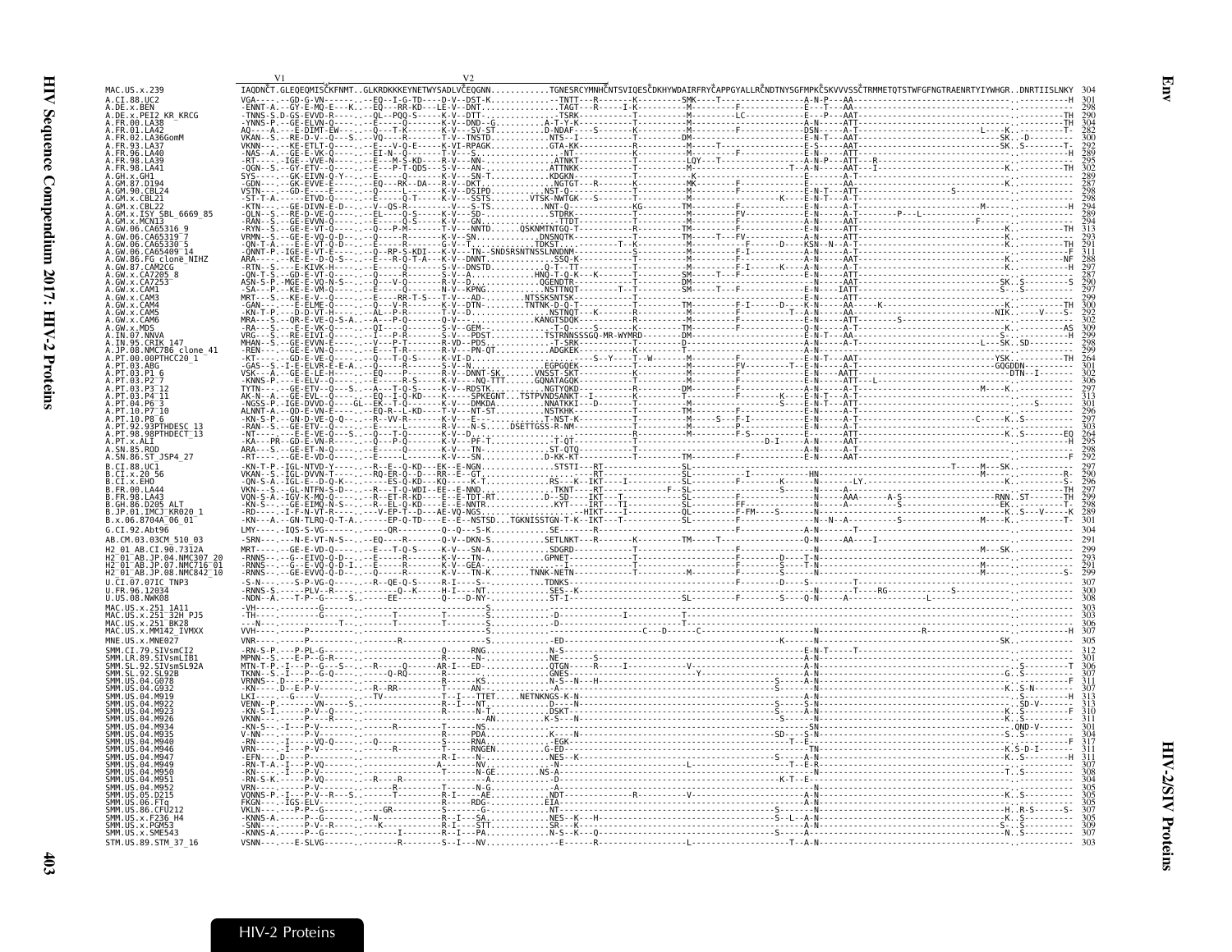```
                          V1                                                    V2
MAC.US.x.239              IAQDNCTGLEQEQMISCKFNMTGLKRDKKKEYNETWYSADLVCEQGNN...........TGNESRCYMNHCNTSVIQESCDKHYWDAIRFRYCAPPGYALLRCNDTNYSGFMPKCSKVVVSSCTRMMETQTSTWFGFNGTRAENRTYIYWHGRDNRTIISLNKY  304
```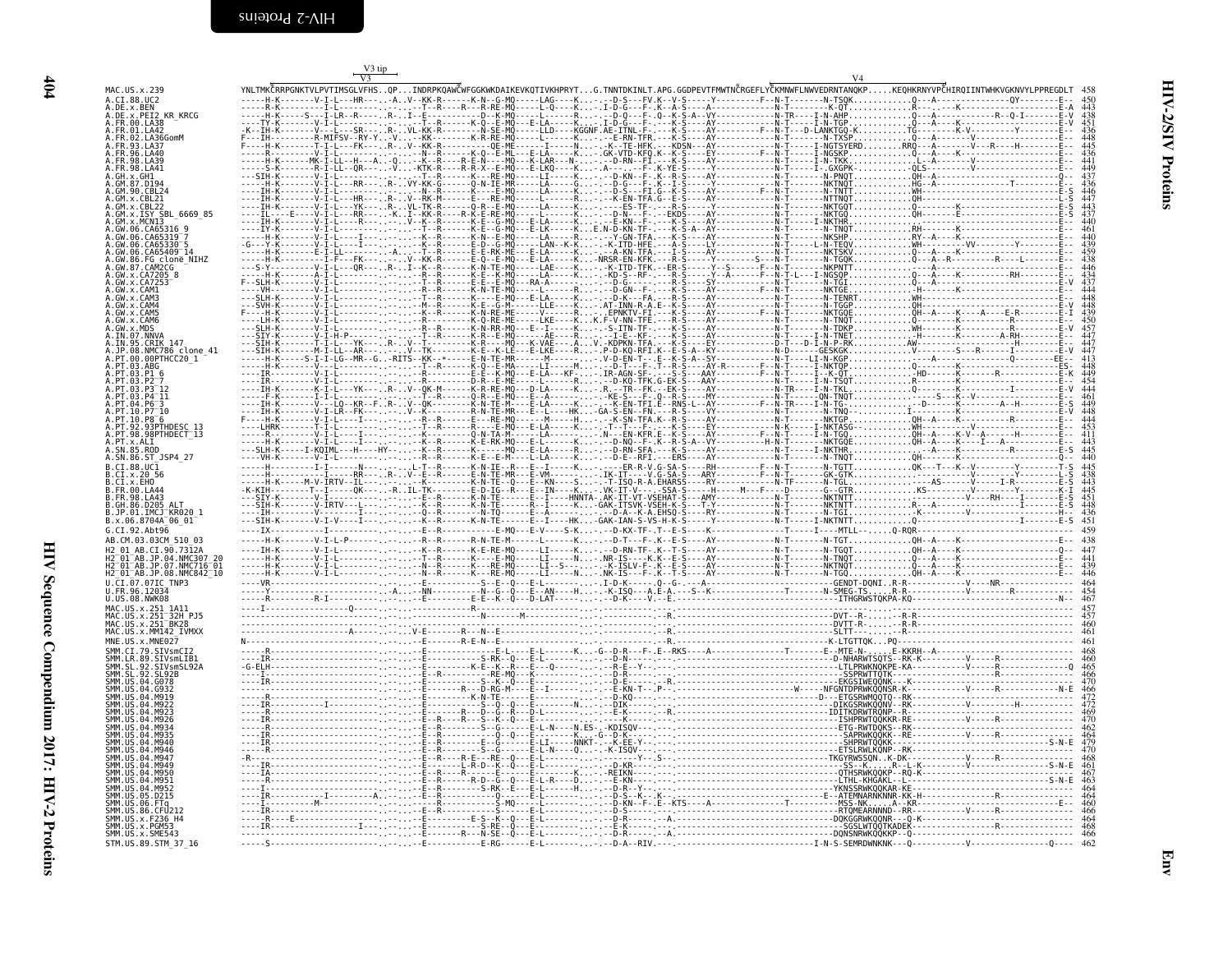# HIV-2/SIV Proteins — Env

```
                                         V3 tip
                                          V3                                                                                          V4
MAC.US.x.239              YNLTMKCRRPGNKTVLPVTIMSGLVFHS..QP...INDRPKQAWCWFGGKWKDAIKEVKQTIVKHPRYT...G.TNNTDKINLT.APG.GGDPEVTFMWTNCRGEFLYCKMNWFLNWVEDRNTANQKP.....KEQHKRNYVPCHIRQIINTWHKVGKNVYLPPREGDLT  458
A.CI.88.UC2                                                                                                                                                                                450
A.DE.x.BEN                                                                                                                                                                                 443
A.DE.x.PEI2_KR_KRCG                                                                                                                                                                        438
A.FR.00.LA38                                                                                                                                                                               451
A.FR.01.LA42                                                                                                                                                                               436
A.FR.02.LA36GomM                                                                                                                                                                           448
A.FR.93.LA37                                                                                                                                                                               445
A.FR.96.LA40                                                                                                                                                                               436
A.FR.98.LA39                                                                                                                                                                               441
A.FR.98.LA41                                                                                                                                                                               449
A.GH.x.GH1                                                                                                                                                                                 437
A.GM.87.D194                                                                                                                                                                               436
A.GM.90.CBL24                                                                                                                                                                              446
A.GM.x.CBL21                                                                                                                                                                               447
A.GM.x.CBL22                                                                                                                                                                               443
A.GM.x.ISY_SBL_6669_85                                                                                                                                                                     437
A.GM.x.MCN13                                                                                                                                                                               440
A.GW.06.CA65316_9                                                                                                                                                                          461
A.GW.06.CA65319_7                                                                                                                                                                          440
A.GW.06.CA65330_5                                                                                                                                                                          439
A.GW.06.CA65409_14                                                                                                                                                                         459
A.GW.86.FG_clone_NIHZ                                                                                                                                                                      438
A.GW.87.CAM2CG                                                                                                                                                                             446
A.GW.x.CA7205_8                                                                                                                                                                            434
A.GW.x.CA7253                                                                                                                                                                              437
A.GW.x.CAM1                                                                                                                                                                                444
A.GW.x.CAM3                                                                                                                                                                                448
A.GW.x.CAM4                                                                                                                                                                                448
A.GW.x.CAM5                                                                                                                                                                                439
A.GW.x.CAM6                                                                                                                                                                                450
A.GW.x.MDS                                                                                                                                                                                 457
A.IN.07.NNVA                                                                                                                                                                               447
A.IN.95.CRIK_147                                                                                                                                                                           447
A.JP.08.NMC786_clone_41                                                                                                                                                                    448
A.PT.00.00PTHCC20_1                                                                                                                                                                        413
A.PT.03.ABG                                                                                                                                                                                448
A.PT.03.P1_6                                                                                                                                                                               449
A.PT.03.P2_7                                                                                                                                                                               454
A.PT.03.P3_12                                                                                                                                                                              444
A.PT.03.P4_11                                                                                                                                                                              461
A.PT.04.P6_3                                                                                                                                                                               449
A.PT.10.P7_10                                                                                                                                                                              448
A.PT.10.P8_6                                                                                                                                                                               444
A.PT.92.93PTHDESC_13                                                                                                                                                                       453
A.PT.98.98PTHDECT_13                                                                                                                                                                       411
A.PT.x.ALI                                                                                                                                                                                 443
A.SN.85.ROD                                                                                                                                                                                445
A.SN.86.ST_JSP4_27                                                                                                                                                                         440
B.CI.88.UC1                                                                                                                                                                                445
B.CI.x.20_56                                                                                                                                                                               436
B.CI.x.EHO                                                                                                                                                                                 443
B.FR.00.LA44                                                                                                                                                                               445
B.FR.98.LA43                                                                                                                                                                               451
B.GH.86.D205_ALT                                                                                                                                                                           448
B.JP.01.IMCJ_KR020_1                                                                                                                                                                       436
B.x.06.8704A_06_01                                                                                                                                                                         451
G.CI.92.Abt96                                                                                                                                                                              459
AB.CM.03.03CM_510_03                                                                                                                                                                       438
H2_01_AB.CI.90.7312A                                                                                                                                                                       447
H2_01_AB.JP.04.NMC307_20                                                                                                                                                                   441
H2_01_AB.JP.07.NMC716_01                                                                                                                                                                   439
H2_01_AB.JP.08.NMC842_10                                                                                                                                                                   446
U.CI.07.07IC_TNP3                                                                                                                                                                          464
U.FR.96.12034                                                                                                                                                                              454
U.US.08.NWK08                                                                                                                                                                              467
MAC.US.x.251_1A11                                                                                                                                                                          457
MAC.US.x.251_32H_PJ5                                                                                                                                                                       457
MAC.US.x.251_BK28                                                                                                                                                                          460
MAC.US.x.MM142_IVMXX                                                                                                                                                                       461
MNE.US.x.MNE027                                                                                                                                                                            461
SMM.CI.79.SIVsmCI2                                                                                                                                                                         468
SMM.LR.89.SIVsmLIB1                                                                                                                                                                        460
SMM.SL.92.SIVsmSL92A                                                                                                                                                                       465
SMM.SL.92.SL92B                                                                                                                                                                            466
SMM.US.04.G078                                                                                                                                                                             470
SMM.US.04.G932                                                                                                                                                                             466
SMM.US.04.M919                                                                                                                                                                             472
SMM.US.04.M922                                                                                                                                                                             472
SMM.US.04.M923                                                                                                                                                                             469
SMM.US.04.M926                                                                                                                                                                             470
SMM.US.04.M934                                                                                                                                                                             462
SMM.US.04.M935                                                                                                                                                                             464
SMM.US.04.M940                                                                                                                                                                             479
SMM.US.04.M946                                                                                                                                                                             470
SMM.US.04.M947                                                                                                                                                                             468
SMM.US.04.M949                                                                                                                                                                             461
SMM.US.04.M950                                                                                                                                                                             467
SMM.US.04.M951                                                                                                                                                                             463
SMM.US.04.M952                                                                                                                                                                             464
SMM.US.05.D215                                                                                                                                                                             464
SMM.US.06.FTq                                                                                                                                                                              460
SMM.US.86.CFU212                                                                                                                                                                           466
SMM.US.x.F236_H4                                                                                                                                                                           464
SMM.US.x.PGM53                                                                                                                                                                             466
SMM.US.x.SME543                                                                                                                                                                            464
STM.US.89.STM_37_16                                                                                                                                                                        462
```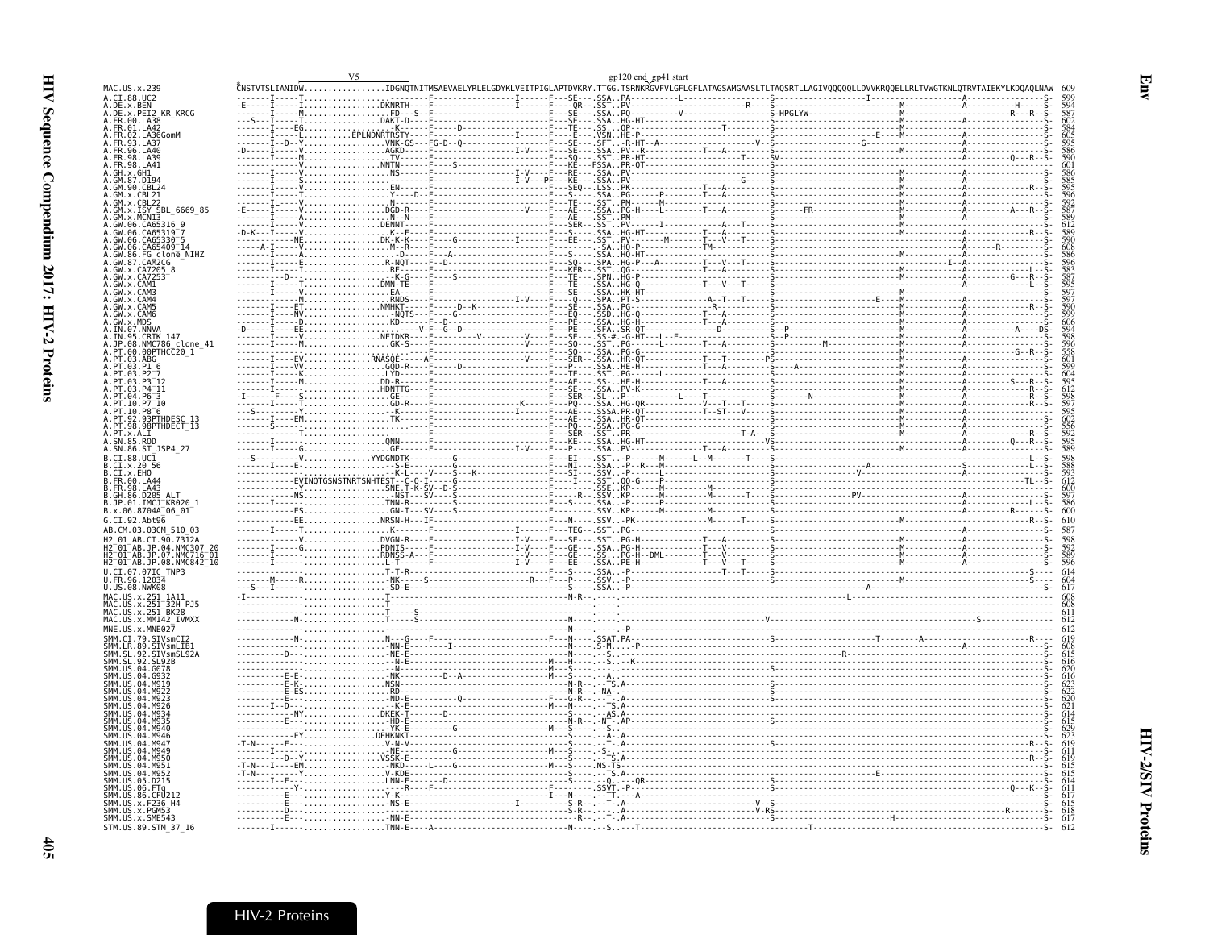V5 gp120 end gp41 start

```
MAC.US.x.239          CNSTVTSLIANIDW.................IDGNQTNITMSAEVAELYRLELGDYKLVEITPIGLAPTDVKRY.TTGG.TSRNKRGVFVLGFLGFLATAGSAMGAASLTLTAQSRTLLAGIVQQQQQLLDVVKRQQELLRLTVWGTKNLQTRVTAIEKYLKDQAQLNAW  609
A.CI.88.UC2                                                                                                                                                                     599
A.DE.x.BEN                                                                                                                                                                      594
A.DE.x.PEI2_KR_KRCG                                                                                                                                                             587
A.FR.00.LA38                                                                                                                                                                    602
A.FR.01.LA42                                                                                                                                                                    584
A.FR.02.LA36GomM                                                                                                                                                                605
A.FR.93.LA37                                                                                                                                                                    595
A.FR.96.LA40                                                                                                                                                                    586
A.FR.98.LA39                                                                                                                                                                    590
A.FR.98.LA41                                                                                                                                                                    601
A.GH.x.GH1                                                                                                                                                                      586
A.GM.87.D194                                                                                                                                                                    585
A.GM.90.CBL24                                                                                                                                                                   595
A.GM.x.CBL21                                                                                                                                                                    596
A.GM.x.CBL22                                                                                                                                                                    592
A.GM.x.ISY_SBL_6669_85                                                                                                                                                          587
A.GM.x.MCN13                                                                                                                                                                    589
A.GW.06.CA65316_9                                                                                                                                                               612
A.GW.06.CA65319_7                                                                                                                                                               589
A.GW.06.CA65330_5                                                                                                                                                               590
A.GW.06.CA65409_14                                                                                                                                                              608
A.GW.86.FG_clone_NIHZ                                                                                                                                                           586
A.GW.87.CAM2CG                                                                                                                                                                  596
A.GW.x.CA7205_8                                                                                                                                                                 583
A.GW.x.CA7253                                                                                                                                                                   587
A.GW.x.CAM1                                                                                                                                                                     595
A.GW.x.CAM3                                                                                                                                                                     597
A.GW.x.CAM4                                                                                                                                                                     597
A.GW.x.CAM5                                                                                                                                                                     590
A.GW.x.CAM6                                                                                                                                                                     599
A.GW.x.MDS                                                                                                                                                                      606
A.IN.07.NNVA                                                                                                                                                                    594
A.IN.95.CRIK_147                                                                                                                                                                598
A.JP.08.NMC786_clone_41                                                                                                                                                         596
A.PT.00.00PTHCC20_1                                                                                                                                                             558
A.PT.03.ABG                                                                                                                                                                     601
A.PT.03.P1_6                                                                                                                                                                    599
A.PT.03.P2_7                                                                                                                                                                    604
A.PT.03.P3_12                                                                                                                                                                   595
A.PT.03.P4_11                                                                                                                                                                   612
A.PT.04.P6_3                                                                                                                                                                    598
A.PT.10.P7_10                                                                                                                                                                   597
A.PT.10.P8_6                                                                                                                                                                    595
A.PT.92.93PTHDESC_13                                                                                                                                                            602
A.PT.98.98PTHDECT_13                                                                                                                                                            556
A.PT.x.ALI                                                                                                                                                                      592
A.SN.85.ROD                                                                                                                                                                     595
A.SN.86.ST_JSP4_27                                                                                                                                                              589
B.CI.88.UC1                                                                                                                                                                     598
B.CI.x.20_56                                                                                                                                                                    588
B.CI.x.EHO                                                                                                                                                                      593
B.FR.00.LA44                                                                                                                                                                    612
B.FR.98.LA43                                                                                                                                                                    600
B.GH.86.D205_ALT                                                                                                                                                                597
B.JP.01.IMCJ_KR020_1                                                                                                                                                            586
B.x.06.8704A_06_01                                                                                                                                                              600
G.CI.92.Abt96                                                                                                                                                                   610
AB.CM.03.03CM_510_03                                                                                                                                                            587
H2_01_AB.CI.90.7312A                                                                                                                                                            598
H2_01_AB.JP.04.NMC307_20                                                                                                                                                        592
H2_01_AB.JP.07.NMC716_01                                                                                                                                                        589
H2_01_AB.JP.08.NMC842_10                                                                                                                                                        596
U.CI.07.07IC_TNP3                                                                                                                                                               614
U.FR.96.12034                                                                                                                                                                   604
U.US.08.NWK08                                                                                                                                                                   617
MAC.US.x.251_1A11                                                                                                                                                               608
MAC.US.x.251_32H_PJ5                                                                                                                                                            608
MAC.US.x.251_BK28                                                                                                                                                               611
MAC.US.x.MM142_IVMXX                                                                                                                                                            612
MNE.US.x.MNE027                                                                                                                                                                 612
SMM.CI.79.SIVsmCI2                                                                                                                                                              619
SMM.LR.89.SIVsmLIB1                                                                                                                                                             608
SMM.SL.92.SIVsmSL92A                                                                                                                                                            615
SMM.SL.92.SL92B                                                                                                                                                                 616
SMM.US.04.G078                                                                                                                                                                  620
SMM.US.04.G932                                                                                                                                                                  616
SMM.US.04.M919                                                                                                                                                                  623
SMM.US.04.M922                                                                                                                                                                  622
SMM.US.04.M923                                                                                                                                                                  620
SMM.US.04.M926                                                                                                                                                                  621
SMM.US.04.M934                                                                                                                                                                  614
SMM.US.04.M935                                                                                                                                                                  615
SMM.US.04.M940                                                                                                                                                                  629
SMM.US.04.M946                                                                                                                                                                  623
SMM.US.04.M947                                                                                                                                                                  619
SMM.US.04.M949                                                                                                                                                                  611
SMM.US.04.M950                                                                                                                                                                  619
SMM.US.04.M951                                                                                                                                                                  615
SMM.US.04.M952                                                                                                                                                                  615
SMM.US.05.D215                                                                                                                                                                  614
SMM.US.06.FTq                                                                                                                                                                   611
SMM.US.86.CFU212                                                                                                                                                                617
SMM.US.x.F236_H4                                                                                                                                                                615
SMM.US.x.PGM53                                                                                                                                                                  618
SMM.US.x.SME543                                                                                                                                                                 617
STM.US.89.STM_37_16                                                                                                                                                             612
```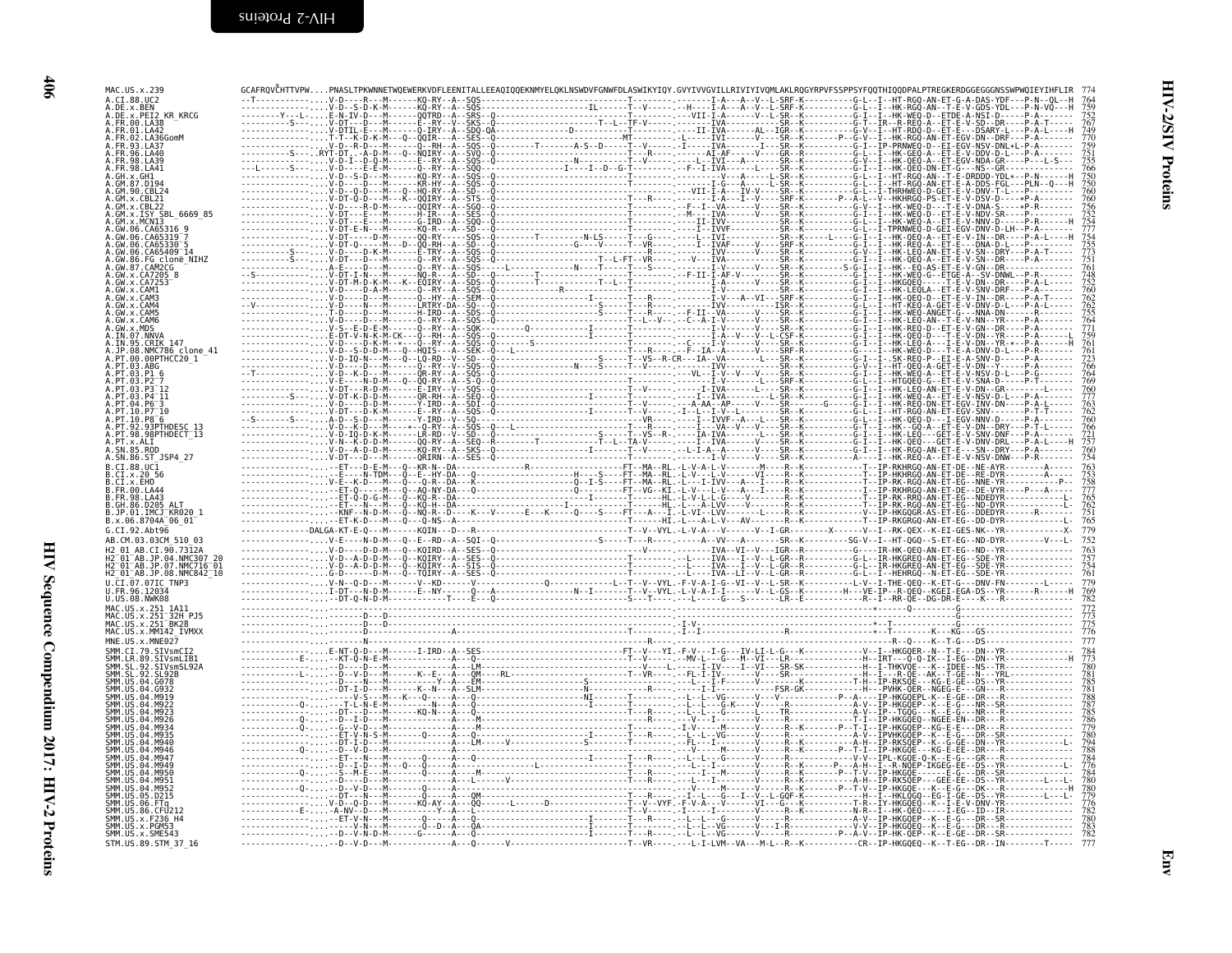```
MAC.US.x.239                GCAFRQVCHTTVPW....PNASLTPKWNNETWQEWERKVDFLEENITALLEEAQIQQEKNMYELQKLNSWDVFGNWFDLASWIKYIQY.GVYIVVGVILLRIVIYIVQMLAKLRQGYRPVFSSPPSYFQQTHIQQDPALPTREGKERDGGEGGGNSSWPWQIEYIHFLIR  774
```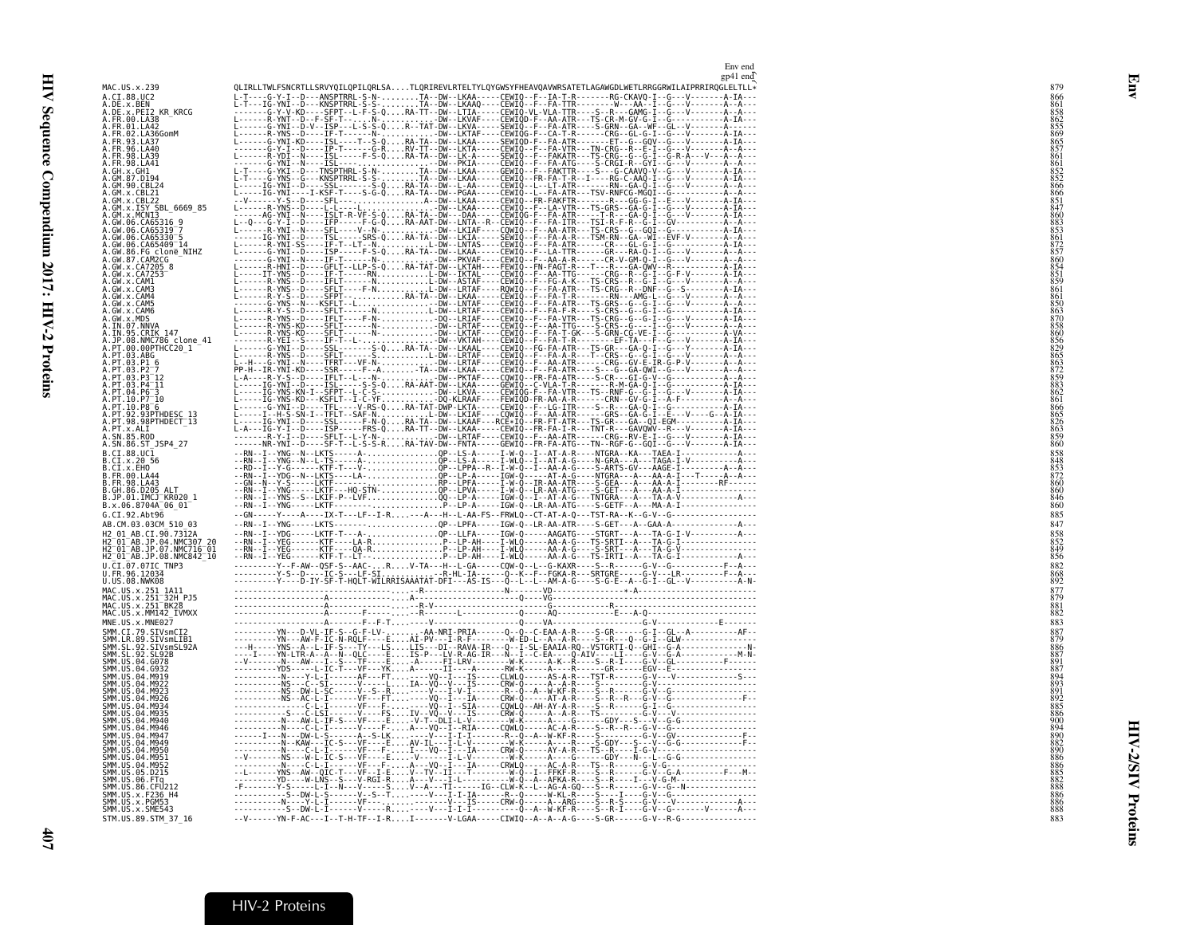Env end
gp41 end

```
MAC.US.x.239              QLIRLLTWLFSNCRTLLSRVYQILQPILQRLSA....TLQRIREVLRTELTYLQYGWSYFHEAVQAVWRSATETLAGAWGDLWETLRRGGRWILAIPRRIRQGLELTLL*  879
A.CI.88.UC2               L-T----G-Y-I--D---ANSPTRRL-S-N-.........TA--DW--LKAA-----CEWIQ--F--IA-T-R--------RG-CKAVQ-I--G---V-------A-IA---  866
A.DE.x.BEN                L-T---IG-YNI--D---KNSPTRRL-S-S-.........TA--DW--LKAAQ----CEWIQ--F--FA-TTR--------W---AA--I--G---V-------A--A---  861
A.DE.x.PEI2_KR_KRCG       -------G-Y-VKD----SFPT--L-F-S-Q....RA-TT--DW--LTIA-----CEWIQ-VL-VLA-TTR----S--R---GAMG-I--G---V-------A--A---  858
A.FR.00.LA38              L------R-YNT--D--F-SF-T-.......N-...........-DW--LKVAF----CEWIQD-F--AA-ATR---TS-CR-M-GV-G-I--G-----------A-IA---  862
A.FR.01.LA42              L------G-YNI--D-V--ISP---L-S-S-Q....R--TAT-DW--LKVA-----SEWIQ--F--FA-ATR----S-GRN--GA--WF--GL--V-------A-----  855
A.FR.02.LA36GomM          L------R-YNS--D---IF-T-----N-.............-DW--LKTAF----CEWIQG-F--CA-T-R------CRG--GL-G-I--G---V-------A-IA---  869
A.FR.93.LA37              L------G-YNI-KD----ISL-----T--S-Q....RA-TA--DW--LKAA-----SEWIQD-F--FA-ATR--------ET--G--GQV--G---V-------A-IA---  865
A.FR.96.LA40              -------G-Y-I--D----IP-T-------G-R....RV-TT--DW--LKTA-----CEWIQ--F--FA-VTR---TN-CRG--R--E-I--G---V-------A--A---  857
A.FR.98.LA39              L------R-YDI--N----ISL-----F-S-Q....RA-TA--DW--LK-A-----SEWIQ--F--FAKATR---TS-CRG--G--G-I--G-R-A---V---A--A---  861
A.FR.98.LA41              -------G-YNI--N----ISL-.......................-DW--PKIA-----CEWIQ--F--FA-ATG-----S-CRGI-R--GYI--G---V-------A--A---  861
A.GH.x.GH1                L-T----G-YKI--D---TNSPTHRL-S-N-.........TA--DW--LKAA-----GEWIQ--F--FAKTTR-------S---G-CAAVQ-V--G---V-------A-IA---  852
A.GM.87.D194              L-T----R-YNS--D---KNSPTRRL-S-S-.........TA--DW--LKAA-----CEWIQ--FR-FA-T-R--I-----RG-C-AAQ-I--G---V-------A-IA---  852
A.GM.90.CBL24             L------IG-YNI--D----SSL-------S-Q....RA-TA--DW--L-AA-----CEWIQ--L--LT-ATR--------RN--GA-Q-I--G---V-------A--A---  866
A.GM.x.CBL21              L------IG-YNI----I-KSF-T-----S-G-Q....RA-TA--DW--PGAA-----CEWIQ--L--FA-ATR---TSV-RNFCG-MGQI--G-----------A--A---  866
A.GM.x.CBL22              --V-----Y-S--D----SFL---........................A--DW--LKAA-----CEWIQ--FR-FAKFTR--------R---GG-G-I--E---V-------A-IA---  851
A.GM.x.ISY_SBL_6669_85    L------R-YNS--D----L-L----L-........................-DW--LKAA-----CEWIQ--F--LA-VTR---TS-GRS--GA-G-I--G---V-------A-IA---  847
A.GM.x.MCN13              -------AG-YNI--N----ISLT-R-VF-S-Q....RA-TA--DW--DAA-----CEWIQG-F--FA-ATR-----T-R---GA-Q-I--G---V-------A-IA---  860
A.GW.06.CA65316_9         L--Q---G-Y-I--D----IFP-----F-G-Q....RA-AAT-DW--LNTA--R--CEWIQ--F--FA-ITR---TSI-R-F-R--G-I--GV-----------A--A---  883
A.GW.06.CA65319_7         L------R-YNI--N----SFL----V--N-........................-DW--LKIAF----CQWIQ--F--AA-ATR---TS-CRS--G-GQI--G-----------A-IA---  853
A.GW.06.CA65330_5         -------IG-YNI--D----TSL-----SRS-Q....RA-TA--DW--LKTA-----SEWIQ--F--FA-A-R---TSM-RN--GA--WI--EVF-V-------A--A---  861
A.GW.06.CA65409_14        L------R-YNI-SS----IF-T--LT--N-........................L-DW--LNTAS-----CEWIQ--F--FA-ATR-------CR---GL-G-I--G---V-------A-IA---  872
A.GW.86.FG_clone_NIHZ     L------G-YNI--D----ISP-----F-S-Q....RA-TA--DW--LKAA-----CEWIQ--F--LA-TTR------GR---RA-Q-I--G---V-------A-IA---  857
A.GW.87.CAM2CG            -------G-YNI--N----IF-T-----N-........................-DW--PKVAF----CEWIQ--F--AA-A-R-------CR-V-GM-Q-I--G---V-------A--A---  860
A.GW.x.CA7205_8           L------R-HNI--D---GFLT--LLP-S-Q....RA-TAT-DW--LKTAH----CEWIQ--FN-FAGT-R----T---R---GA-QWV--R--------------A-IA---  854
A.GW.x.CA7253             L-----IT-YNS--D----IF-T-----RN.........L-DW--IKTAL-----CEWIQ--F--AA-TTG------CRG--R--G-I--G-F-V-------A-IA---  851
A.GW.x.CAM1               L------R-YNS--D----IFLT-----N..........L-DW--ASTAF-----CEWIQ--F--FG-A-K---TS-CRS--R--G-I--G---V-------A--A---  859
A.GW.x.CAM3               L------R-YNS--D----SFLT-----F-N.........L-DW--LRTAF-----RQWIQ--F--FA-ATR---TS-CRG--R--DNF--G--S-------A-IA---  861
A.GW.x.CAM4               L------R-Y-S--D----SFPT--..............RA-TA--DW--LKAA-----CEWIQ--F--FA-T-R-------RN---AMG-L--G---V-------A-IA---  861
A.GW.x.CAM5               -------G-YNS--N----KSFLT--L-........................-DW--LNTAF-----CEWIQ--F--FA-ATR---TS-GRS--G--G-I--G---V-------A--A---  850
A.GW.x.CAM6               L------R-Y-S--D----SFLT-----N..........L-DW--LRTAF-----CEWIQ--F--FA-F-R---S-CRS--G--G-I--G-----------A-IA---  863
A.GW.x.MDS                L------R-YNS--D----IFLT-----F-N-...........-DQ--LRIAF-----CEWIQ--F--FA-VTR---TS-CRG--G-G-I--G---V-------A-IA---  870
A.IN.07.NNVA              L------R-YNS-KD----SFLT------N-.............-DW--LRTAF-----CEWIQ--F--AA-TTG-----S-CRS--G---I--G---V-------A--A---  858
A.IN.95.CRIK_147          L------R-YNS-KD----SFLT------N-.............-DW--LKTAF-----CEWIQ--F--FA-T-GK---S-GRN-CG-VE-I--G-----------A-VA---  860
A.JP.08.NMC786_clone_41   -------R-YEI--S----IF-T--L-........................-DW--VKTAH-----CEWIQ--F--FA-T-R---------EF-TA---F--G---V-------A--A---  856
A.PT.00.00PTHCC20_1       L------G-YNI--D----SSL-------S-Q....RA-TA--DW--LKAAL-----CEWIQ--FG-FA-ATR---TS-GR---GA-Q-I--G---Y-------A-IA---  829
A.PT.03.ABG               L------R-YNS--D----SFLT------S-.........L-DW--LRTAF-----CEWIQ--F--FA-A-R---T--CRS--G--G-I--G---V-------A-IA---  865
A.PT.03.P1_6              L--H---G-YNI--N----TFRT---VF-N-.............-DW--LRTAF-----CEWIQ--F--AA-ATR------CRG--GV-E-IR-G-P-V-------A--A---  863
A.PT.03.P2_7              PP-H--IR-YNI-KD----SSR-----F--A.........TA--DW--LKAA-----CEWIQ--F--FA-ATR-----S---G--GA-QWI--G---V-------A--A---  872
A.PT.03.P3_12             L-A----R-Y-S--D----IFLT--L--N-........................-DW--PKTAF-----CQWIQ--FR-FA-ATR-----S-CR---GI-G-V--G-----------A--A---  859
A.PT.03.P4_11             L------IG-YNI--D----ISL-----S-S-Q....RA-AAT-DW--LKAA-----GEWIQ--C-VLA-T-R-------R-M-GA-Q-I--G-----------A-IA---  883
A.PT.04.P6_3              L------IG-YNS-KN-I--SFPT--L-C-S-...............-DW--LKVA-----CEWIQG-F--FA-VTR---TS--RNF-G--G-I--G---V-------A-IA---  862
A.PT.10.P7_10             L------IG-YNS-KD----KSFLT--I-C-VF..............-DQ-KLRAAF----CEWIQD-FR-AA-A-R-------CRN--GV-G-I--A-F-----------A-----  861
A.PT.10.P8_6              L------G-YNI--D----TFL-----V-RS-Q....RA-TAT-DWP-LKTA-----CEWIQ--F--LG-ITR----S--R---GA-Q-I--G-----------A-IA---  866
A.PT.92.93PTHDESC_13      L------I--H-S-SN-I--TFLT--SAF-N-...............L-DW--LKIAF----CQWIQ--F--AA-ATR-----GRS--GA-G-I--E---V----G--A-IA---  865
A.PT.98.98PTHDECT_13      L------IG-YNI--D----SSL-----F-N-Q....RA-TA--DW--LKAAF----RCE+IQ--FR-FT-ATR---TS-GR---GA--QI-EQM--------A-IA---  826
A.PT.x.ALI                L-A---IG-Y-I--D----ISP-----FRS-Q....RA-TT--DW--LKAA-----CEWIQ--FR-FA-I-R---TNT-R---GAVQWV--R---V-------A-IA---  863
A.SN.85.ROD               -------R-Y-I--D----SFLT--L-Y-N-.......................-DW--LRTAF-----CEWIQ--F--AA-ATR------CRG--RV-E-I--G---V-------A-IA---  859
A.SN.86.ST_JSP4_27        L------IR-YNI--D----SF-T--L-S-S-R....RA-TAV-DW--FNTA-----CEWIQ--FR-FA-ATG---TN--RGF-G--GQI--G---V-------A-IA---  860
B.CI.88.UC1               --RN--I--YNG--N--LKTS-----A-.........................QP--LS-A-----I-W-Q--I--AT-A-R----NTGRA--KA---TAEA-I-------------A---  858
B.CI.x.20_56              --RN--I--YNG--N--L-TS-----A-.........................QP--LS-A-----I-WLQ--I--AT-A-G-----N-GRA---A---TAGA-I-V-----------A---  848
B.CI.x.EHO                --RD--I--Y-G-----KTF-T---V-........................QP--LPPA--R---I-W-Q--I--AA-A-G-----S-ARTS-GV---AAGE-I------------A--A---  853
B.FR.00.LA44              --RN--I--YDG--N--LKTS-----LA-.........................QP--LP-A-----IGW-Q-----AT-A-G-----NTGRA---A---AA-A-I----T------A--A---  872
B.FR.98.LA43              --GN--N--Y-S-----LKTF-.............................RP--LPFA-----I-W-Q--IR-AA-ATR-----S-GEA---A---AA-A-I---------RF------  860
B.GH.86.D205_ALT          --RN--I--YNS-----KTF-----HQ-STN-....................QP--LPVA-----I-W-Q--LR-AA-ATG-----S-GET---A---AA-A-I------------------  860
B.JP.01.IMCJ_KR020_1      --RN--I--YNS--S--LKIF-P--LVF.........................QQ--LP-A-----IGW-Q--I--AT-A-G----TNTGRA---A---TA-A-V----------------A---  846
B.x.06.8704A_06_01        --RN--I--YNG-----LKTF-...............................P--LP-A-----IGW-Q--LR-AA-ATG-----S-GETF--A---MA-A-I------------------  860

G.CI.92.Abt96             --GN-----Y----A----IX-T---LF--I-R....--A---H--L-AA-FS--FRWLQ--CT-AT-A-Q---TST-RA--K--G-V--G-------------------  885

AB.CM.03.03CM_510_03      --RN--I--YNG-----LKTS-----A-.........................QP--LPFA-----IGW-Q--LR-AA-ATR-----S-GET---A--GAA-A-----------------A---  847

H2_01_AB.CI.90.7312A      --RN--I--YDG-----LKTF-T--A-.........................QP--LLFA-----IGW-Q-----AAGATG-----STGRT---A---TA-G-I-V-----------A---  858
H2_01_AB.JP.04.NMC307_20  --RN--I--YEG-----KTF-----LA-R........................P--LP-AH-----I-WLQ-----AA-A-G-----TS-SRTI--A---TA-G-I--------------------  852
H2_01_AB.JP.07.NMC716_01  --RN--I--YEG-----KTF-----QA-R........................P--LP-AH-----I-WLQ-----AA-A-G-----S-SRT---A---TA-G-V--------------------  849
H2_01_AB.JP.08.NMC842_10  --RN--I--YEG-----KTF-T---LT-............................P--LP-AH-----I-WLQ-----AA-A-G-----TS-IRTI--A---TA-G-I-------------A---  856

U.CI.07.07IC_TNP3         ---------Y--F-AW--QSF-S--AAC-...R....V-TA---H--L-GA-----CQW-Q--L--G-KAXR-----S--R-------G-V--G-----------F--A---  882
U.FR.96.12034             ---------Y-S--D----IC-S---LF-SI...................-R-HL-IA------Q--K--F--FGKA-R----SRTGRE------G-V---LR---------F--A---  868
U.US.08.NWK08             ---------Y----D-IY-SF-T-HQLT-WILRRISAAATAT-DFI---AS-IS---Q--L--L--AM-A-G-----S-G-E--A--G-I--GL--V-----------A-N-  892

MAC.US.x.251_1A11         ---------------------------------------------------R--------------------N------VD-------------------+-A-------------------  877
MAC.US.x.251_32H_PJ5      -----------------A---------------------------A---------------------------Q-----VG------------------------------------------  879
MAC.US.x.251_BK28         -----------------A--------------------------------R-V------------------------------------------R------------------------  881
MAC.US.x.MM142_IVMXX      -----------------A--------F----------------R----------L--------------Q-----AQ------------E---A-Q-------------------------  882

MNE.US.x.MNE027           -----------------A--------F--F-T......--V-------------------------Q-----VA------------------------G-V-------------E-------  883

SMM.CI.79.SIVsmCI2        ---------YN---D-VL-IF-S--G-F-LV-......--AA-NRI-PRIA-------Q--Q--C-EAA-A-R-----S-GR--------G-I--GL--A-----------AF--  887
SMM.LR.89.SIVsmLIB1       ---------YN---AW-F-IC-N-RQLF----E....AI-PV---I-R-F-----------W-ED-L---A--A-R----S--R---Q--G-I--GLW--------------------  879
SMM.SL.92.SIVsmSL92A      ---H-----YNS--A---L-IF-S----TY---LS....LIS---DI--RAVA-IR---Q---I-SL-EAAIA-RQ--VSTGRTI-Q--GHI--G-A-----------N-  886
SMM.SL.92.SL92B           ----I----YN-LTR-A--A--N--QLC----E....IS-P---LV-R-AG-IR---N--I--C-EA---Q-AIV----LI----G-V--G-A-------------M-N-  887
SMM.US.04.G078            --V------N---AW--I--S---TF----E....-A-----FI-LRV-------------W-K-----A-K--R----S--R-I-----G-V--GL---------------F------  891
SMM.US.04.G932            ---------YDS------L-IC-T---VF----YK....A------II-----A-------RW-K-----A-----R-------GR-------EGV--E------------------------  887
SMM.US.04.M919            ---------N----Y-L-I--------AF---FT.....-----VQ--I---IS-----CLWLQ-----AS-A-R---TST-R-------G-V---V---------------S---  894
SMM.US.04.M922            ---------NS---C--SI------V-----L....IA--VQ--V---IS-----CRW-Q-----A--A-R-----S----------G-V------------------------------  893
SMM.US.04.M923            ---------NS--DW-L-SC------V--S--R.....-----V---I-------R---Q--A--W-KF-R-----S--R-------G-V--G-----------------------------  891
SMM.US.04.M926            ---------NS--AC-L-I-------VF---FT.....-----VQ--I---IA-----CRW-Q-----AT-A-R-----S--R--R----G-V--G----------------------F--  892
SMM.US.04.M934            ----------------C-L-I------VF---F.....-----VQ--I--SIA-----CQWLQ--AH-AY-A-R-----S--R--------G-I--G------------------------  885
SMM.US.04.M935            ---------------S--C-LSI------V----FS....IV--VQ--V---IS-----CRW-Q-----A--A-R-----TS-----------G-V---V----------------------  886
SMM.US.04.M940            ---------N----AW-L-IF-S---VF----E....-V-T--DLI-L-V---------W-K-----A-----G------GDY---S---V--G-G---------------------  900
SMM.US.04.M946            ---------N----C-L-I------V----F-.....A---VQ--I--RIA-----CQWLQ-----AC-A-R-----S--R--R----G-V--G-----------------------  894
SMM.US.04.M947            -------I----N---DW-L-S-----A--S-LK....---V----I-I-I---------R--Q--A--W-KF-R----S--------------G-V--GV-------------------F--  890
SMM.US.04.M949            ---------N--KAW---IC-S---VF----E....AV-IL---I-L-V---------W-K-----A-----G------S-GDY---S---V--G-G---------------------F--  882
SMM.US.04.M950            ---------N----C-L-I------VF---F.....I---VQ--I---IA-----CRW-Q-----AY-A-R-----TS--R------I-G-V----------------------------  890
SMM.US.04.M951            --V------NS---W-L-IC-S---VF----E.....-V-----I-L-V---------W-K-----A-----G------GDY---N---L--G-G---------------------  886
SMM.US.04.M952            ---------N----C-L-I------VF---F.....A---VQ--I---IA-----CRWLQ-----AC-A-R-----TS--R-------G-V-G-----------------------  886
SMM.US.05.D215            --L------YNS--AW--QIC-T---VF--I-E....V--TV--II---T--------W-Q--I--FFKF-R-----S--R-------G-V--G-A-----------F----M--  885
SMM.US.06.FTq             ---------YD------W-LNS--S---V-RGI-R....A---V---I-L---------W-Q--A--AFKA-R-----S--R-----I---V-G-M------------------------  882
SMM.US.86.CFU212          -F-------Y-S-----L-I--N---V----S....V--A---TI-------IG--CLW-K--L--AG-A-GQ---S--R-------G-V--G--N---------------------  888
SMM.US.x.F236_H4          ----------S--DW-L-S------V--S--T....----V---I-I-IA--------R---Q-----W-KL-R-----S-----I-----G-V--G-------------------------  886
SMM.US.x.PGM53            ----------N-----Y-L-I------VF-----V....--V---IS-----CRW-Q-----A--ARG-----S--R-S-----G-V---V----------------------A---  886
SMM.US.x.SME543           ----------S--DW-L-I------V-----R....----V---I-I-I---------Q--A--W-KF-R-----S--R-I-----G-V--G-----V-----------V-----A---  888

STM.US.89.STM_37_16       --V------YN-F-AC---I--T-H-TF--I-R....I-------V-LGAA-----CIWIQ--A--A--A-G-----S-GR-------G-V--R-G-------------------------  883
```

HIV-2 Proteins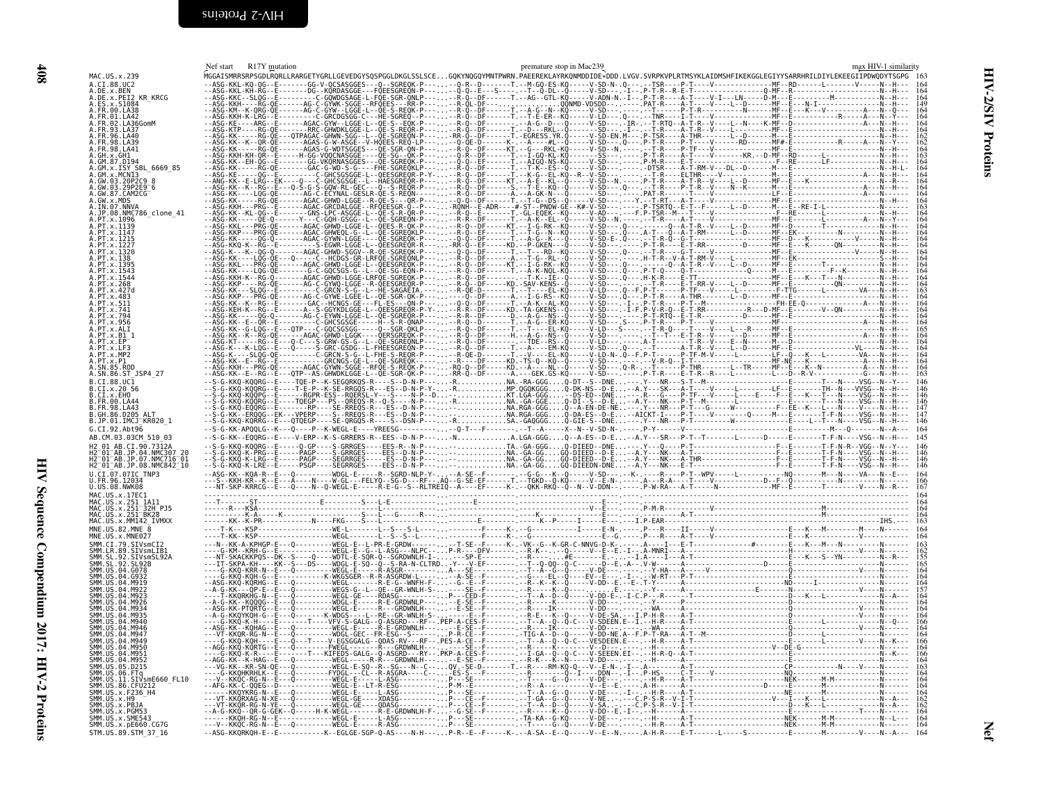Nef start    R17Y mutation    premature stop in Mac239    max HIV-1 similarity

```
MAC.US.x.239                MGGAISMRRSRPSGDLRQRLLRARGETYGRLLGEVEDGYSQSPGGLDKGLSSLSCE...GQKYNQGQYMNTPWRN.PAEEREKLAYRKQNMDDIDE+DDD.LVGV.SVRPKVPLRTMSYKLAIDMSHFIKEKGGLEGIYYSARRHRILDIYLEKEEGIIPDWQDYTSGPG 163
A.CI.88.UC2
A.DE.x.BEN
A.DE.x.PEI2_KR_KRCG
A.ES.x.S1084
A.FR.00.LA38
A.FR.01.LA42
A.FR.02.LA36GomM
A.FR.93.LA37
A.FR.96.LA40
A.FR.98.LA39
A.FR.98.LA41
A.GH.x.GH1
A.GM.87.D194
A.GM.x.ISY_SBL_6669_85
A.GM.x.MCN13
A.GW.03.20P2C9_8
A.GW.03.29P2E9_6
A.GW.87.CAM2CG
A.GW.x.MDS
A.IN.07.NNVA
A.JP.08.NMC786_clone_41
A.PT.x.1096
A.PT.x.1139
A.PT.x.1147
A.PT.x.1215
A.PT.x.1227
A.PT.x.1320
A.PT.x.138
A.PT.x.1395
A.PT.x.1543
A.PT.x.1544
A.PT.x.268
A.PT.x.427d
A.PT.x.483
A.PT.x.511
A.PT.x.741
A.PT.x.794
A.PT.x.956
A.PT.x.ALI
A.PT.x.B1_1
A.PT.x.EP
A.PT.x.LF3
A.PT.x.MP2
A.PT.x.P1
A.SN.85.ROD
A.SN.86.ST_JSP4_27
B.CI.88.UC1
B.CI.x.20_56
B.CI.x.EHO
B.FR.00.LA44
B.FR.98.LA43
B.GH.86.D205_ALT
B.JP.01.IMCJ_KR020_1
G.CI.92.Abt96
AB.CM.03.03CM_510_03
H2_01_AB.CI.90.7312A
H2_01_AB.JP.04.NMC307_20
H2_01_AB.JP.07.NMC716_01
H2_01_AB.JP.08.NMC842_10
U.CI.07.07IC_TNP3
U.FR.96.12034
U.US.08.NWK08
MAC.US.x.17EC1
MAC.US.x.251_1A11
MAC.US.x.251_32H_PJ5
MAC.US.x.251_BK28
MAC.US.x.MM142_IVMXX
MNE.US.82.MNE_8
MNE.US.x.MNE027
SMM.CI.79.SIVsmCI2
SMM.LR.89.SIVsmLIB1
SMM.SL.92.SIVsmSL92A
SMM.SL.92.SL92B
SMM.US.04.G078
SMM.US.04.G932
SMM.US.04.M919
SMM.US.04.M922
SMM.US.04.M923
SMM.US.04.M926
SMM.US.04.M934
SMM.US.04.M935
SMM.US.04.M940
SMM.US.04.M946
SMM.US.04.M947
SMM.US.04.M949
SMM.US.04.M950
SMM.US.04.M951
SMM.US.04.M952
SMM.US.05.D215
SMM.US.06.FTq
SMM.US.11.SIVsmE660_FL10
SMM.US.86.CFU212
SMM.US.x.F236_H4
SMM.US.x.H9
SMM.US.x.PBJA
SMM.US.x.PGM53
SMM.US.x.SME543
SMM.US.x.pE660.CG7G
STM.US.89.STM_37_16
```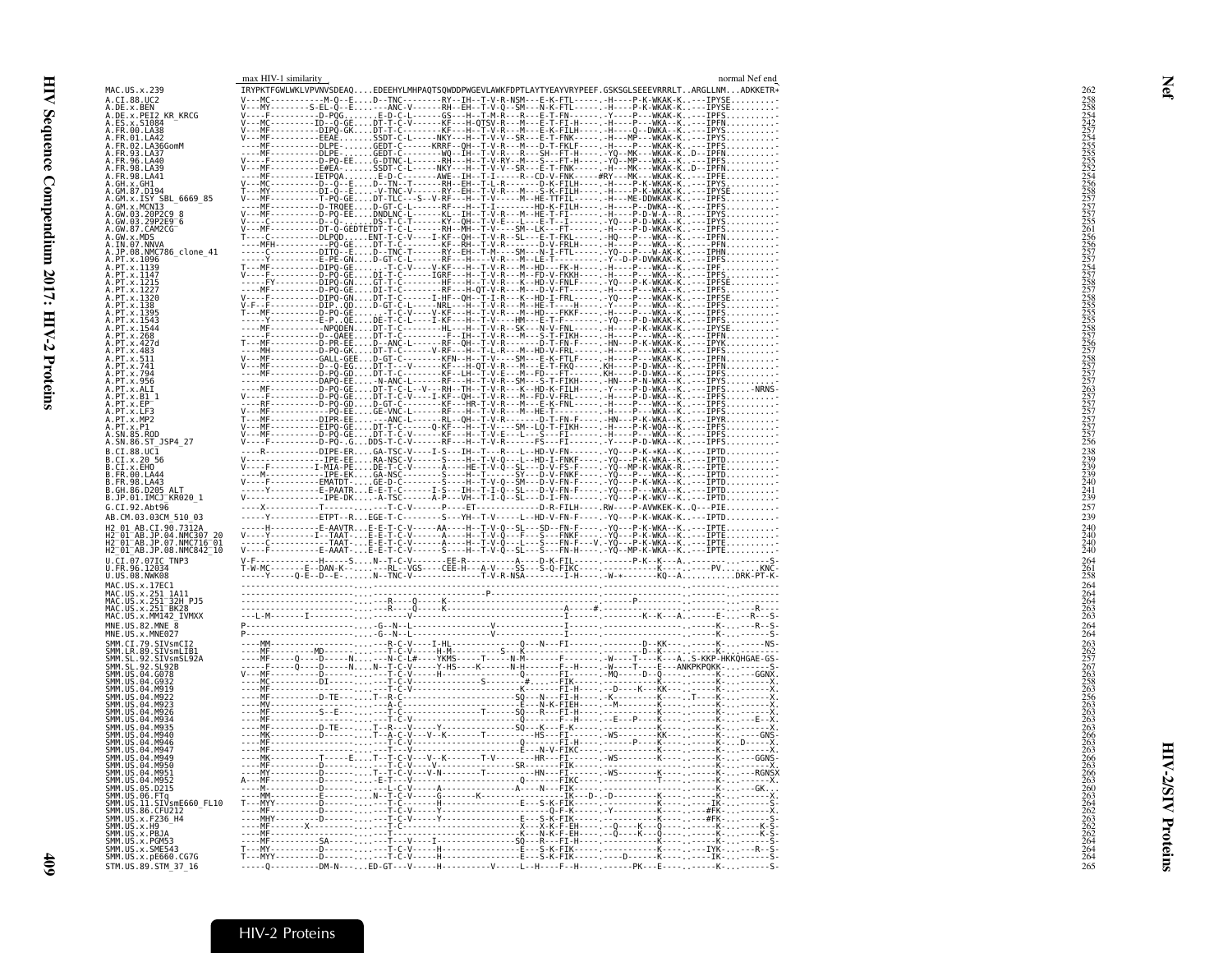```
                              max HIV-1 similarity                                                                    normal Nef end
MAC.US.x.239                  IRYPKTFGWLWKLVPVNVSDEAQ....EDEEHYLMHPAQTSQWDDPWGEVLAWKFDPTLAYTYEAYVRYPEEF.GSKSGLSEEEVRRRLT..ARGLLNM...ADKKETR*   262
A.CI.88.UC2                   V---MC-----------M-Q--E....D--TNC---------RY--IH--T-V-R-NSM---E-K-FTL------.-H----P-K-WKAK-K.----IPYSE.........-   258
A.DE.x.BEN                    V---MY--------S-EL-Q--E....---ANC-V-------RH--EH--T-V-Q--SM---N-K-FTL------.-H----P-K-WKAK-K.----IPYSE.........-   258
A.DE.x.PEI2_KR_KRCG           V---F----------D-PQG.......E-D-C-L-------GS---H--T-M-R---R---E-T-FN------.-Y----P---WKAK-K.----IPFS..........-   254
A.ES.x.S1084                  V---MC---------ID--Q-GE....DT-T-C-V-------KF---H-QTSV-R---M---E-T-FI-H-----.-H----P---WKA--K.----IPFN..........-   242
A.FR.00.LA38                  V---MF---------DIPQ-GK.....DT-T-C-T-------KF---H--T-V-R---M---E-K-FILH-----.-H----Q--DWKA--K.----IPYS..........-   257
A.FR.01.LA42                  V---MF---------EEAE........SSDT-C-L-------NKY---H--T-V-V--SR---E-T-FNK-----.-H---MP---WKAK-K.----IPYS..........-   254
A.FR.02.LA36GomM              ----MF---------DLPE-.......GEDT-C-------KRRF--QH--T-V-R---M---D-T-FKLF-----.-H----P---WKAK-K.----IPFS..........-   255
A.FR.93.LA37                  ----MF---------DLPE-.......GEDT-C---------WQ--IH--T-V-R---R---SH--FT-H-----.-YQ--MK---WKAK-K..D--IPFN..........-   255
A.FR.96.LA40                  V---F----------D-PQ-EE.....G-DTNC-L-------RH---H--T-V-RY--M---S---FT-H-----.-YQ--MP---WKA--K.----IPFS..........-   252
A.FR.98.LA39                  V---MF---------E#EA........SSDT-C-L-------NKY---H--T-V-V--SR---E-T-FNK-----.-H---MK---WKAK-K..D--IPFN..........-   254
A.FR.98.LA41                  ----MF---------IETPQA......E-D-C----------AWE--IH--T-I-----R--CD-V-FNK-----#RY---MK---WKAK-K.----IPFE..........-   256
A.GH.x.GH1                    V---MC---------D--Q--E.....T--TN--T-------RH--EH--T-L-R------E-K-FILH-----.-H----P-K-WKAK-K.----IPYS..........-   258
A.GM.87.D194                  T---MY---------DI-Q--E.....-V-TNC-V-------RY--EH--T-V-R---M---S-K-FILH-----.-H----P-K-WKAK-K.----IPYSE.........-   257
A.GM.x.ISY_SBL_6669_85        V---MF---------T-PQ-GE.....DT-TLC--S--V-RF---H--T-V-----M--HE-TTFIL-----.-H---ME-DDWKAK-K.----IPFS..........-   257
A.GM.x.MCN13                  V---MC---------D-TRQEE.....D-GT-C-L-------RF---H--T-I-----------E-K-FILH-----.-H----P--DWKA--K.----IPYS..........-   257
A.GW.03.20P2C9_8              V---MF---------D-PQ-EE.....DNDLNC-L-------KL--IH--T-V-R---M---HE-T-FI------.-H----P-D-W-A--R.----IPYS..........-   255
A.GW.03.29P2E9_6              V---C----------D--Q-.......DS-T-C-T-------KY--QH--T-V-E---L---E-T--I-------.-YQ---P-D-WKA--K.----IPYS..........-   261
A.GW.87.CAM2CG                V---MF---------DT-Q-GEDTETDT-T-C-L-------RH--MH--T-V----SM--LK---FT-------.-H----P-D-WKAK-K.----IPFS..........-   256
A.GW.x.MDS                    T----C---------DLPQD.......ENT-T-C-V----I-KF--QH--T-V-R--SL---E-T-FKL------.-HQ---P---WKA--K.----IPFN..........-   256
A.IN.07.NNVA                  ----MFH-------------PQ-GE..DT-T-C--------KF--RH--T-V-R--------D-V-FRLH-----.-H----P---WKA--K.----PFN...........-   257
A.JP.08.NMC786_clone_41       V---C----------DITQ--E.....D--TNC-T-------RY--EH--T-V----SM---N-I-FTL------.-YQ---P---W-AK-K.----IPHN..........-   254
A.PT.x.1096                   ----Y----------E-PE-GN.....D-GT-C-L-------RF---H---V-R---M---LE-T---------.-Y--D-P-DVWKAK-K.----IPFS..........-   257
A.PT.x.1139                   T---MF---------DIPQ-GE.......T-C-V----V-KF---H--T-V-R---M--HD---FK-H------.-H----P---WKA--K.----IPF...........-   254
A.PT.x.1147                   V---F----------D-PQ-GE.....DI-T-C-L----IGRF---H--T-V-R---M--FD-V-FKKH-----.-H----P---WKA--K.----IPFS..........-   257
A.PT.x.1215                   ----FY---------DIPQ-GN.....GT-T-C-------HF---H--T-V-R---K--HD-V-FNLF-----.-YQ---P-K-WKAK-K.----IPFSE.........-   258
A.PT.x.1227                   ----MF---------D-PQ-GE.....DI-T-C-------RF---H-QT-V-R---M---D-V-FT-------.-H----P---WKA--K.----IPFS..........-   257
A.PT.x.1320                   V---F----------DIPQ-GN.....DT-T-C-L----I-HF--QH--T-I-R---K--HD-I-FRL------.-YQ---P---WKAK-K.----IPFSE.........-   258
A.PT.x.138                    V-F--F---------DIP..QD.....D-GT-C-L-----NRL---H--T-V-R---M--HE-T----H-----.-Y----P---WKA--K.----IPFS..........-   255
A.PT.x.1395                   T---MF---------D-PQ-GE.......T-C-V----V-KF---H--T-V-R---M--HD---FKKF------.-H----P---WKA--K.----IPFS..........-   255
A.PT.x.1543                   ----Y----------E-P..QE.....DE-T-C-L----I-KF---H--T-V-----HM---E-T-F-------.-YQ---P-D-WKAK-K.----IPFS..........-   255
A.PT.x.1544                   ----MF---------NPQDEN......DT-T-C-------HL---H--T-V-R--SK---N-V-FNL------.-H----P-K-WKAK-K.----IPYSE.........-   258
A.PT.x.268                    ----F----------D--QAEE.....DT-T-C----------F--IH--T-V-R---M----S-T-FIKH----.-H----P---WKA--K.----IPFN..........-   257
A.PT.x.427d                   T---MF---------D-PR-EE.....D--ANC-L-------RF--QH--T-V-R-------D-T-FN-F-----.-HN---P-K-WKAK-K.----IPYK..........-   256
A.PT.x.483                    ----MH---------D-PQ-GK.....DT-T-C-----V-RF---H--T-L-R---M--HD-V-FRL------.-H----P---WKA--K.----IPFS..........-   257
A.PT.x.511                    V---MF---------GALL-GEE....D-GT-C---------KFN--H--T-V----SM---E-K-FTLF-----.-H----P---WKAK-K.----IPFN..........-   258
A.PT.x.741                    V---MF---------D--Q-EG.....DT-T---V-------KF---H-QT-V-R---M---E-T-FKQ-----.KH----P-D-WKA--K.----IPFN..........-   257
A.PT.x.794                    ----MF---------D-PQ-GD.....DT-T-C---------KF--LH--T-V-E---M--FD---FT------.KH----P-D-WKA--K.----IPFS..........-   257
A.PT.x.956                    ---------------DAPQ-EE.....-N-ANC-L-------RF---H--T-V-R--SM---S-T-FIKH-----.-HN---P-N-WKA--K.----IPYS..........-   257
A.PT.x.ALI                    ----MF---------D-PQ-GE.....DT-T-C-L--V----RH--TH--T-V-R---K--HD-K-FILH-----.-Y----P-D-WKA--K.----IPFS.....-NRNS-   263
A.PT.x.B1_1                   V---F----------D-PQ-GE.....DT-T-C-V----I-KF--QH--T-V-R---M--FD-V-FRL------.-H----P-D-WKA--K.----IPFS..........-   257
A.PT.x.EP                     ----RF---------D-PQ-GD.....D-GT-C---------KF---HR-T-V-R---M---E-K-FNL------.-H----P---WKA--K.----IPFS..........-   257
A.PT.x.LF3                    V---MF---------PQ-EE.......GE-VNC-L-------RF---H--T-V-R---M--HE-T---------.-H----P---WKA--K.----IPFS..........-   257
A.PT.x.MP2                    T---MF---------DIPR-EE.....---ANC-L-------RL--QH--T-V-R-------D-T-FN-F-----.-HN---P-K-WKAK-K.----IPYR..........-   257
A.PT.x.P1                     V---MF---------EIPQ-GE.....DT-T-C------Q-KF---H--T-V----SM--LQ-T-FIKH-----.-H----P-K-WQA--K.----IPFS..........-   257
A.SN.85.ROD                   V---MF---------D-PQ-GE.....DT-T-C-V-------KF---H--T-V-E---L---S---FI------.-H----P---WKA--K.----IPFS..........-   257
A.SN.86.ST_JSP4_27            V---F----------D-PQ-.G.....DDS-T-C-V------RF---H--T-V-R-----FS---FI------.-Y----P-D-WKA--K.----IPFS..........-   256
B.CI.88.UC1                   ----R----------DIPE-ER.....GA-TSC-V----I-S----IH--T----R---L--HD-V-FN------.-YQ---P-K-+KA--K.----IPTD..........-   238
B.CI.x.20_56                  V---Y----------IPE-EE......RA-NSC-V-------S----H--T-V-Q---L--HD-I-FNKF-----.-YQ---P-K-WKA--K.----IPTD..........-   239
B.CI.x.EHO                    V---F----------I-MIA-PE....DE-T-C-V-------A----HE-T-V-Q--SL---D-V-FS-F-----.-YQ--MP-K-WKAK-R.----IPTE..........-   239
B.FR.00.LA44                  ----M-------------IPE-EK...GA-NSC---------S----H--T-------SY---D-V-FNKF----.-YQ---P---WKA--K.----IPTD..........-   239
B.FR.98.LA43                  V---F----------EMATDT-.....GE-D-C---------S----H--T-V-Q--SM---D-V-FN-F-----.-YQ---P-K-WKA--K.----IPTD..........-   240
B.GH.86.D205_ALT              ----Y----------E-PAATR.....E-E-T-C------I-S----IH--T-I-Q--SL---D-V-FN-F-----.-YQ---P---WKA--K.----IPTD..........-   241
B.JP.01.IMCJ_KR020_1          V---------------IPE-DK.....-A-TSC------A-P----VH--T-I-Q--SL---D-I-FN------.-YQ---P-K-WKV--K.----IPTD..........-   239
G.CI.92.Abt96                 ----X---------T-----------------T-C-V------P----ET--------------D-R-FILH-----.RW----P-AVWKEK-K..Q---PIE.........-   257
AB.CM.03.03CM_510_03          ----Y----------ETPT--R.....EGE-T-C--------S----YH--T-V-----L--HD-V-FN-F-----.-YQ---P-K-WKAK-K.----IPTD..........-   239
H2_01_AB.CI.90.7312A          ----H----------E-AAVTR.....E-E-T-C-V------AA---H--T-V-Q--SL---SD--FN-F-----.-YQ---P-K-WKA--K.----IPTE..........-   240
H2_01_AB.JP.04.NMC307_20      V---Y----------I--TAAT-....E-E-T-C-V------A----H--T-V-Q---F---S---FNKF-----.-YQ---P-K-WKA--K.----IPTE..........-   240
H2_01_AB.JP.07.NMC716_01      ----C-------------TAAT-....E-E-T-C-V------A----H--T-V-Q---L---S---FN-F---V.-YQ---P-K-WKA--K.----IPTE..........-   240
H2_01_AB.JP.08.NMC842_10      V---F----------E-AAAT-.....E-E-T-C-V------S----H--T-V-Q--SL---S---FN-H-----.-YQ--MP-K-WKA--K.----IPTE..........-   240
U.CI.07.07IC_TNP3             V-F--------------H------S....N--T-C-V-------EE-R-----------A----D-K-FIL--------P-K--K---A.--------------S-   264
U.FR.96.12034                 T-W-MC-------E--DAN-K-.....---RL--VGS----CEE-H---A-V----SS---S-Q-FIKC------.----------K----.------PV........KNC-   261
U.US.08.NWK08                 -----Y-------Q-E--D--E.....N--TNC-V------------T-V-R-NSA-------I-H------.-W-+------KQ--A..........DRK-PT-K-   258
MAC.US.x.17EC1                ---------------------------.-----------------------------------------------.-----------------.------------------   264
MAC.US.x.251_1A11             ---------------------------.--------------------P---------------------------.-----------------.------------------   264
MAC.US.x.251_32H_PJ5          ---------------------------.--R-----Q-----K---------------------------------.-------P---------.------------------   264
MAC.US.x.251_BK28             ---------------------------.--R-----Q-----K---------------------A-------#.----------------------.-------------R--   263
MAC.US.x.MM142_IVMXX          ---L-M-------I-------------.--------V---------------------------------I------.--------K--K---A.------E----R---S-   263
MNE.US.82.MNE_8               P--------------------------.--G--N--L------------------V--------------I------.-----------------.------K---R---S-   264
MNE.US.x.MNE027               P--------------------------.--G--N--L------------------V--------------I------.-----------------.------K--------S-   264
SMM.CI.79.SIVsmCI2            ----MM---------------------.--R-C-V-----I-HL---------------Q---N---FI-------.--------D--KK----.------K-------NS-   263
SMM.LR.89.SIVsmLIB1           ----MF-------MD------------.--T-C-V-------H-M------------S---K--------------.--------D--K-----.------K----------   262
SMM.SL.92.SIVsmSL92A          ----MF-----Q----D-----N....---N-C-L#----YKMS-----T-----N-M---------F------.-W----T-----K---A..S-KKP-HKQHGAE-GS-   257
SMM.SL.92.SL92B               ----MF-----Q----D-----N....N--T-C-V-----Y-HS-----K-----N-H--------F---H------.-W----T-----E---ANKPKPQKK-.-----S-   267
SMM.US.04.G078                V---MF----------D----------.--T-C-V-----H-------------------Q--------FI------.-MQ-----D--Q----.-------K-----GGNX.   263
SMM.US.04.G932                ----MC----------DI---------.--T-C-V-----------------S---------#.----FIK------.-----------K----.------K--------X.   258
SMM.US.04.M919                ----MF---------------------.--T-C-V-----------------------------------FI-H------.--D-----K--KK----.------K--------X.   263
SMM.US.04.M922                ----MF----------D-TE-------.T--R-C------------------------SQ---N---FI-H------.-K---------K----.T-----K--------X.   256
SMM.US.04.M923                ----MV---------------------.--A-C-------------------------E---N-K-FIEH------.--M---------K----.------K--------X.   263
SMM.US.04.M926                ----MF----------S--E-------.--T-C----------------T--------SQ---R---FI-H------.-----------K----.------K--------X.   263
SMM.US.04.M934                ----MF---------------------.--T-C-V-----------------------Q--------F--H------.--E---P-----K----.------K---E--X.   263
SMM.US.04.M935                ----MF----------D-TE-------.T--R---V------Y-----------------SQ---K---F-K------.-----------K----.------K--------X.   263
SMM.US.04.M940                ----MK----------D----------.T--A-C-V----V--K------T-----------HS---FI------.-WS---------KK---.------K-------GNS-   266
SMM.US.04.M946                ----MF---------------------.--T-C-V-----------------------Q--------FI-H------.-------P-----K----.------K-----D----X.   263
SMM.US.04.M947                ----MF---------------------.--T---V-------------------------E---N-V-FIKC------.-----------K----.------K--------X.   263
SMM.US.04.M949                ----MK----------T-----E....T--T-C-V----V--K-------T-V-------HR---FI------.-WS---------K----.------K------GGNS-   266
SMM.US.04.M950                ----MF----------D----------.--T-C-V-----V--------------------SR------FIK------.-----------K----.------K--------X.   263
SMM.US.04.M951                ----MY----------D----------.T--T-C-V----V-N--------T---------HN---FI------.-WS---------K----.------K------RGNSX   266
SMM.US.04.M952                A---MF----------D----------.-E-T-C------------------------Q--------FIKC------.-----------T----.------K--------X.   263
SMM.US.05.D215                ----M-----------D----------.--L-C-V-----A-----------------A----N---FIK------.-----------K----.------K-----GK..   260
SMM.US.06.FTq                 ----MM----------E----------.N--T-C-V-----G--------K-------------IK---D--.-D--------K----.------K--------X.   263
SMM.US.11.SIVsmE660_FL10      T---MYY---------D----------.--T-C-------H-------------------E---S-K-FIK------.-----------K----.------IK--------S-   264
SMM.US.86.CFU212              ----MF----------D----------.--T-C-V-----Y-------------------------Q-F-K------.-Y---------K----.-----#FK--------X.   262
SMM.US.x.F236_H4              ----MHY---------D----------.--T-C-V-----Y-------------------E---S-K-FIK------.-----------K----.-----#FK--------X.   263
SMM.US.x.H9                   ----MF-----X-----------------T-C--------H-------------------K---N-K-F-EH------.--Q----K----Q----.------K--------K-S-   262
SMM.US.x.PBJA                 ----MF---------------------.--T-C--------------------------K---N-K-F-EH------.--Q----K----Q----.------K--------K-S-   262
SMM.US.x.PGM53                ----MF----------SA---------.--T--V------I----------------SQ---R---FI-H------.-----------K----.------K--------S-   264
SMM.US.x.SME543               T---MY----------D----------.--T-C-V-----H-------------------E---S-K-FIK------.-----------K----.-----IYK------R--S-   264
SMM.US.x.pE660.CG7G           T---MYY---------D----------.--T-C-V-----H-------------------E---S-K-FIK------.-----D------K----.------IK--------S-   264
STM.US.89.STM_37_16           -----Q----------DM-N---....ED-GT---V-----H----------V-----L--H-----F--H-----.------PK---E----.------K--------S-   265
```